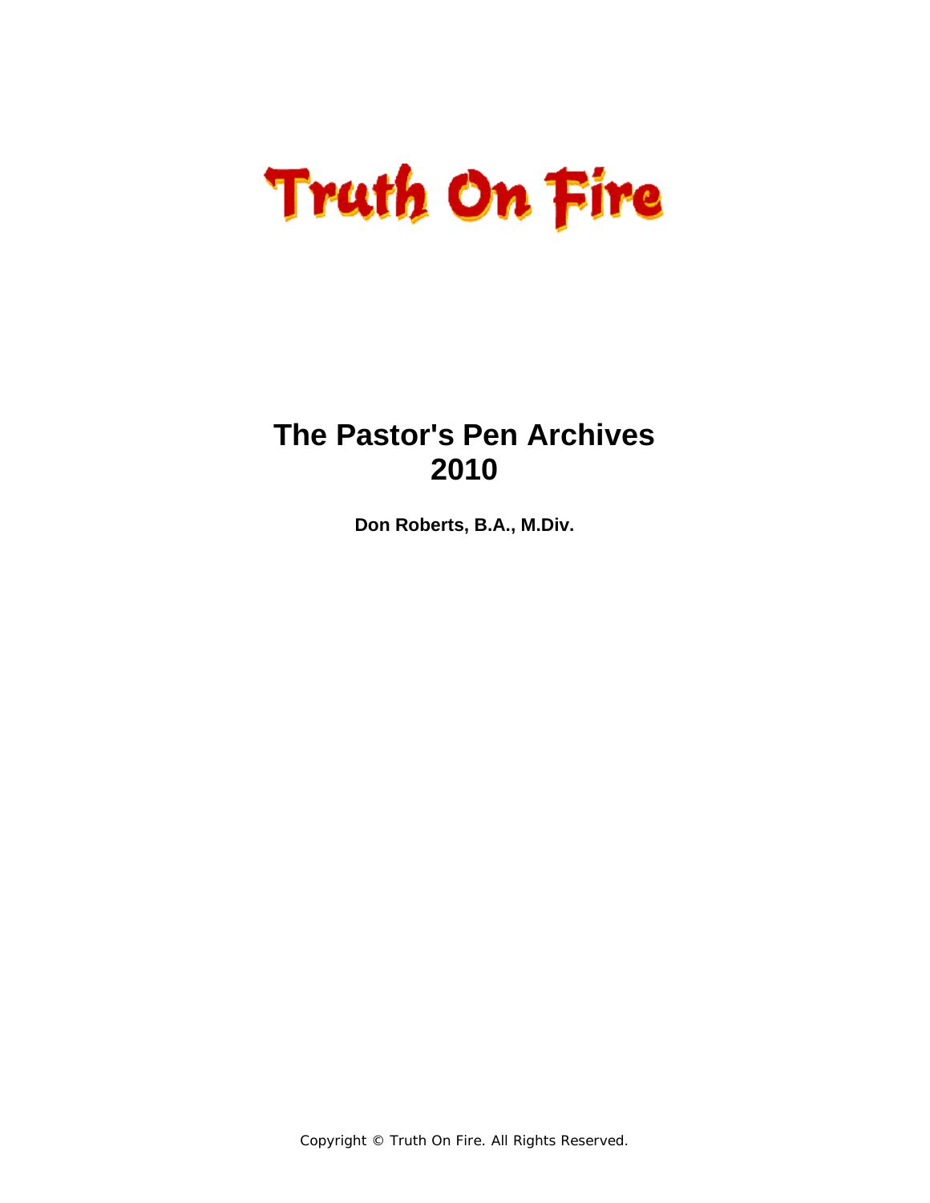# Truth On Fire

## The Pastor's Pen Archives 2010

**Don Roberts, B.A., M.Div.**

Copyright © Truth On Fire. All Rights Reserved.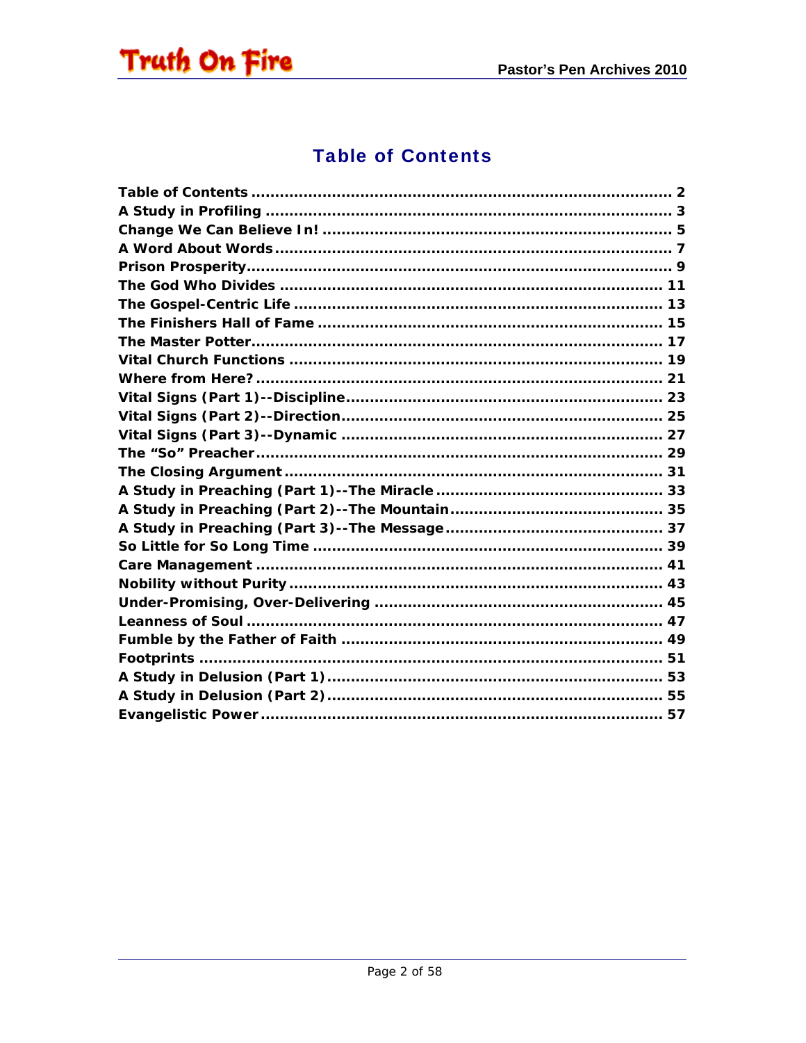# Table of Contents

Table of Contents ........................................................................ 2
A Study in Profiling ...................................................................... 3
Change We Can Believe In! ........................................................... 5
A Word About Words ..................................................................... 7
Prison Prosperity ........................................................................... 9
The God Who Divides ................................................................... 11
The Gospel-Centric Life ................................................................ 13
The Finishers Hall of Fame ........................................................... 15
The Master Potter ......................................................................... 17
Vital Church Functions .................................................................. 19
Where from Here? ......................................................................... 21
Vital Signs (Part 1)--Discipline ...................................................... 23
Vital Signs (Part 2)--Direction ....................................................... 25
Vital Signs (Part 3)--Dynamic ........................................................ 27
The "So" Preacher ......................................................................... 29
The Closing Argument .................................................................. 31
A Study in Preaching (Part 1)--The Miracle .................................... 33
A Study in Preaching (Part 2)--The Mountain .................................. 35
A Study in Preaching (Part 3)--The Message ................................... 37
So Little for So Long Time ............................................................ 39
Care Management ......................................................................... 41
Nobility without Purity .................................................................. 43
Under-Promising, Over-Delivering ................................................. 45
Leanness of Soul ........................................................................... 47
Fumble by the Father of Faith ....................................................... 49
Footprints ..................................................................................... 51
A Study in Delusion (Part 1) ........................................................... 53
A Study in Delusion (Part 2) ........................................................... 55
Evangelistic Power ........................................................................ 57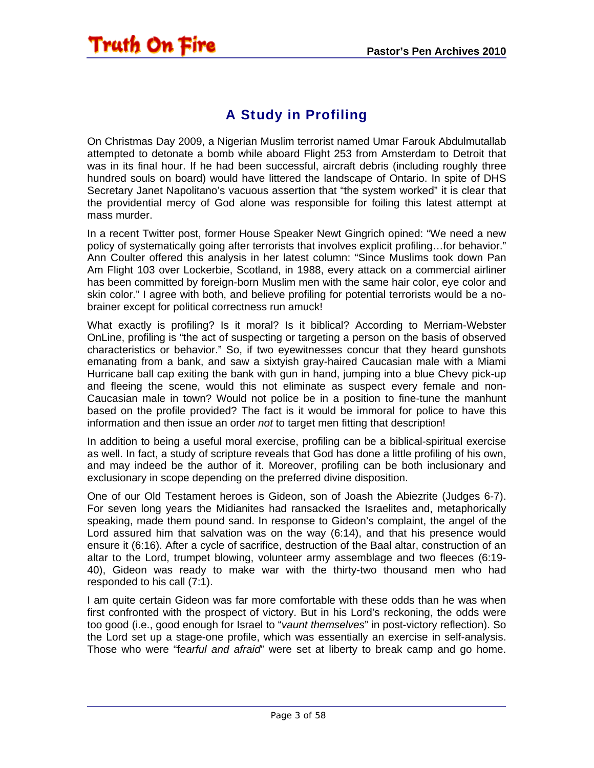## A Study in Profiling

On Christmas Day 2009, a Nigerian Muslim terrorist named Umar Farouk Abdulmutallab attempted to detonate a bomb while aboard Flight 253 from Amsterdam to Detroit that was in its final hour. If he had been successful, aircraft debris (including roughly three hundred souls on board) would have littered the landscape of Ontario. In spite of DHS Secretary Janet Napolitano's vacuous assertion that "the system worked" it is clear that the providential mercy of God alone was responsible for foiling this latest attempt at mass murder.

In a recent Twitter post, former House Speaker Newt Gingrich opined: "We need a new policy of systematically going after terrorists that involves explicit profiling…for behavior." Ann Coulter offered this analysis in her latest column: "Since Muslims took down Pan Am Flight 103 over Lockerbie, Scotland, in 1988, every attack on a commercial airliner has been committed by foreign-born Muslim men with the same hair color, eye color and skin color." I agree with both, and believe profiling for potential terrorists would be a no-brainer except for political correctness run amuck!

What exactly is profiling? Is it moral? Is it biblical? According to Merriam-Webster OnLine, profiling is "the act of suspecting or targeting a person on the basis of observed characteristics or behavior." So, if two eyewitnesses concur that they heard gunshots emanating from a bank, and saw a sixtyish gray-haired Caucasian male with a Miami Hurricane ball cap exiting the bank with gun in hand, jumping into a blue Chevy pick-up and fleeing the scene, would this not eliminate as suspect every female and non-Caucasian male in town? Would not police be in a position to fine-tune the manhunt based on the profile provided? The fact is it would be immoral for police to have this information and then issue an order *not* to target men fitting that description!

In addition to being a useful moral exercise, profiling can be a biblical-spiritual exercise as well. In fact, a study of scripture reveals that God has done a little profiling of his own, and may indeed be the author of it. Moreover, profiling can be both inclusionary and exclusionary in scope depending on the preferred divine disposition.

One of our Old Testament heroes is Gideon, son of Joash the Abiezrite (Judges 6-7). For seven long years the Midianites had ransacked the Israelites and, metaphorically speaking, made them pound sand. In response to Gideon's complaint, the angel of the Lord assured him that salvation was on the way (6:14), and that his presence would ensure it (6:16). After a cycle of sacrifice, destruction of the Baal altar, construction of an altar to the Lord, trumpet blowing, volunteer army assemblage and two fleeces (6:19-40), Gideon was ready to make war with the thirty-two thousand men who had responded to his call (7:1).

I am quite certain Gideon was far more comfortable with these odds than he was when first confronted with the prospect of victory. But in his Lord's reckoning, the odds were too good (i.e., good enough for Israel to "*vaunt themselves*" in post-victory reflection). So the Lord set up a stage-one profile, which was essentially an exercise in self-analysis. Those who were "*fearful and afraid*" were set at liberty to break camp and go home.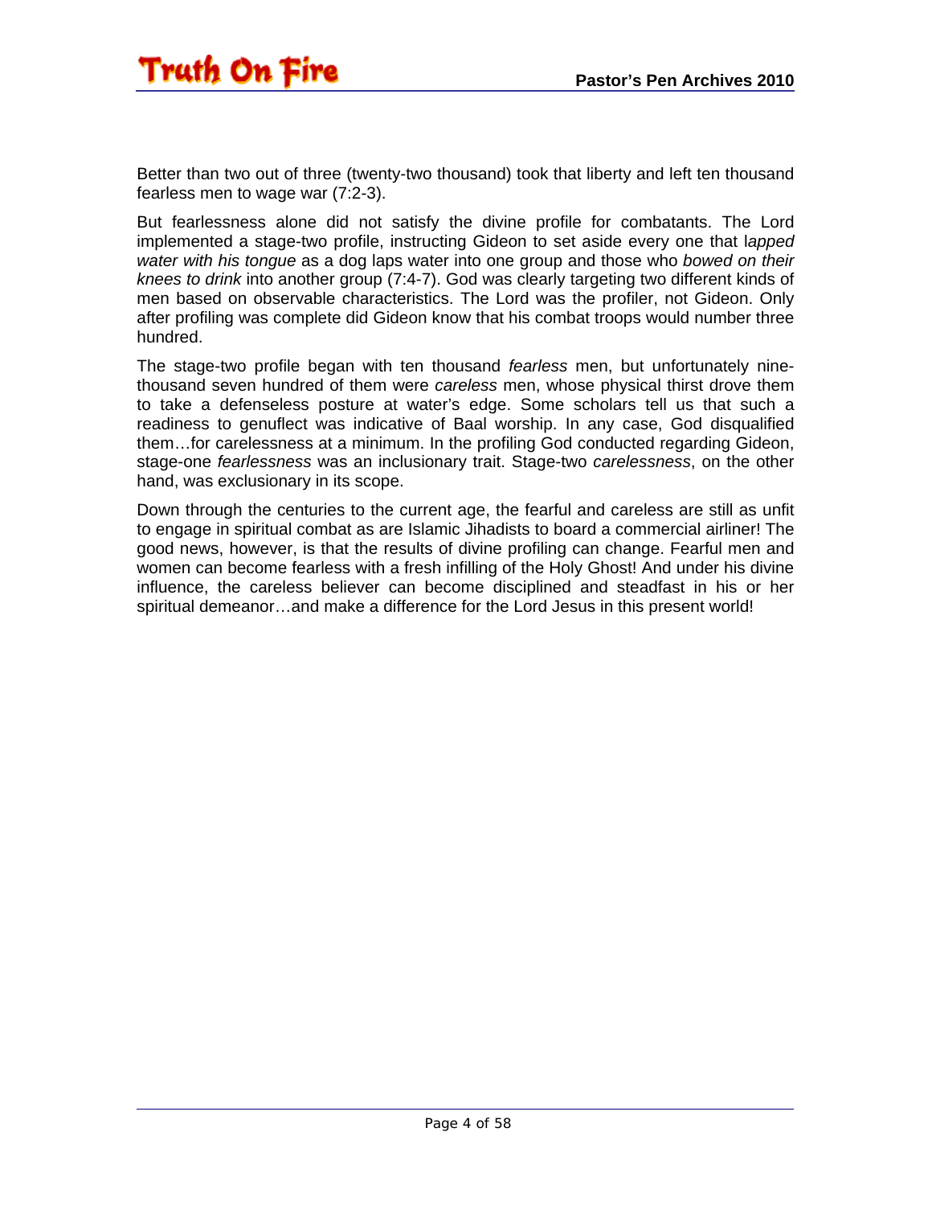Better than two out of three (twenty-two thousand) took that liberty and left ten thousand fearless men to wage war (7:2-3).

But fearlessness alone did not satisfy the divine profile for combatants. The Lord implemented a stage-two profile, instructing Gideon to set aside every one that l*apped water with his tongue* as a dog laps water into one group and those who *bowed on their knees to drink* into another group (7:4-7). God was clearly targeting two different kinds of men based on observable characteristics. The Lord was the profiler, not Gideon. Only after profiling was complete did Gideon know that his combat troops would number three hundred.

The stage-two profile began with ten thousand *fearless* men, but unfortunately nine-thousand seven hundred of them were *careless* men, whose physical thirst drove them to take a defenseless posture at water's edge. Some scholars tell us that such a readiness to genuflect was indicative of Baal worship. In any case, God disqualified them…for carelessness at a minimum. In the profiling God conducted regarding Gideon, stage-one *fearlessness* was an inclusionary trait. Stage-two *carelessness*, on the other hand, was exclusionary in its scope.

Down through the centuries to the current age, the fearful and careless are still as unfit to engage in spiritual combat as are Islamic Jihadists to board a commercial airliner! The good news, however, is that the results of divine profiling can change. Fearful men and women can become fearless with a fresh infilling of the Holy Ghost! And under his divine influence, the careless believer can become disciplined and steadfast in his or her spiritual demeanor…and make a difference for the Lord Jesus in this present world!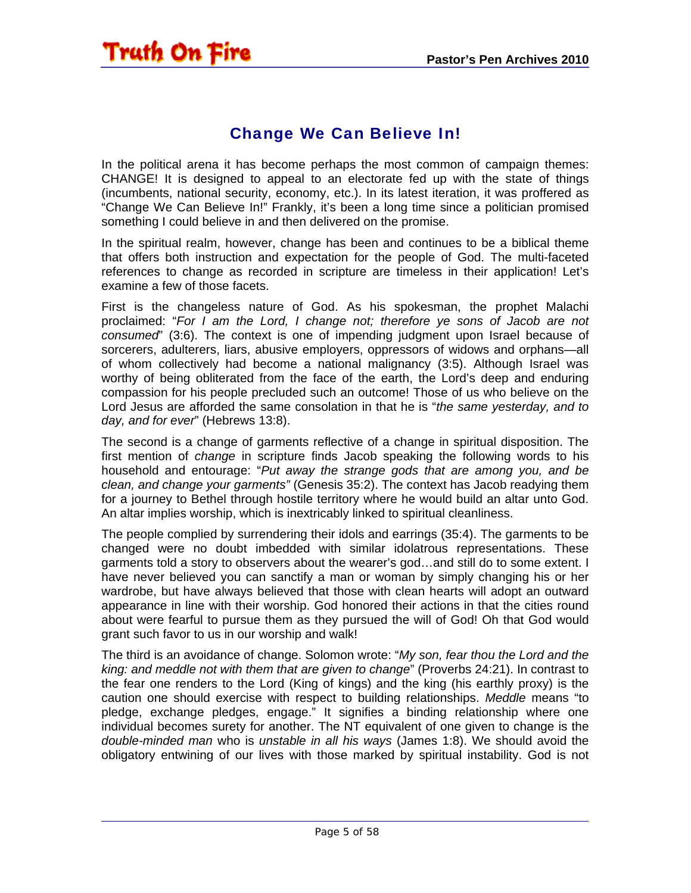## Change We Can Believe In!

In the political arena it has become perhaps the most common of campaign themes: CHANGE! It is designed to appeal to an electorate fed up with the state of things (incumbents, national security, economy, etc.). In its latest iteration, it was proffered as "Change We Can Believe In!" Frankly, it's been a long time since a politician promised something I could believe in and then delivered on the promise.

In the spiritual realm, however, change has been and continues to be a biblical theme that offers both instruction and expectation for the people of God. The multi-faceted references to change as recorded in scripture are timeless in their application! Let's examine a few of those facets.

First is the changeless nature of God. As his spokesman, the prophet Malachi proclaimed: "*For I am the Lord, I change not; therefore ye sons of Jacob are not consumed*" (3:6). The context is one of impending judgment upon Israel because of sorcerers, adulterers, liars, abusive employers, oppressors of widows and orphans—all of whom collectively had become a national malignancy (3:5). Although Israel was worthy of being obliterated from the face of the earth, the Lord's deep and enduring compassion for his people precluded such an outcome! Those of us who believe on the Lord Jesus are afforded the same consolation in that he is "*the same yesterday, and to day, and for ever*" (Hebrews 13:8).

The second is a change of garments reflective of a change in spiritual disposition. The first mention of *change* in scripture finds Jacob speaking the following words to his household and entourage: "*Put away the strange gods that are among you, and be clean, and change your garments"* (Genesis 35:2). The context has Jacob readying them for a journey to Bethel through hostile territory where he would build an altar unto God. An altar implies worship, which is inextricably linked to spiritual cleanliness.

The people complied by surrendering their idols and earrings (35:4). The garments to be changed were no doubt imbedded with similar idolatrous representations. These garments told a story to observers about the wearer's god…and still do to some extent. I have never believed you can sanctify a man or woman by simply changing his or her wardrobe, but have always believed that those with clean hearts will adopt an outward appearance in line with their worship. God honored their actions in that the cities round about were fearful to pursue them as they pursued the will of God! Oh that God would grant such favor to us in our worship and walk!

The third is an avoidance of change. Solomon wrote: "*My son, fear thou the Lord and the king: and meddle not with them that are given to change*" (Proverbs 24:21). In contrast to the fear one renders to the Lord (King of kings) and the king (his earthly proxy) is the caution one should exercise with respect to building relationships. *Meddle* means "to pledge, exchange pledges, engage." It signifies a binding relationship where one individual becomes surety for another. The NT equivalent of one given to change is the *double-minded man* who is *unstable in all his ways* (James 1:8). We should avoid the obligatory entwining of our lives with those marked by spiritual instability. God is not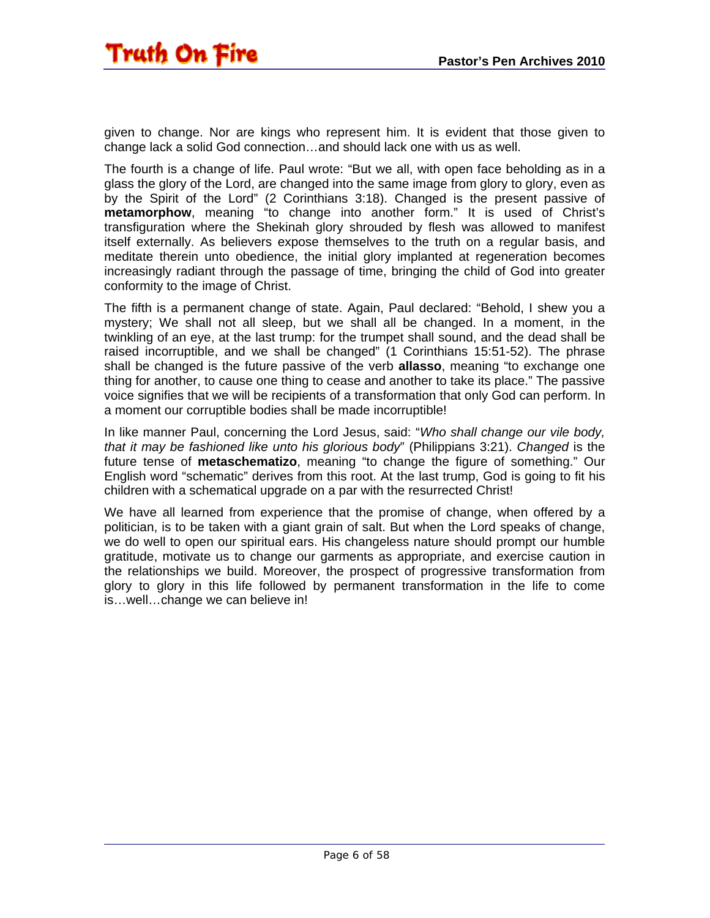given to change. Nor are kings who represent him. It is evident that those given to change lack a solid God connection…and should lack one with us as well.

The fourth is a change of life. Paul wrote: "But we all, with open face beholding as in a glass the glory of the Lord, are changed into the same image from glory to glory, even as by the Spirit of the Lord" (2 Corinthians 3:18). Changed is the present passive of **metamorphow**, meaning "to change into another form." It is used of Christ's transfiguration where the Shekinah glory shrouded by flesh was allowed to manifest itself externally. As believers expose themselves to the truth on a regular basis, and meditate therein unto obedience, the initial glory implanted at regeneration becomes increasingly radiant through the passage of time, bringing the child of God into greater conformity to the image of Christ.

The fifth is a permanent change of state. Again, Paul declared: "Behold, I shew you a mystery; We shall not all sleep, but we shall all be changed. In a moment, in the twinkling of an eye, at the last trump: for the trumpet shall sound, and the dead shall be raised incorruptible, and we shall be changed" (1 Corinthians 15:51-52). The phrase shall be changed is the future passive of the verb **allasso**, meaning "to exchange one thing for another, to cause one thing to cease and another to take its place." The passive voice signifies that we will be recipients of a transformation that only God can perform. In a moment our corruptible bodies shall be made incorruptible!

In like manner Paul, concerning the Lord Jesus, said: "*Who shall change our vile body, that it may be fashioned like unto his glorious body*" (Philippians 3:21). *Changed* is the future tense of **metaschematizo**, meaning "to change the figure of something." Our English word "schematic" derives from this root. At the last trump, God is going to fit his children with a schematical upgrade on a par with the resurrected Christ!

We have all learned from experience that the promise of change, when offered by a politician, is to be taken with a giant grain of salt. But when the Lord speaks of change, we do well to open our spiritual ears. His changeless nature should prompt our humble gratitude, motivate us to change our garments as appropriate, and exercise caution in the relationships we build. Moreover, the prospect of progressive transformation from glory to glory in this life followed by permanent transformation in the life to come is…well…change we can believe in!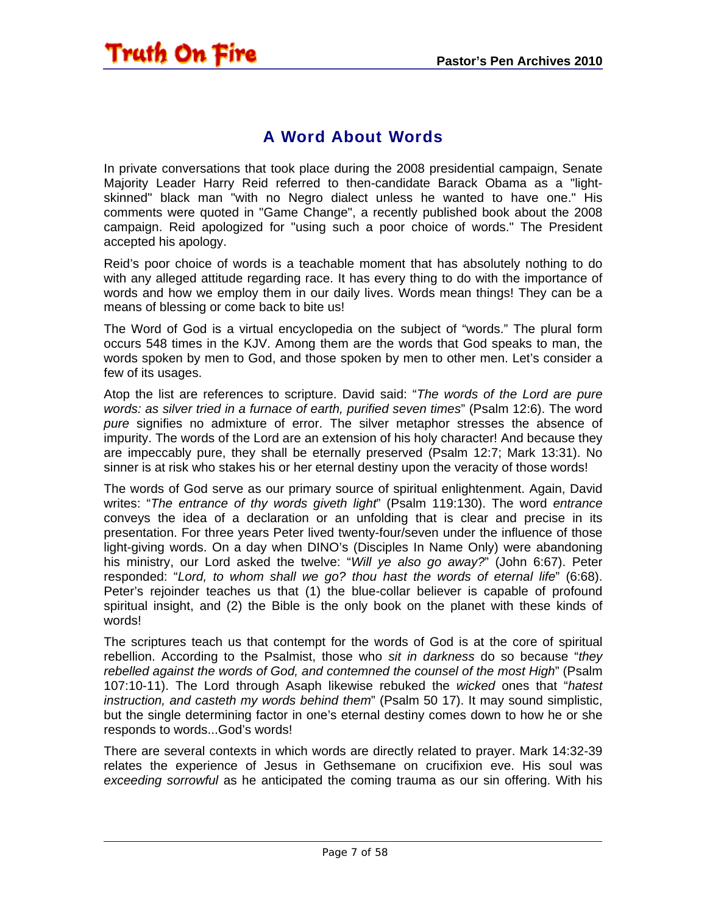## A Word About Words

In private conversations that took place during the 2008 presidential campaign, Senate Majority Leader Harry Reid referred to then-candidate Barack Obama as a "light-skinned" black man "with no Negro dialect unless he wanted to have one." His comments were quoted in "Game Change", a recently published book about the 2008 campaign. Reid apologized for "using such a poor choice of words." The President accepted his apology.

Reid's poor choice of words is a teachable moment that has absolutely nothing to do with any alleged attitude regarding race. It has every thing to do with the importance of words and how we employ them in our daily lives. Words mean things! They can be a means of blessing or come back to bite us!

The Word of God is a virtual encyclopedia on the subject of "words." The plural form occurs 548 times in the KJV. Among them are the words that God speaks to man, the words spoken by men to God, and those spoken by men to other men. Let's consider a few of its usages.

Atop the list are references to scripture. David said: "*The words of the Lord are pure words: as silver tried in a furnace of earth, purified seven times*" (Psalm 12:6). The word *pure* signifies no admixture of error. The silver metaphor stresses the absence of impurity. The words of the Lord are an extension of his holy character! And because they are impeccably pure, they shall be eternally preserved (Psalm 12:7; Mark 13:31). No sinner is at risk who stakes his or her eternal destiny upon the veracity of those words!

The words of God serve as our primary source of spiritual enlightenment. Again, David writes: "*The entrance of thy words giveth light*" (Psalm 119:130). The word *entrance* conveys the idea of a declaration or an unfolding that is clear and precise in its presentation. For three years Peter lived twenty-four/seven under the influence of those light-giving words. On a day when DINO's (Disciples In Name Only) were abandoning his ministry, our Lord asked the twelve: "*Will ye also go away?*" (John 6:67). Peter responded: "*Lord, to whom shall we go? thou hast the words of eternal life*" (6:68). Peter's rejoinder teaches us that (1) the blue-collar believer is capable of profound spiritual insight, and (2) the Bible is the only book on the planet with these kinds of words!

The scriptures teach us that contempt for the words of God is at the core of spiritual rebellion. According to the Psalmist, those who *sit in darkness* do so because "*they rebelled against the words of God, and contemned the counsel of the most High*" (Psalm 107:10-11). The Lord through Asaph likewise rebuked the *wicked* ones that "*hatest instruction, and casteth my words behind them*" (Psalm 50 17). It may sound simplistic, but the single determining factor in one's eternal destiny comes down to how he or she responds to words...God's words!

There are several contexts in which words are directly related to prayer. Mark 14:32-39 relates the experience of Jesus in Gethsemane on crucifixion eve. His soul was *exceeding sorrowful* as he anticipated the coming trauma as our sin offering. With his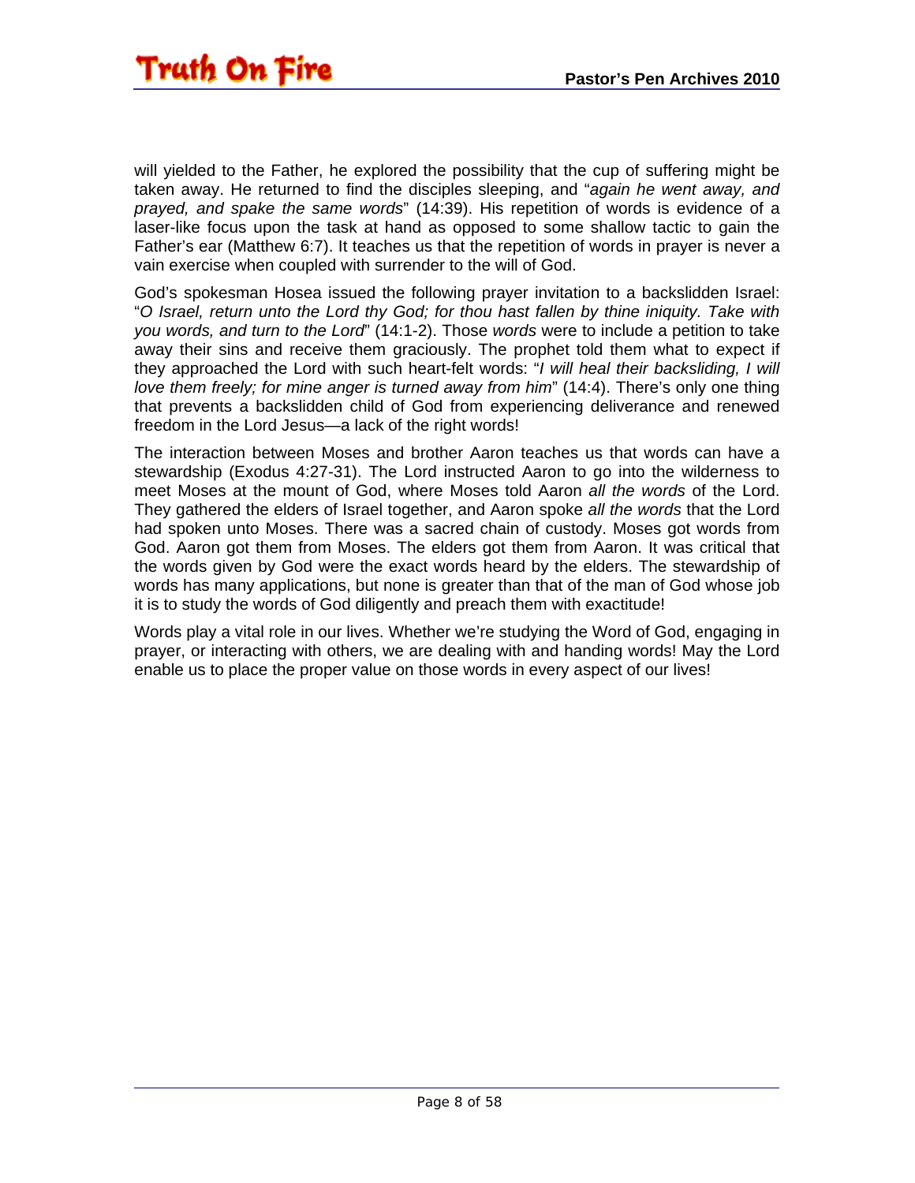will yielded to the Father, he explored the possibility that the cup of suffering might be taken away. He returned to find the disciples sleeping, and "*again he went away, and prayed, and spake the same words*" (14:39). His repetition of words is evidence of a laser-like focus upon the task at hand as opposed to some shallow tactic to gain the Father's ear (Matthew 6:7). It teaches us that the repetition of words in prayer is never a vain exercise when coupled with surrender to the will of God.

God's spokesman Hosea issued the following prayer invitation to a backslidden Israel: "*O Israel, return unto the Lord thy God; for thou hast fallen by thine iniquity. Take with you words, and turn to the Lord*" (14:1-2). Those *words* were to include a petition to take away their sins and receive them graciously. The prophet told them what to expect if they approached the Lord with such heart-felt words: "*I will heal their backsliding, I will love them freely; for mine anger is turned away from him*" (14:4). There's only one thing that prevents a backslidden child of God from experiencing deliverance and renewed freedom in the Lord Jesus—a lack of the right words!

The interaction between Moses and brother Aaron teaches us that words can have a stewardship (Exodus 4:27-31). The Lord instructed Aaron to go into the wilderness to meet Moses at the mount of God, where Moses told Aaron *all the words* of the Lord. They gathered the elders of Israel together, and Aaron spoke *all the words* that the Lord had spoken unto Moses. There was a sacred chain of custody. Moses got words from God. Aaron got them from Moses. The elders got them from Aaron. It was critical that the words given by God were the exact words heard by the elders. The stewardship of words has many applications, but none is greater than that of the man of God whose job it is to study the words of God diligently and preach them with exactitude!

Words play a vital role in our lives. Whether we're studying the Word of God, engaging in prayer, or interacting with others, we are dealing with and handing words! May the Lord enable us to place the proper value on those words in every aspect of our lives!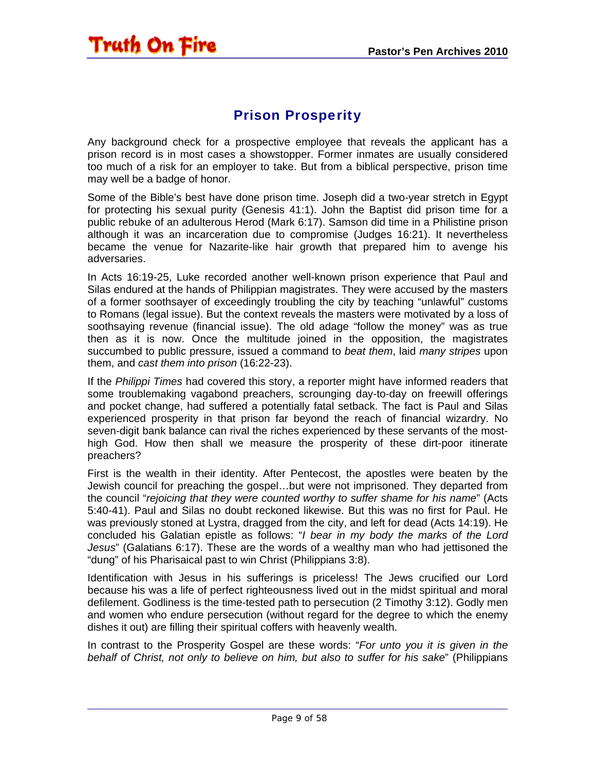## Prison Prosperity

Any background check for a prospective employee that reveals the applicant has a prison record is in most cases a showstopper. Former inmates are usually considered too much of a risk for an employer to take. But from a biblical perspective, prison time may well be a badge of honor.

Some of the Bible's best have done prison time. Joseph did a two-year stretch in Egypt for protecting his sexual purity (Genesis 41:1). John the Baptist did prison time for a public rebuke of an adulterous Herod (Mark 6:17). Samson did time in a Philistine prison although it was an incarceration due to compromise (Judges 16:21). It nevertheless became the venue for Nazarite-like hair growth that prepared him to avenge his adversaries.

In Acts 16:19-25, Luke recorded another well-known prison experience that Paul and Silas endured at the hands of Philippian magistrates. They were accused by the masters of a former soothsayer of exceedingly troubling the city by teaching "unlawful" customs to Romans (legal issue). But the context reveals the masters were motivated by a loss of soothsaying revenue (financial issue). The old adage "follow the money" was as true then as it is now. Once the multitude joined in the opposition, the magistrates succumbed to public pressure, issued a command to *beat them*, laid *many stripes* upon them, and *cast them into prison* (16:22-23).

If the *Philippi Times* had covered this story, a reporter might have informed readers that some troublemaking vagabond preachers, scrounging day-to-day on freewill offerings and pocket change, had suffered a potentially fatal setback. The fact is Paul and Silas experienced prosperity in that prison far beyond the reach of financial wizardry. No seven-digit bank balance can rival the riches experienced by these servants of the most-high God. How then shall we measure the prosperity of these dirt-poor itinerate preachers?

First is the wealth in their identity. After Pentecost, the apostles were beaten by the Jewish council for preaching the gospel…but were not imprisoned. They departed from the council "*rejoicing that they were counted worthy to suffer shame for his name*" (Acts 5:40-41). Paul and Silas no doubt reckoned likewise. But this was no first for Paul. He was previously stoned at Lystra, dragged from the city, and left for dead (Acts 14:19). He concluded his Galatian epistle as follows: "*I bear in my body the marks of the Lord Jesus*" (Galatians 6:17). These are the words of a wealthy man who had jettisoned the "dung" of his Pharisaical past to win Christ (Philippians 3:8).

Identification with Jesus in his sufferings is priceless! The Jews crucified our Lord because his was a life of perfect righteousness lived out in the midst spiritual and moral defilement. Godliness is the time-tested path to persecution (2 Timothy 3:12). Godly men and women who endure persecution (without regard for the degree to which the enemy dishes it out) are filling their spiritual coffers with heavenly wealth.

In contrast to the Prosperity Gospel are these words: "*For unto you it is given in the behalf of Christ, not only to believe on him, but also to suffer for his sake*" (Philippians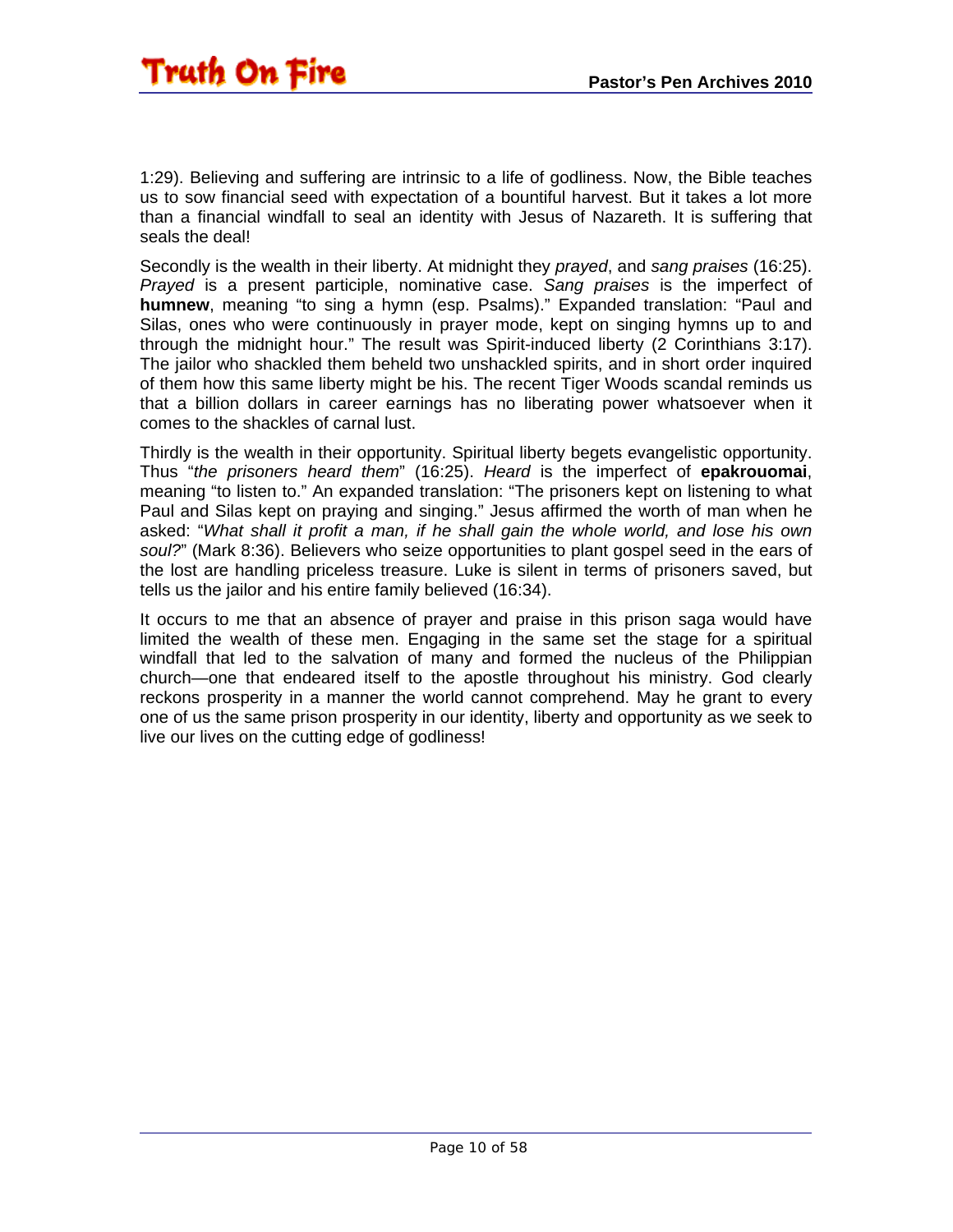1:29). Believing and suffering are intrinsic to a life of godliness. Now, the Bible teaches us to sow financial seed with expectation of a bountiful harvest. But it takes a lot more than a financial windfall to seal an identity with Jesus of Nazareth. It is suffering that seals the deal!

Secondly is the wealth in their liberty. At midnight they *prayed*, and *sang praises* (16:25). *Prayed* is a present participle, nominative case. *Sang praises* is the imperfect of **humnew**, meaning "to sing a hymn (esp. Psalms)." Expanded translation: "Paul and Silas, ones who were continuously in prayer mode, kept on singing hymns up to and through the midnight hour." The result was Spirit-induced liberty (2 Corinthians 3:17). The jailor who shackled them beheld two unshackled spirits, and in short order inquired of them how this same liberty might be his. The recent Tiger Woods scandal reminds us that a billion dollars in career earnings has no liberating power whatsoever when it comes to the shackles of carnal lust.

Thirdly is the wealth in their opportunity. Spiritual liberty begets evangelistic opportunity. Thus "*the prisoners heard them*" (16:25). *Heard* is the imperfect of **epakrouomai**, meaning "to listen to." An expanded translation: "The prisoners kept on listening to what Paul and Silas kept on praying and singing." Jesus affirmed the worth of man when he asked: "*What shall it profit a man, if he shall gain the whole world, and lose his own soul?*" (Mark 8:36). Believers who seize opportunities to plant gospel seed in the ears of the lost are handling priceless treasure. Luke is silent in terms of prisoners saved, but tells us the jailor and his entire family believed (16:34).

It occurs to me that an absence of prayer and praise in this prison saga would have limited the wealth of these men. Engaging in the same set the stage for a spiritual windfall that led to the salvation of many and formed the nucleus of the Philippian church—one that endeared itself to the apostle throughout his ministry. God clearly reckons prosperity in a manner the world cannot comprehend. May he grant to every one of us the same prison prosperity in our identity, liberty and opportunity as we seek to live our lives on the cutting edge of godliness!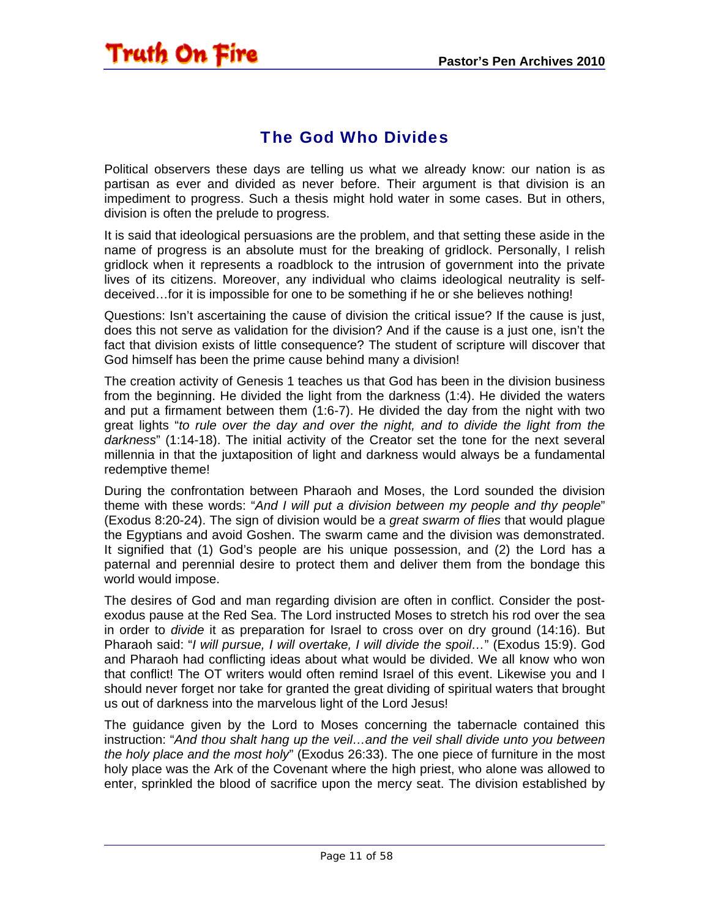## The God Who Divides

Political observers these days are telling us what we already know: our nation is as partisan as ever and divided as never before. Their argument is that division is an impediment to progress. Such a thesis might hold water in some cases. But in others, division is often the prelude to progress.

It is said that ideological persuasions are the problem, and that setting these aside in the name of progress is an absolute must for the breaking of gridlock. Personally, I relish gridlock when it represents a roadblock to the intrusion of government into the private lives of its citizens. Moreover, any individual who claims ideological neutrality is self-deceived…for it is impossible for one to be something if he or she believes nothing!

Questions: Isn't ascertaining the cause of division the critical issue? If the cause is just, does this not serve as validation for the division? And if the cause is a just one, isn't the fact that division exists of little consequence? The student of scripture will discover that God himself has been the prime cause behind many a division!

The creation activity of Genesis 1 teaches us that God has been in the division business from the beginning. He divided the light from the darkness (1:4). He divided the waters and put a firmament between them (1:6-7). He divided the day from the night with two great lights "*to rule over the day and over the night, and to divide the light from the darkness*" (1:14-18). The initial activity of the Creator set the tone for the next several millennia in that the juxtaposition of light and darkness would always be a fundamental redemptive theme!

During the confrontation between Pharaoh and Moses, the Lord sounded the division theme with these words: "*And I will put a division between my people and thy people*" (Exodus 8:20-24). The sign of division would be a *great swarm of flies* that would plague the Egyptians and avoid Goshen. The swarm came and the division was demonstrated. It signified that (1) God's people are his unique possession, and (2) the Lord has a paternal and perennial desire to protect them and deliver them from the bondage this world would impose.

The desires of God and man regarding division are often in conflict. Consider the post-exodus pause at the Red Sea. The Lord instructed Moses to stretch his rod over the sea in order to *divide* it as preparation for Israel to cross over on dry ground (14:16). But Pharaoh said: "*I will pursue, I will overtake, I will divide the spoil…*" (Exodus 15:9). God and Pharaoh had conflicting ideas about what would be divided. We all know who won that conflict! The OT writers would often remind Israel of this event. Likewise you and I should never forget nor take for granted the great dividing of spiritual waters that brought us out of darkness into the marvelous light of the Lord Jesus!

The guidance given by the Lord to Moses concerning the tabernacle contained this instruction: "*And thou shalt hang up the veil…and the veil shall divide unto you between the holy place and the most holy*" (Exodus 26:33). The one piece of furniture in the most holy place was the Ark of the Covenant where the high priest, who alone was allowed to enter, sprinkled the blood of sacrifice upon the mercy seat. The division established by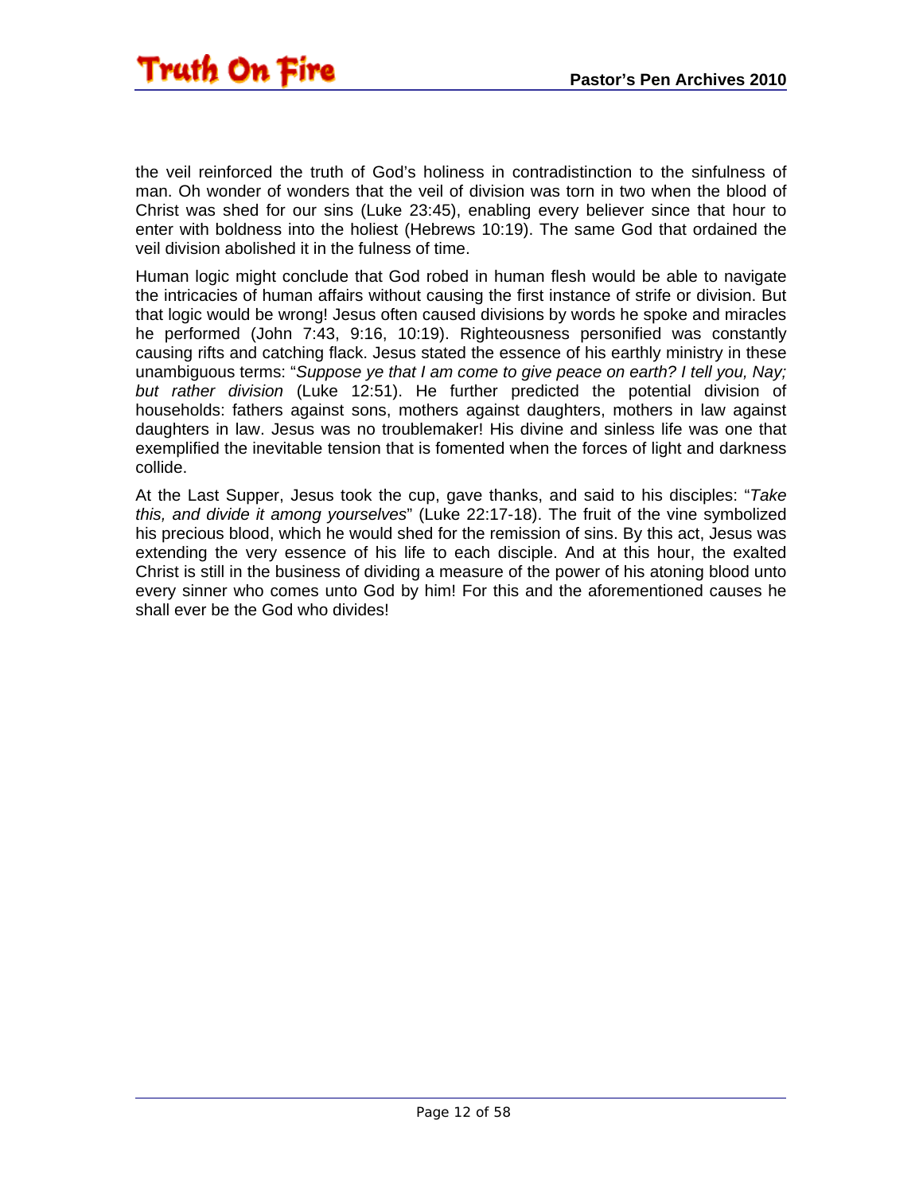the veil reinforced the truth of God's holiness in contradistinction to the sinfulness of man. Oh wonder of wonders that the veil of division was torn in two when the blood of Christ was shed for our sins (Luke 23:45), enabling every believer since that hour to enter with boldness into the holiest (Hebrews 10:19). The same God that ordained the veil division abolished it in the fulness of time.

Human logic might conclude that God robed in human flesh would be able to navigate the intricacies of human affairs without causing the first instance of strife or division. But that logic would be wrong! Jesus often caused divisions by words he spoke and miracles he performed (John 7:43, 9:16, 10:19). Righteousness personified was constantly causing rifts and catching flack. Jesus stated the essence of his earthly ministry in these unambiguous terms: "*Suppose ye that I am come to give peace on earth? I tell you, Nay; but rather division* (Luke 12:51). He further predicted the potential division of households: fathers against sons, mothers against daughters, mothers in law against daughters in law. Jesus was no troublemaker! His divine and sinless life was one that exemplified the inevitable tension that is fomented when the forces of light and darkness collide.

At the Last Supper, Jesus took the cup, gave thanks, and said to his disciples: "*Take this, and divide it among yourselves*" (Luke 22:17-18). The fruit of the vine symbolized his precious blood, which he would shed for the remission of sins. By this act, Jesus was extending the very essence of his life to each disciple. And at this hour, the exalted Christ is still in the business of dividing a measure of the power of his atoning blood unto every sinner who comes unto God by him! For this and the aforementioned causes he shall ever be the God who divides!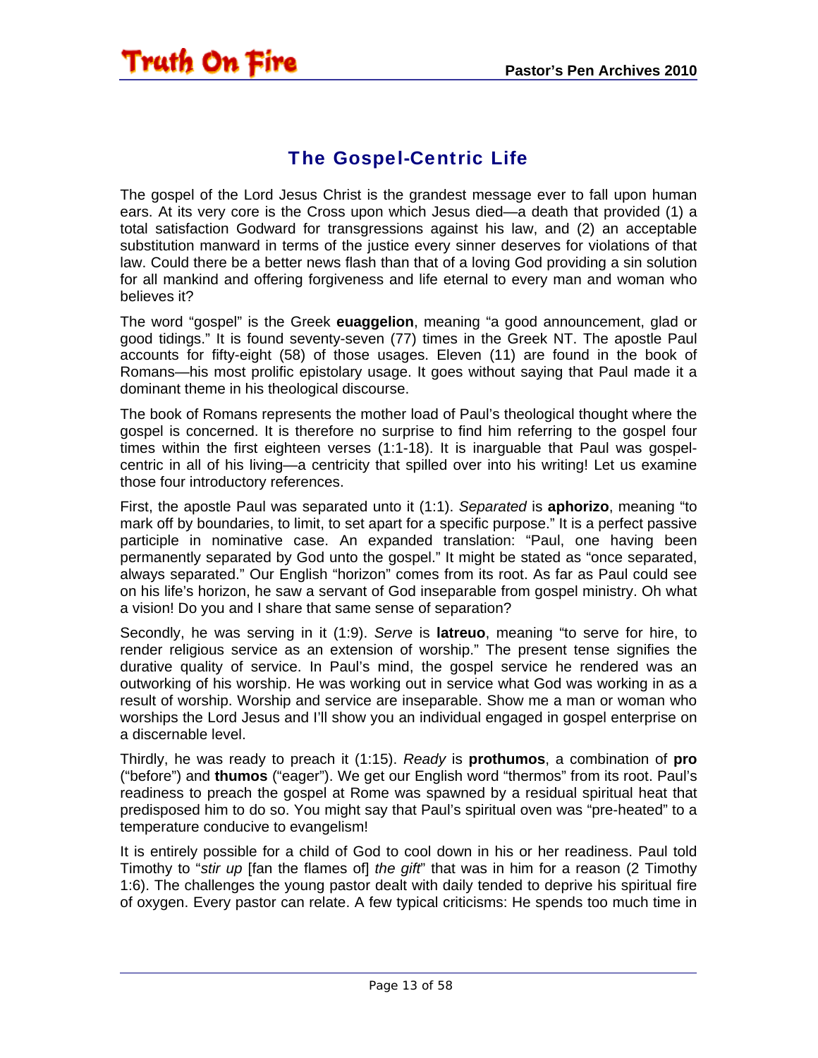## The Gospel-Centric Life

The gospel of the Lord Jesus Christ is the grandest message ever to fall upon human ears. At its very core is the Cross upon which Jesus died—a death that provided (1) a total satisfaction Godward for transgressions against his law, and (2) an acceptable substitution manward in terms of the justice every sinner deserves for violations of that law. Could there be a better news flash than that of a loving God providing a sin solution for all mankind and offering forgiveness and life eternal to every man and woman who believes it?

The word "gospel" is the Greek **euaggelion**, meaning "a good announcement, glad or good tidings." It is found seventy-seven (77) times in the Greek NT. The apostle Paul accounts for fifty-eight (58) of those usages. Eleven (11) are found in the book of Romans—his most prolific epistolary usage. It goes without saying that Paul made it a dominant theme in his theological discourse.

The book of Romans represents the mother load of Paul's theological thought where the gospel is concerned. It is therefore no surprise to find him referring to the gospel four times within the first eighteen verses (1:1-18). It is inarguable that Paul was gospel-centric in all of his living—a centricity that spilled over into his writing! Let us examine those four introductory references.

First, the apostle Paul was separated unto it (1:1). *Separated* is **aphorizo**, meaning "to mark off by boundaries, to limit, to set apart for a specific purpose." It is a perfect passive participle in nominative case. An expanded translation: "Paul, one having been permanently separated by God unto the gospel." It might be stated as "once separated, always separated." Our English "horizon" comes from its root. As far as Paul could see on his life's horizon, he saw a servant of God inseparable from gospel ministry. Oh what a vision! Do you and I share that same sense of separation?

Secondly, he was serving in it (1:9). *Serve* is **latreuo**, meaning "to serve for hire, to render religious service as an extension of worship." The present tense signifies the durative quality of service. In Paul's mind, the gospel service he rendered was an outworking of his worship. He was working out in service what God was working in as a result of worship. Worship and service are inseparable. Show me a man or woman who worships the Lord Jesus and I'll show you an individual engaged in gospel enterprise on a discernable level.

Thirdly, he was ready to preach it (1:15). *Ready* is **prothumos**, a combination of **pro** ("before") and **thumos** ("eager"). We get our English word "thermos" from its root. Paul's readiness to preach the gospel at Rome was spawned by a residual spiritual heat that predisposed him to do so. You might say that Paul's spiritual oven was "pre-heated" to a temperature conducive to evangelism!

It is entirely possible for a child of God to cool down in his or her readiness. Paul told Timothy to "*stir up* [fan the flames of] *the gift*" that was in him for a reason (2 Timothy 1:6). The challenges the young pastor dealt with daily tended to deprive his spiritual fire of oxygen. Every pastor can relate. A few typical criticisms: He spends too much time in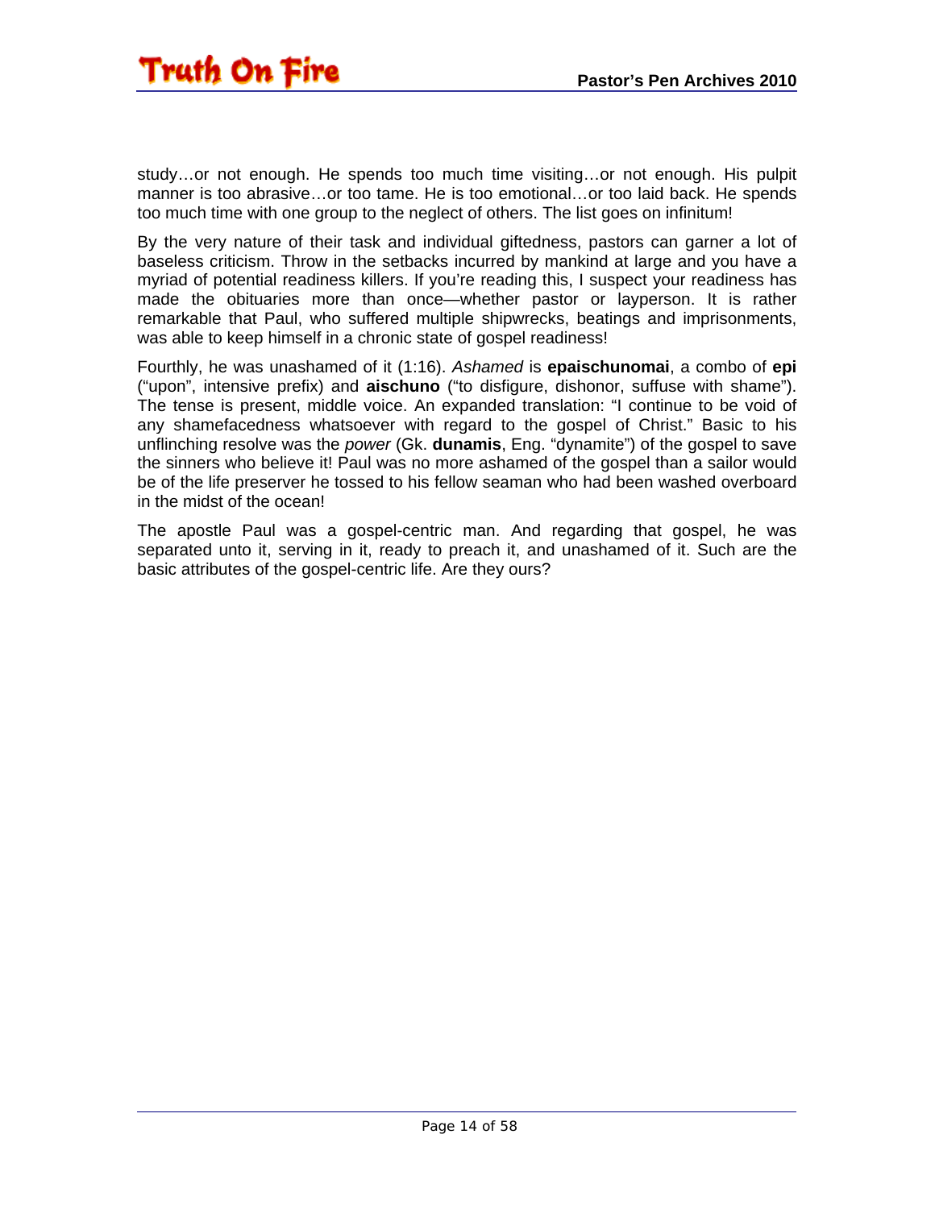study…or not enough. He spends too much time visiting…or not enough. His pulpit manner is too abrasive…or too tame. He is too emotional…or too laid back. He spends too much time with one group to the neglect of others. The list goes on infinitum!

By the very nature of their task and individual giftedness, pastors can garner a lot of baseless criticism. Throw in the setbacks incurred by mankind at large and you have a myriad of potential readiness killers. If you're reading this, I suspect your readiness has made the obituaries more than once—whether pastor or layperson. It is rather remarkable that Paul, who suffered multiple shipwrecks, beatings and imprisonments, was able to keep himself in a chronic state of gospel readiness!

Fourthly, he was unashamed of it (1:16). *Ashamed* is **epaischunomai**, a combo of **epi** ("upon", intensive prefix) and **aischuno** ("to disfigure, dishonor, suffuse with shame"). The tense is present, middle voice. An expanded translation: "I continue to be void of any shamefacedness whatsoever with regard to the gospel of Christ." Basic to his unflinching resolve was the *power* (Gk. **dunamis**, Eng. "dynamite") of the gospel to save the sinners who believe it! Paul was no more ashamed of the gospel than a sailor would be of the life preserver he tossed to his fellow seaman who had been washed overboard in the midst of the ocean!

The apostle Paul was a gospel-centric man. And regarding that gospel, he was separated unto it, serving in it, ready to preach it, and unashamed of it. Such are the basic attributes of the gospel-centric life. Are they ours?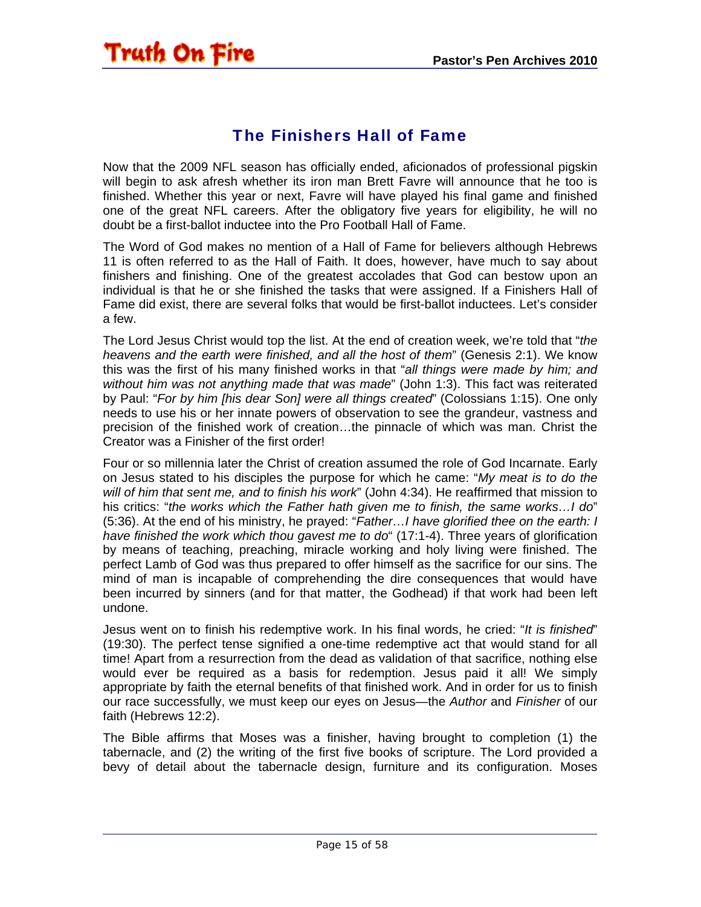## The Finishers Hall of Fame

Now that the 2009 NFL season has officially ended, aficionados of professional pigskin will begin to ask afresh whether its iron man Brett Favre will announce that he too is finished. Whether this year or next, Favre will have played his final game and finished one of the great NFL careers. After the obligatory five years for eligibility, he will no doubt be a first-ballot inductee into the Pro Football Hall of Fame.

The Word of God makes no mention of a Hall of Fame for believers although Hebrews 11 is often referred to as the Hall of Faith. It does, however, have much to say about finishers and finishing. One of the greatest accolades that God can bestow upon an individual is that he or she finished the tasks that were assigned. If a Finishers Hall of Fame did exist, there are several folks that would be first-ballot inductees. Let's consider a few.

The Lord Jesus Christ would top the list. At the end of creation week, we're told that "*the heavens and the earth were finished, and all the host of them*" (Genesis 2:1). We know this was the first of his many finished works in that "*all things were made by him; and without him was not anything made that was made*" (John 1:3). This fact was reiterated by Paul: "*For by him [his dear Son] were all things created*" (Colossians 1:15). One only needs to use his or her innate powers of observation to see the grandeur, vastness and precision of the finished work of creation…the pinnacle of which was man. Christ the Creator was a Finisher of the first order!

Four or so millennia later the Christ of creation assumed the role of God Incarnate. Early on Jesus stated to his disciples the purpose for which he came: "*My meat is to do the will of him that sent me, and to finish his work*" (John 4:34). He reaffirmed that mission to his critics: "*the works which the Father hath given me to finish, the same works…I do*" (5:36). At the end of his ministry, he prayed: "*Father…I have glorified thee on the earth: I have finished the work which thou gavest me to do*" (17:1-4). Three years of glorification by means of teaching, preaching, miracle working and holy living were finished. The perfect Lamb of God was thus prepared to offer himself as the sacrifice for our sins. The mind of man is incapable of comprehending the dire consequences that would have been incurred by sinners (and for that matter, the Godhead) if that work had been left undone.

Jesus went on to finish his redemptive work. In his final words, he cried: "*It is finished*" (19:30). The perfect tense signified a one-time redemptive act that would stand for all time! Apart from a resurrection from the dead as validation of that sacrifice, nothing else would ever be required as a basis for redemption. Jesus paid it all! We simply appropriate by faith the eternal benefits of that finished work. And in order for us to finish our race successfully, we must keep our eyes on Jesus—the *Author* and *Finisher* of our faith (Hebrews 12:2).

The Bible affirms that Moses was a finisher, having brought to completion (1) the tabernacle, and (2) the writing of the first five books of scripture. The Lord provided a bevy of detail about the tabernacle design, furniture and its configuration. Moses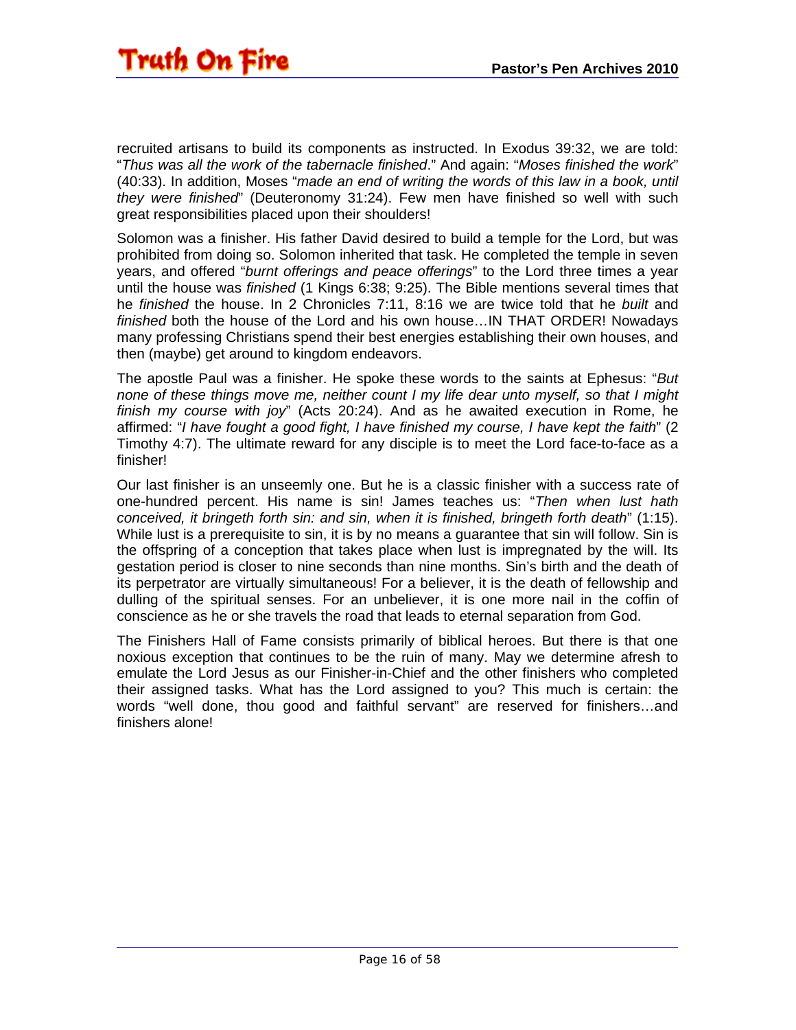recruited artisans to build its components as instructed. In Exodus 39:32, we are told: "*Thus was all the work of the tabernacle finished*." And again: "*Moses finished the work*" (40:33). In addition, Moses "*made an end of writing the words of this law in a book, until they were finished*" (Deuteronomy 31:24). Few men have finished so well with such great responsibilities placed upon their shoulders!

Solomon was a finisher. His father David desired to build a temple for the Lord, but was prohibited from doing so. Solomon inherited that task. He completed the temple in seven years, and offered "*burnt offerings and peace offerings*" to the Lord three times a year until the house was *finished* (1 Kings 6:38; 9:25). The Bible mentions several times that he *finished* the house. In 2 Chronicles 7:11, 8:16 we are twice told that he *built* and *finished* both the house of the Lord and his own house…IN THAT ORDER! Nowadays many professing Christians spend their best energies establishing their own houses, and then (maybe) get around to kingdom endeavors.

The apostle Paul was a finisher. He spoke these words to the saints at Ephesus: "*But none of these things move me, neither count I my life dear unto myself, so that I might finish my course with joy*" (Acts 20:24). And as he awaited execution in Rome, he affirmed: "*I have fought a good fight, I have finished my course, I have kept the faith*" (2 Timothy 4:7). The ultimate reward for any disciple is to meet the Lord face-to-face as a finisher!

Our last finisher is an unseemly one. But he is a classic finisher with a success rate of one-hundred percent. His name is sin! James teaches us: "*Then when lust hath conceived, it bringeth forth sin: and sin, when it is finished, bringeth forth death*" (1:15). While lust is a prerequisite to sin, it is by no means a guarantee that sin will follow. Sin is the offspring of a conception that takes place when lust is impregnated by the will. Its gestation period is closer to nine seconds than nine months. Sin's birth and the death of its perpetrator are virtually simultaneous! For a believer, it is the death of fellowship and dulling of the spiritual senses. For an unbeliever, it is one more nail in the coffin of conscience as he or she travels the road that leads to eternal separation from God.

The Finishers Hall of Fame consists primarily of biblical heroes. But there is that one noxious exception that continues to be the ruin of many. May we determine afresh to emulate the Lord Jesus as our Finisher-in-Chief and the other finishers who completed their assigned tasks. What has the Lord assigned to you? This much is certain: the words "well done, thou good and faithful servant" are reserved for finishers…and finishers alone!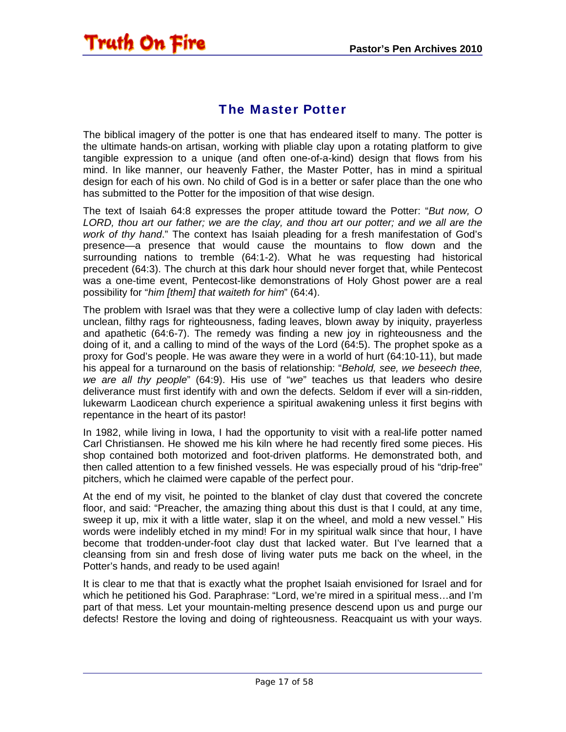## The Master Potter

The biblical imagery of the potter is one that has endeared itself to many. The potter is the ultimate hands-on artisan, working with pliable clay upon a rotating platform to give tangible expression to a unique (and often one-of-a-kind) design that flows from his mind. In like manner, our heavenly Father, the Master Potter, has in mind a spiritual design for each of his own. No child of God is in a better or safer place than the one who has submitted to the Potter for the imposition of that wise design.

The text of Isaiah 64:8 expresses the proper attitude toward the Potter: "*But now, O LORD, thou art our father; we are the clay, and thou art our potter; and we all are the work of thy hand*." The context has Isaiah pleading for a fresh manifestation of God's presence—a presence that would cause the mountains to flow down and the surrounding nations to tremble (64:1-2). What he was requesting had historical precedent (64:3). The church at this dark hour should never forget that, while Pentecost was a one-time event, Pentecost-like demonstrations of Holy Ghost power are a real possibility for "*him [them] that waiteth for him*" (64:4).

The problem with Israel was that they were a collective lump of clay laden with defects: unclean, filthy rags for righteousness, fading leaves, blown away by iniquity, prayerless and apathetic (64:6-7). The remedy was finding a new joy in righteousness and the doing of it, and a calling to mind of the ways of the Lord (64:5). The prophet spoke as a proxy for God's people. He was aware they were in a world of hurt (64:10-11), but made his appeal for a turnaround on the basis of relationship: "*Behold, see, we beseech thee, we are all thy people*" (64:9). His use of "*we*" teaches us that leaders who desire deliverance must first identify with and own the defects. Seldom if ever will a sin-ridden, lukewarm Laodicean church experience a spiritual awakening unless it first begins with repentance in the heart of its pastor!

In 1982, while living in Iowa, I had the opportunity to visit with a real-life potter named Carl Christiansen. He showed me his kiln where he had recently fired some pieces. His shop contained both motorized and foot-driven platforms. He demonstrated both, and then called attention to a few finished vessels. He was especially proud of his "drip-free" pitchers, which he claimed were capable of the perfect pour.

At the end of my visit, he pointed to the blanket of clay dust that covered the concrete floor, and said: "Preacher, the amazing thing about this dust is that I could, at any time, sweep it up, mix it with a little water, slap it on the wheel, and mold a new vessel." His words were indelibly etched in my mind! For in my spiritual walk since that hour, I have become that trodden-under-foot clay dust that lacked water. But I've learned that a cleansing from sin and fresh dose of living water puts me back on the wheel, in the Potter's hands, and ready to be used again!

It is clear to me that that is exactly what the prophet Isaiah envisioned for Israel and for which he petitioned his God. Paraphrase: "Lord, we're mired in a spiritual mess…and I'm part of that mess. Let your mountain-melting presence descend upon us and purge our defects! Restore the loving and doing of righteousness. Reacquaint us with your ways.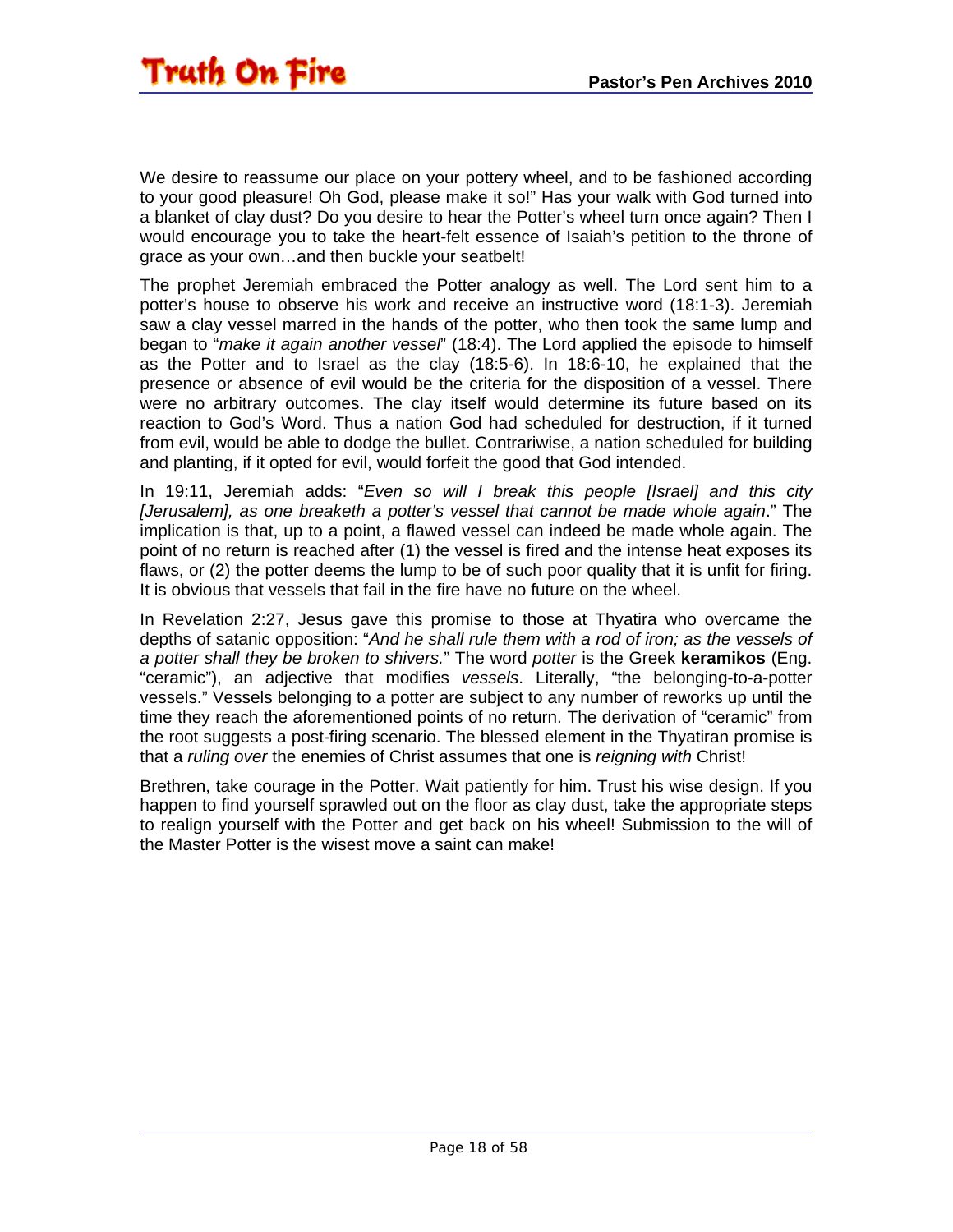We desire to reassume our place on your pottery wheel, and to be fashioned according to your good pleasure! Oh God, please make it so!" Has your walk with God turned into a blanket of clay dust? Do you desire to hear the Potter's wheel turn once again? Then I would encourage you to take the heart-felt essence of Isaiah's petition to the throne of grace as your own…and then buckle your seatbelt!

The prophet Jeremiah embraced the Potter analogy as well. The Lord sent him to a potter's house to observe his work and receive an instructive word (18:1-3). Jeremiah saw a clay vessel marred in the hands of the potter, who then took the same lump and began to "*make it again another vessel*" (18:4). The Lord applied the episode to himself as the Potter and to Israel as the clay (18:5-6). In 18:6-10, he explained that the presence or absence of evil would be the criteria for the disposition of a vessel. There were no arbitrary outcomes. The clay itself would determine its future based on its reaction to God's Word. Thus a nation God had scheduled for destruction, if it turned from evil, would be able to dodge the bullet. Contrariwise, a nation scheduled for building and planting, if it opted for evil, would forfeit the good that God intended.

In 19:11, Jeremiah adds: "*Even so will I break this people [Israel] and this city [Jerusalem], as one breaketh a potter's vessel that cannot be made whole again*." The implication is that, up to a point, a flawed vessel can indeed be made whole again. The point of no return is reached after (1) the vessel is fired and the intense heat exposes its flaws, or (2) the potter deems the lump to be of such poor quality that it is unfit for firing. It is obvious that vessels that fail in the fire have no future on the wheel.

In Revelation 2:27, Jesus gave this promise to those at Thyatira who overcame the depths of satanic opposition: "*And he shall rule them with a rod of iron; as the vessels of a potter shall they be broken to shivers.*" The word *potter* is the Greek **keramikos** (Eng. "ceramic"), an adjective that modifies *vessels*. Literally, "the belonging-to-a-potter vessels." Vessels belonging to a potter are subject to any number of reworks up until the time they reach the aforementioned points of no return. The derivation of "ceramic" from the root suggests a post-firing scenario. The blessed element in the Thyatiran promise is that a *ruling over* the enemies of Christ assumes that one is *reigning with* Christ!

Brethren, take courage in the Potter. Wait patiently for him. Trust his wise design. If you happen to find yourself sprawled out on the floor as clay dust, take the appropriate steps to realign yourself with the Potter and get back on his wheel! Submission to the will of the Master Potter is the wisest move a saint can make!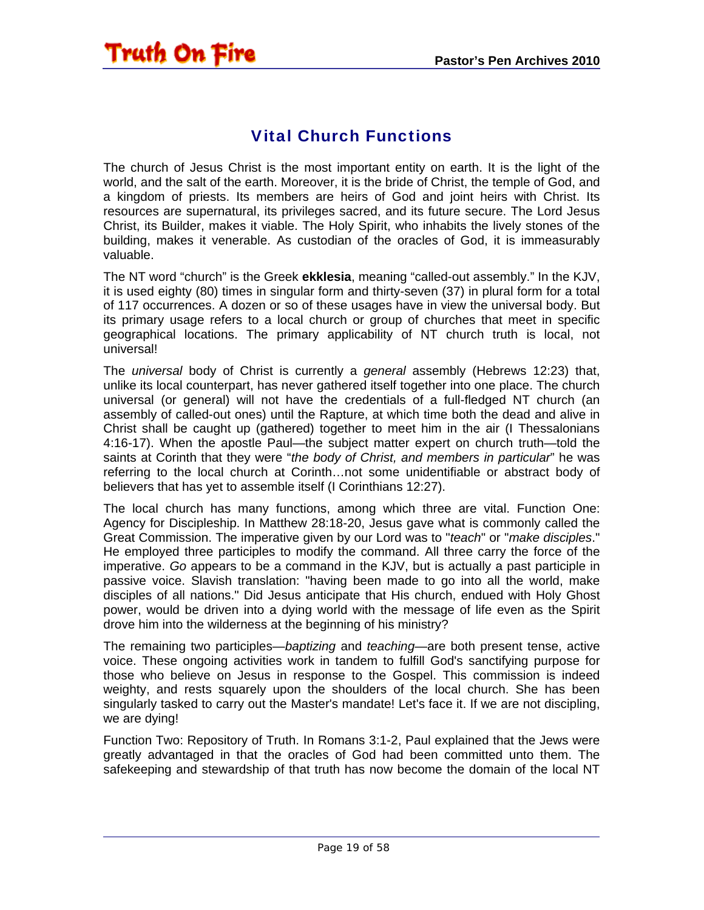## Vital Church Functions

The church of Jesus Christ is the most important entity on earth. It is the light of the world, and the salt of the earth. Moreover, it is the bride of Christ, the temple of God, and a kingdom of priests. Its members are heirs of God and joint heirs with Christ. Its resources are supernatural, its privileges sacred, and its future secure. The Lord Jesus Christ, its Builder, makes it viable. The Holy Spirit, who inhabits the lively stones of the building, makes it venerable. As custodian of the oracles of God, it is immeasurably valuable.

The NT word "church" is the Greek **ekklesia**, meaning "called-out assembly." In the KJV, it is used eighty (80) times in singular form and thirty-seven (37) in plural form for a total of 117 occurrences. A dozen or so of these usages have in view the universal body. But its primary usage refers to a local church or group of churches that meet in specific geographical locations. The primary applicability of NT church truth is local, not universal!

The *universal* body of Christ is currently a *general* assembly (Hebrews 12:23) that, unlike its local counterpart, has never gathered itself together into one place. The church universal (or general) will not have the credentials of a full-fledged NT church (an assembly of called-out ones) until the Rapture, at which time both the dead and alive in Christ shall be caught up (gathered) together to meet him in the air (I Thessalonians 4:16-17). When the apostle Paul—the subject matter expert on church truth—told the saints at Corinth that they were "*the body of Christ, and members in particular*" he was referring to the local church at Corinth…not some unidentifiable or abstract body of believers that has yet to assemble itself (I Corinthians 12:27).

The local church has many functions, among which three are vital. Function One: Agency for Discipleship. In Matthew 28:18-20, Jesus gave what is commonly called the Great Commission. The imperative given by our Lord was to "*teach*" or "*make disciples*." He employed three participles to modify the command. All three carry the force of the imperative. *Go* appears to be a command in the KJV, but is actually a past participle in passive voice. Slavish translation: "having been made to go into all the world, make disciples of all nations." Did Jesus anticipate that His church, endued with Holy Ghost power, would be driven into a dying world with the message of life even as the Spirit drove him into the wilderness at the beginning of his ministry?

The remaining two participles—*baptizing* and *teaching*—are both present tense, active voice. These ongoing activities work in tandem to fulfill God's sanctifying purpose for those who believe on Jesus in response to the Gospel. This commission is indeed weighty, and rests squarely upon the shoulders of the local church. She has been singularly tasked to carry out the Master's mandate! Let's face it. If we are not discipling, we are dying!

Function Two: Repository of Truth. In Romans 3:1-2, Paul explained that the Jews were greatly advantaged in that the oracles of God had been committed unto them. The safekeeping and stewardship of that truth has now become the domain of the local NT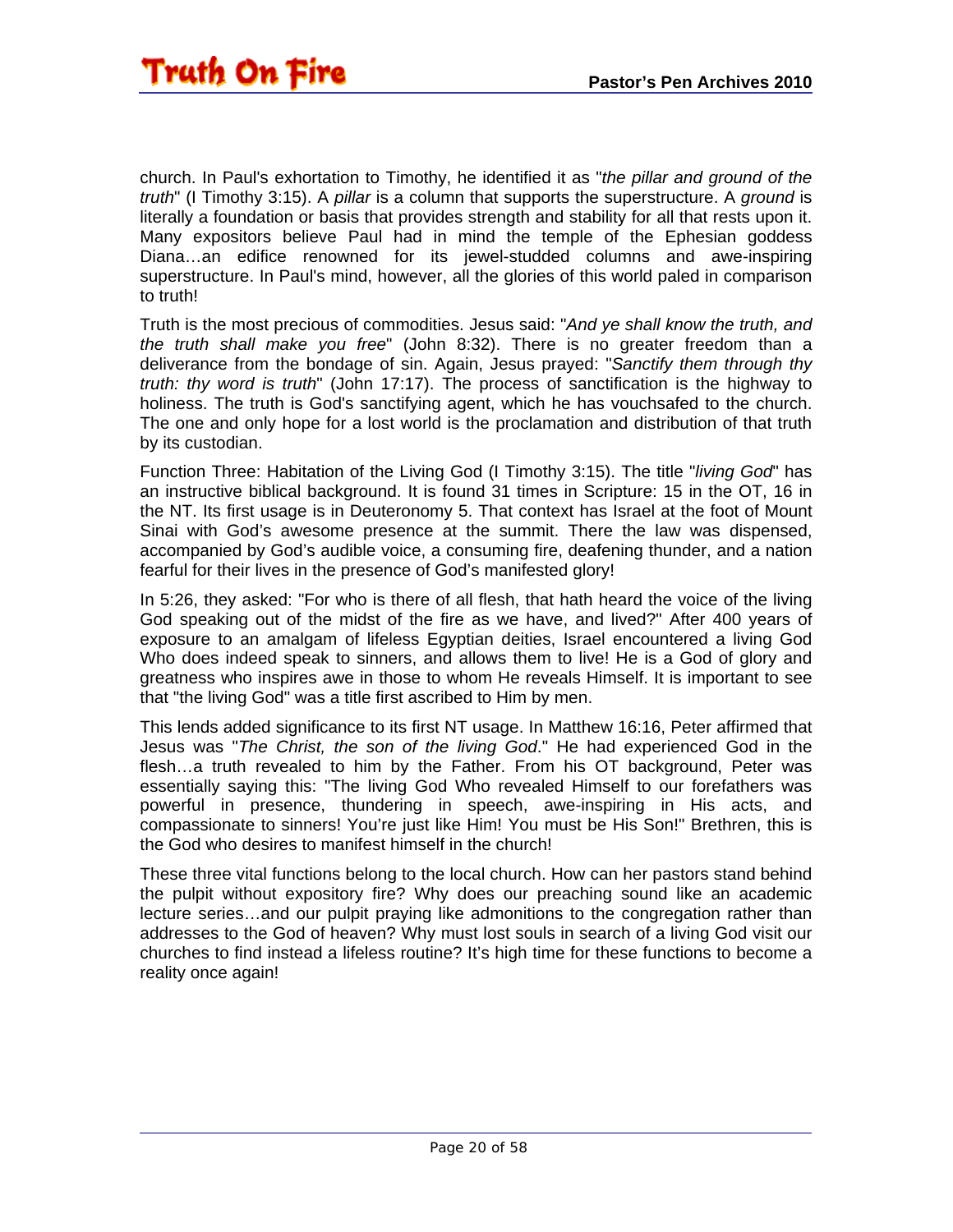church. In Paul's exhortation to Timothy, he identified it as "*the pillar and ground of the truth*" (I Timothy 3:15). A *pillar* is a column that supports the superstructure. A *ground* is literally a foundation or basis that provides strength and stability for all that rests upon it. Many expositors believe Paul had in mind the temple of the Ephesian goddess Diana…an edifice renowned for its jewel-studded columns and awe-inspiring superstructure. In Paul's mind, however, all the glories of this world paled in comparison to truth!

Truth is the most precious of commodities. Jesus said: "*And ye shall know the truth, and the truth shall make you free*" (John 8:32). There is no greater freedom than a deliverance from the bondage of sin. Again, Jesus prayed: "*Sanctify them through thy truth: thy word is truth*" (John 17:17). The process of sanctification is the highway to holiness. The truth is God's sanctifying agent, which he has vouchsafed to the church. The one and only hope for a lost world is the proclamation and distribution of that truth by its custodian.

Function Three: Habitation of the Living God (I Timothy 3:15). The title "*living God*" has an instructive biblical background. It is found 31 times in Scripture: 15 in the OT, 16 in the NT. Its first usage is in Deuteronomy 5. That context has Israel at the foot of Mount Sinai with God's awesome presence at the summit. There the law was dispensed, accompanied by God's audible voice, a consuming fire, deafening thunder, and a nation fearful for their lives in the presence of God's manifested glory!

In 5:26, they asked: "For who is there of all flesh, that hath heard the voice of the living God speaking out of the midst of the fire as we have, and lived?" After 400 years of exposure to an amalgam of lifeless Egyptian deities, Israel encountered a living God Who does indeed speak to sinners, and allows them to live! He is a God of glory and greatness who inspires awe in those to whom He reveals Himself. It is important to see that "the living God" was a title first ascribed to Him by men.

This lends added significance to its first NT usage. In Matthew 16:16, Peter affirmed that Jesus was "*The Christ, the son of the living God*." He had experienced God in the flesh…a truth revealed to him by the Father. From his OT background, Peter was essentially saying this: "The living God Who revealed Himself to our forefathers was powerful in presence, thundering in speech, awe-inspiring in His acts, and compassionate to sinners! You're just like Him! You must be His Son!" Brethren, this is the God who desires to manifest himself in the church!

These three vital functions belong to the local church. How can her pastors stand behind the pulpit without expository fire? Why does our preaching sound like an academic lecture series…and our pulpit praying like admonitions to the congregation rather than addresses to the God of heaven? Why must lost souls in search of a living God visit our churches to find instead a lifeless routine? It's high time for these functions to become a reality once again!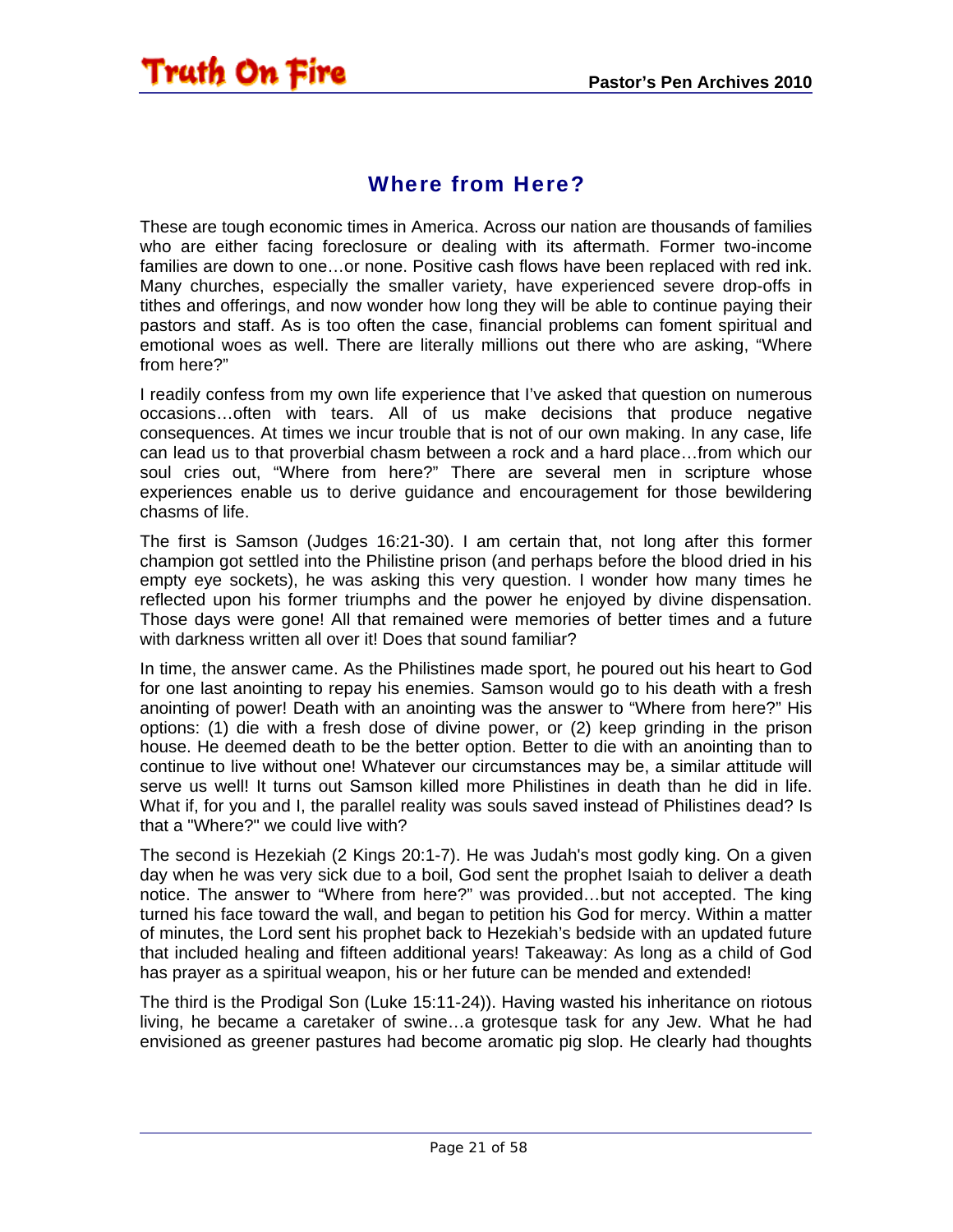## Where from Here?

These are tough economic times in America. Across our nation are thousands of families who are either facing foreclosure or dealing with its aftermath. Former two-income families are down to one…or none. Positive cash flows have been replaced with red ink. Many churches, especially the smaller variety, have experienced severe drop-offs in tithes and offerings, and now wonder how long they will be able to continue paying their pastors and staff. As is too often the case, financial problems can foment spiritual and emotional woes as well. There are literally millions out there who are asking, "Where from here?"

I readily confess from my own life experience that I've asked that question on numerous occasions…often with tears. All of us make decisions that produce negative consequences. At times we incur trouble that is not of our own making. In any case, life can lead us to that proverbial chasm between a rock and a hard place…from which our soul cries out, "Where from here?" There are several men in scripture whose experiences enable us to derive guidance and encouragement for those bewildering chasms of life.

The first is Samson (Judges 16:21-30). I am certain that, not long after this former champion got settled into the Philistine prison (and perhaps before the blood dried in his empty eye sockets), he was asking this very question. I wonder how many times he reflected upon his former triumphs and the power he enjoyed by divine dispensation. Those days were gone! All that remained were memories of better times and a future with darkness written all over it! Does that sound familiar?

In time, the answer came. As the Philistines made sport, he poured out his heart to God for one last anointing to repay his enemies. Samson would go to his death with a fresh anointing of power! Death with an anointing was the answer to "Where from here?" His options: (1) die with a fresh dose of divine power, or (2) keep grinding in the prison house. He deemed death to be the better option. Better to die with an anointing than to continue to live without one! Whatever our circumstances may be, a similar attitude will serve us well! It turns out Samson killed more Philistines in death than he did in life. What if, for you and I, the parallel reality was souls saved instead of Philistines dead? Is that a "Where?" we could live with?

The second is Hezekiah (2 Kings 20:1-7). He was Judah's most godly king. On a given day when he was very sick due to a boil, God sent the prophet Isaiah to deliver a death notice. The answer to "Where from here?" was provided…but not accepted. The king turned his face toward the wall, and began to petition his God for mercy. Within a matter of minutes, the Lord sent his prophet back to Hezekiah's bedside with an updated future that included healing and fifteen additional years! Takeaway: As long as a child of God has prayer as a spiritual weapon, his or her future can be mended and extended!

The third is the Prodigal Son (Luke 15:11-24)). Having wasted his inheritance on riotous living, he became a caretaker of swine…a grotesque task for any Jew. What he had envisioned as greener pastures had become aromatic pig slop. He clearly had thoughts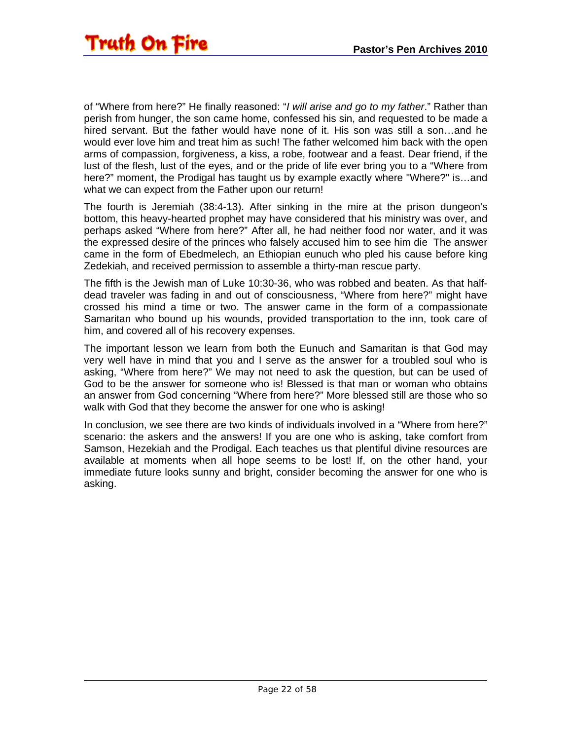of “Where from here?” He finally reasoned: “*I will arise and go to my father*.” Rather than perish from hunger, the son came home, confessed his sin, and requested to be made a hired servant. But the father would have none of it. His son was still a son…and he would ever love him and treat him as such! The father welcomed him back with the open arms of compassion, forgiveness, a kiss, a robe, footwear and a feast. Dear friend, if the lust of the flesh, lust of the eyes, and or the pride of life ever bring you to a “Where from here?” moment, the Prodigal has taught us by example exactly where "Where?" is…and what we can expect from the Father upon our return!

The fourth is Jeremiah (38:4-13). After sinking in the mire at the prison dungeon's bottom, this heavy-hearted prophet may have considered that his ministry was over, and perhaps asked “Where from here?” After all, he had neither food nor water, and it was the expressed desire of the princes who falsely accused him to see him die The answer came in the form of Ebedmelech, an Ethiopian eunuch who pled his cause before king Zedekiah, and received permission to assemble a thirty-man rescue party.

The fifth is the Jewish man of Luke 10:30-36, who was robbed and beaten. As that half-dead traveler was fading in and out of consciousness, “Where from here?” might have crossed his mind a time or two. The answer came in the form of a compassionate Samaritan who bound up his wounds, provided transportation to the inn, took care of him, and covered all of his recovery expenses.

The important lesson we learn from both the Eunuch and Samaritan is that God may very well have in mind that you and I serve as the answer for a troubled soul who is asking, “Where from here?” We may not need to ask the question, but can be used of God to be the answer for someone who is! Blessed is that man or woman who obtains an answer from God concerning “Where from here?” More blessed still are those who so walk with God that they become the answer for one who is asking!

In conclusion, we see there are two kinds of individuals involved in a “Where from here?” scenario: the askers and the answers! If you are one who is asking, take comfort from Samson, Hezekiah and the Prodigal. Each teaches us that plentiful divine resources are available at moments when all hope seems to be lost! If, on the other hand, your immediate future looks sunny and bright, consider becoming the answer for one who is asking.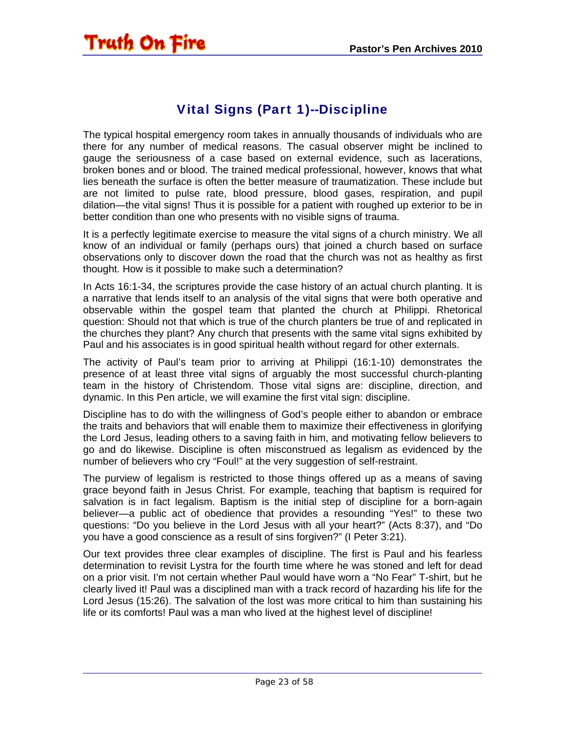## Vital Signs (Part 1)--Discipline

The typical hospital emergency room takes in annually thousands of individuals who are there for any number of medical reasons. The casual observer might be inclined to gauge the seriousness of a case based on external evidence, such as lacerations, broken bones and or blood. The trained medical professional, however, knows that what lies beneath the surface is often the better measure of traumatization. These include but are not limited to pulse rate, blood pressure, blood gases, respiration, and pupil dilation—the vital signs! Thus it is possible for a patient with roughed up exterior to be in better condition than one who presents with no visible signs of trauma.

It is a perfectly legitimate exercise to measure the vital signs of a church ministry. We all know of an individual or family (perhaps ours) that joined a church based on surface observations only to discover down the road that the church was not as healthy as first thought. How is it possible to make such a determination?

In Acts 16:1-34, the scriptures provide the case history of an actual church planting. It is a narrative that lends itself to an analysis of the vital signs that were both operative and observable within the gospel team that planted the church at Philippi. Rhetorical question: Should not that which is true of the church planters be true of and replicated in the churches they plant? Any church that presents with the same vital signs exhibited by Paul and his associates is in good spiritual health without regard for other externals.

The activity of Paul's team prior to arriving at Philippi (16:1-10) demonstrates the presence of at least three vital signs of arguably the most successful church-planting team in the history of Christendom. Those vital signs are: discipline, direction, and dynamic. In this Pen article, we will examine the first vital sign: discipline.

Discipline has to do with the willingness of God's people either to abandon or embrace the traits and behaviors that will enable them to maximize their effectiveness in glorifying the Lord Jesus, leading others to a saving faith in him, and motivating fellow believers to go and do likewise. Discipline is often misconstrued as legalism as evidenced by the number of believers who cry "Foul!" at the very suggestion of self-restraint.

The purview of legalism is restricted to those things offered up as a means of saving grace beyond faith in Jesus Christ. For example, teaching that baptism is required for salvation is in fact legalism. Baptism is the initial step of discipline for a born-again believer—a public act of obedience that provides a resounding "Yes!" to these two questions: "Do you believe in the Lord Jesus with all your heart?" (Acts 8:37), and "Do you have a good conscience as a result of sins forgiven?" (I Peter 3:21).

Our text provides three clear examples of discipline. The first is Paul and his fearless determination to revisit Lystra for the fourth time where he was stoned and left for dead on a prior visit. I'm not certain whether Paul would have worn a "No Fear" T-shirt, but he clearly lived it! Paul was a disciplined man with a track record of hazarding his life for the Lord Jesus (15:26). The salvation of the lost was more critical to him than sustaining his life or its comforts! Paul was a man who lived at the highest level of discipline!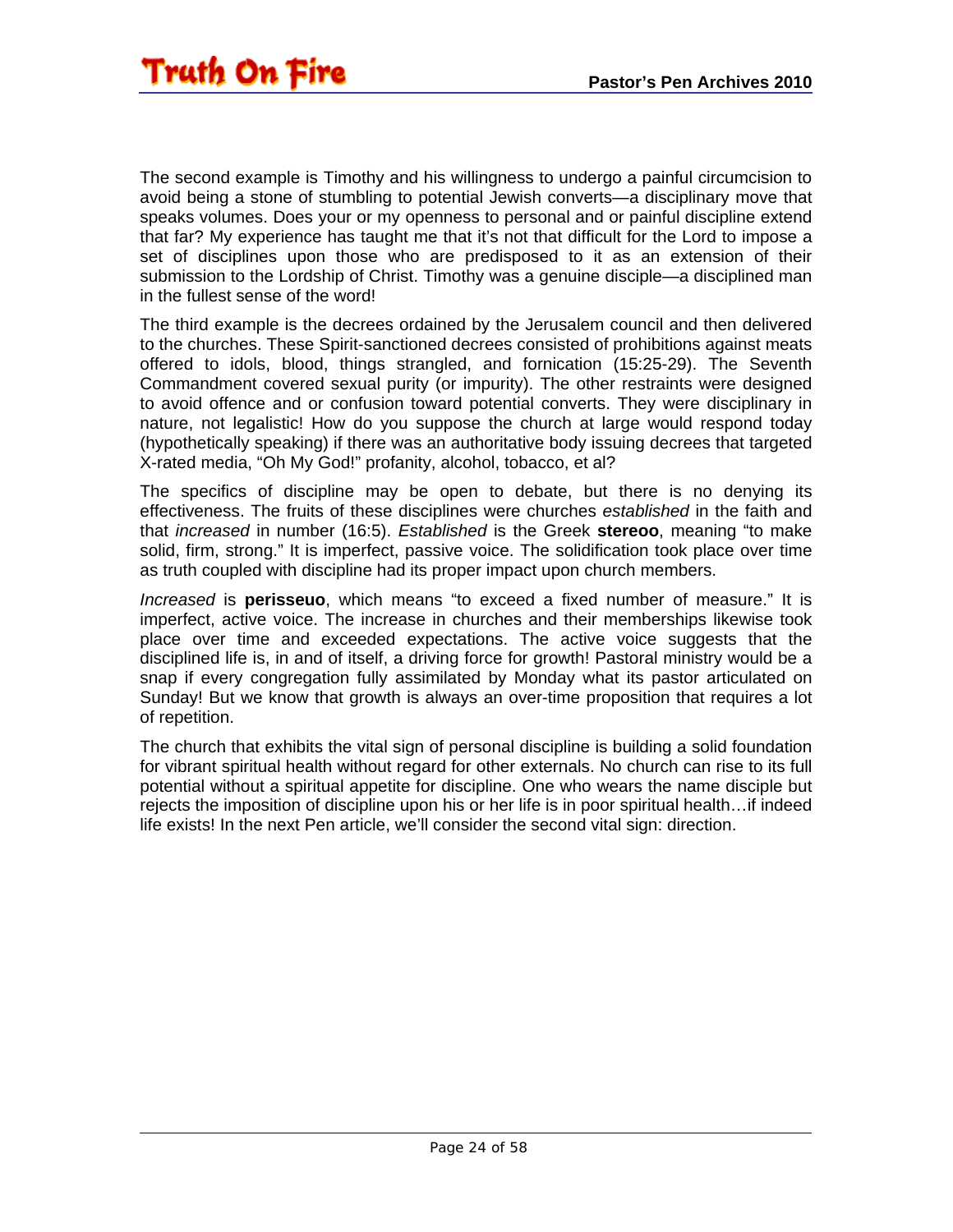The second example is Timothy and his willingness to undergo a painful circumcision to avoid being a stone of stumbling to potential Jewish converts—a disciplinary move that speaks volumes. Does your or my openness to personal and or painful discipline extend that far? My experience has taught me that it's not that difficult for the Lord to impose a set of disciplines upon those who are predisposed to it as an extension of their submission to the Lordship of Christ. Timothy was a genuine disciple—a disciplined man in the fullest sense of the word!

The third example is the decrees ordained by the Jerusalem council and then delivered to the churches. These Spirit-sanctioned decrees consisted of prohibitions against meats offered to idols, blood, things strangled, and fornication (15:25-29). The Seventh Commandment covered sexual purity (or impurity). The other restraints were designed to avoid offence and or confusion toward potential converts. They were disciplinary in nature, not legalistic! How do you suppose the church at large would respond today (hypothetically speaking) if there was an authoritative body issuing decrees that targeted X-rated media, "Oh My God!" profanity, alcohol, tobacco, et al?

The specifics of discipline may be open to debate, but there is no denying its effectiveness. The fruits of these disciplines were churches *established* in the faith and that *increased* in number (16:5). *Established* is the Greek **stereoo**, meaning "to make solid, firm, strong." It is imperfect, passive voice. The solidification took place over time as truth coupled with discipline had its proper impact upon church members.

*Increased* is **perisseuo**, which means "to exceed a fixed number of measure." It is imperfect, active voice. The increase in churches and their memberships likewise took place over time and exceeded expectations. The active voice suggests that the disciplined life is, in and of itself, a driving force for growth! Pastoral ministry would be a snap if every congregation fully assimilated by Monday what its pastor articulated on Sunday! But we know that growth is always an over-time proposition that requires a lot of repetition.

The church that exhibits the vital sign of personal discipline is building a solid foundation for vibrant spiritual health without regard for other externals. No church can rise to its full potential without a spiritual appetite for discipline. One who wears the name disciple but rejects the imposition of discipline upon his or her life is in poor spiritual health…if indeed life exists! In the next Pen article, we'll consider the second vital sign: direction.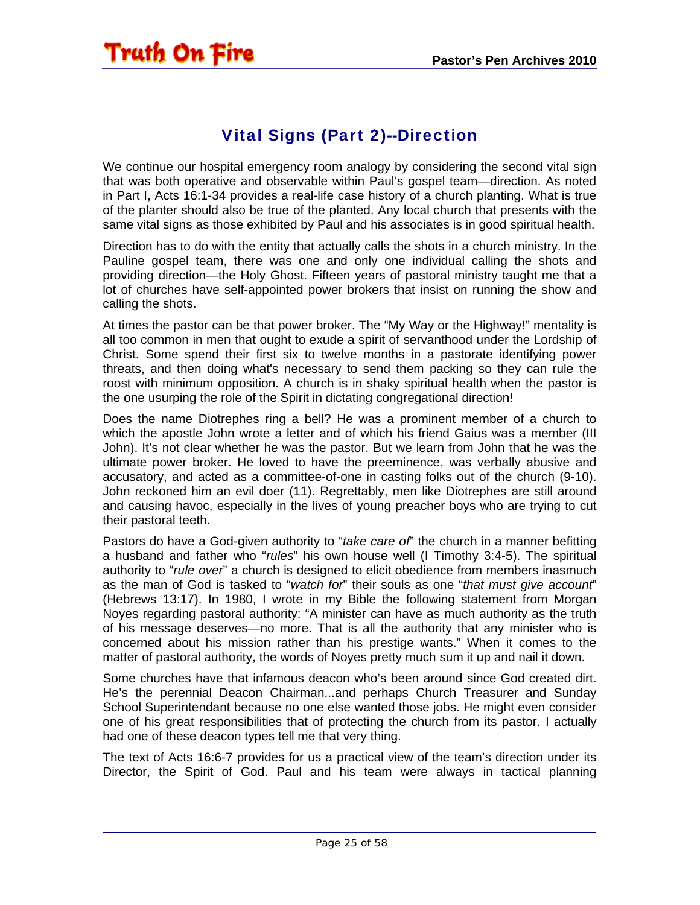## Vital Signs (Part 2)--Direction

We continue our hospital emergency room analogy by considering the second vital sign that was both operative and observable within Paul's gospel team—direction. As noted in Part I, Acts 16:1-34 provides a real-life case history of a church planting. What is true of the planter should also be true of the planted. Any local church that presents with the same vital signs as those exhibited by Paul and his associates is in good spiritual health.

Direction has to do with the entity that actually calls the shots in a church ministry. In the Pauline gospel team, there was one and only one individual calling the shots and providing direction—the Holy Ghost. Fifteen years of pastoral ministry taught me that a lot of churches have self-appointed power brokers that insist on running the show and calling the shots.

At times the pastor can be that power broker. The "My Way or the Highway!" mentality is all too common in men that ought to exude a spirit of servanthood under the Lordship of Christ. Some spend their first six to twelve months in a pastorate identifying power threats, and then doing what's necessary to send them packing so they can rule the roost with minimum opposition. A church is in shaky spiritual health when the pastor is the one usurping the role of the Spirit in dictating congregational direction!

Does the name Diotrephes ring a bell? He was a prominent member of a church to which the apostle John wrote a letter and of which his friend Gaius was a member (III John). It's not clear whether he was the pastor. But we learn from John that he was the ultimate power broker. He loved to have the preeminence, was verbally abusive and accusatory, and acted as a committee-of-one in casting folks out of the church (9-10). John reckoned him an evil doer (11). Regrettably, men like Diotrephes are still around and causing havoc, especially in the lives of young preacher boys who are trying to cut their pastoral teeth.

Pastors do have a God-given authority to "*take care of*" the church in a manner befitting a husband and father who "*rules*" his own house well (I Timothy 3:4-5). The spiritual authority to "*rule over*" a church is designed to elicit obedience from members inasmuch as the man of God is tasked to "*watch for*" their souls as one "*that must give account*" (Hebrews 13:17). In 1980, I wrote in my Bible the following statement from Morgan Noyes regarding pastoral authority: "A minister can have as much authority as the truth of his message deserves—no more. That is all the authority that any minister who is concerned about his mission rather than his prestige wants." When it comes to the matter of pastoral authority, the words of Noyes pretty much sum it up and nail it down.

Some churches have that infamous deacon who's been around since God created dirt. He's the perennial Deacon Chairman...and perhaps Church Treasurer and Sunday School Superintendant because no one else wanted those jobs. He might even consider one of his great responsibilities that of protecting the church from its pastor. I actually had one of these deacon types tell me that very thing.

The text of Acts 16:6-7 provides for us a practical view of the team's direction under its Director, the Spirit of God. Paul and his team were always in tactical planning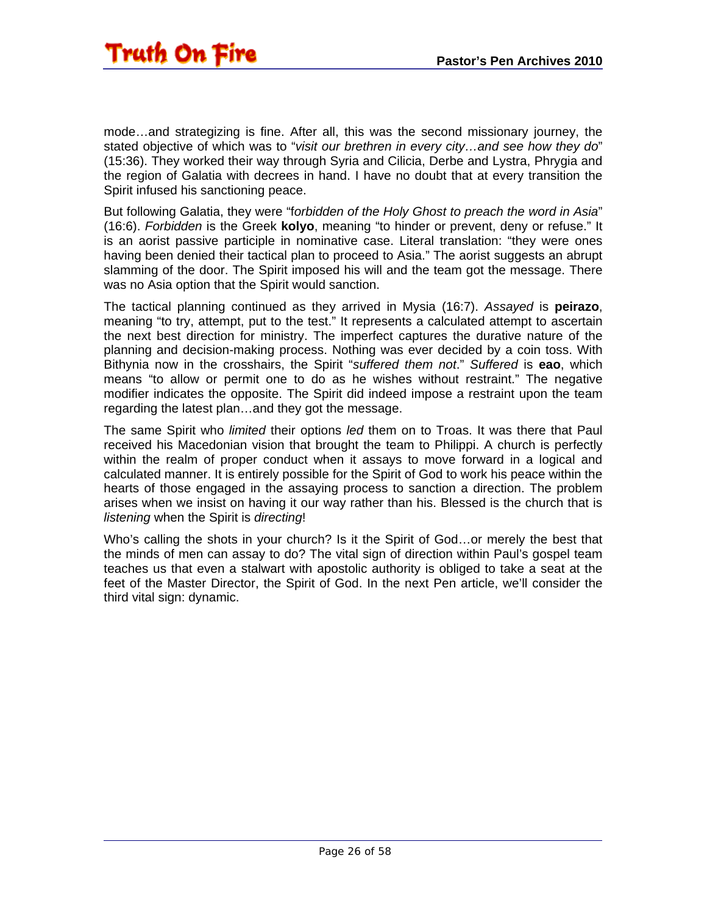mode…and strategizing is fine. After all, this was the second missionary journey, the stated objective of which was to "*visit our brethren in every city…and see how they do*" (15:36). They worked their way through Syria and Cilicia, Derbe and Lystra, Phrygia and the region of Galatia with decrees in hand. I have no doubt that at every transition the Spirit infused his sanctioning peace.

But following Galatia, they were "f*orbidden of the Holy Ghost to preach the word in Asia*" (16:6). *Forbidden* is the Greek **kolyo**, meaning "to hinder or prevent, deny or refuse." It is an aorist passive participle in nominative case. Literal translation: "they were ones having been denied their tactical plan to proceed to Asia." The aorist suggests an abrupt slamming of the door. The Spirit imposed his will and the team got the message. There was no Asia option that the Spirit would sanction.

The tactical planning continued as they arrived in Mysia (16:7). *Assayed* is **peirazo**, meaning "to try, attempt, put to the test." It represents a calculated attempt to ascertain the next best direction for ministry. The imperfect captures the durative nature of the planning and decision-making process. Nothing was ever decided by a coin toss. With Bithynia now in the crosshairs, the Spirit "*suffered them not*." *Suffered* is **eao**, which means "to allow or permit one to do as he wishes without restraint." The negative modifier indicates the opposite. The Spirit did indeed impose a restraint upon the team regarding the latest plan…and they got the message.

The same Spirit who *limited* their options *led* them on to Troas. It was there that Paul received his Macedonian vision that brought the team to Philippi. A church is perfectly within the realm of proper conduct when it assays to move forward in a logical and calculated manner. It is entirely possible for the Spirit of God to work his peace within the hearts of those engaged in the assaying process to sanction a direction. The problem arises when we insist on having it our way rather than his. Blessed is the church that is *listening* when the Spirit is *directing*!

Who's calling the shots in your church? Is it the Spirit of God…or merely the best that the minds of men can assay to do? The vital sign of direction within Paul's gospel team teaches us that even a stalwart with apostolic authority is obliged to take a seat at the feet of the Master Director, the Spirit of God. In the next Pen article, we'll consider the third vital sign: dynamic.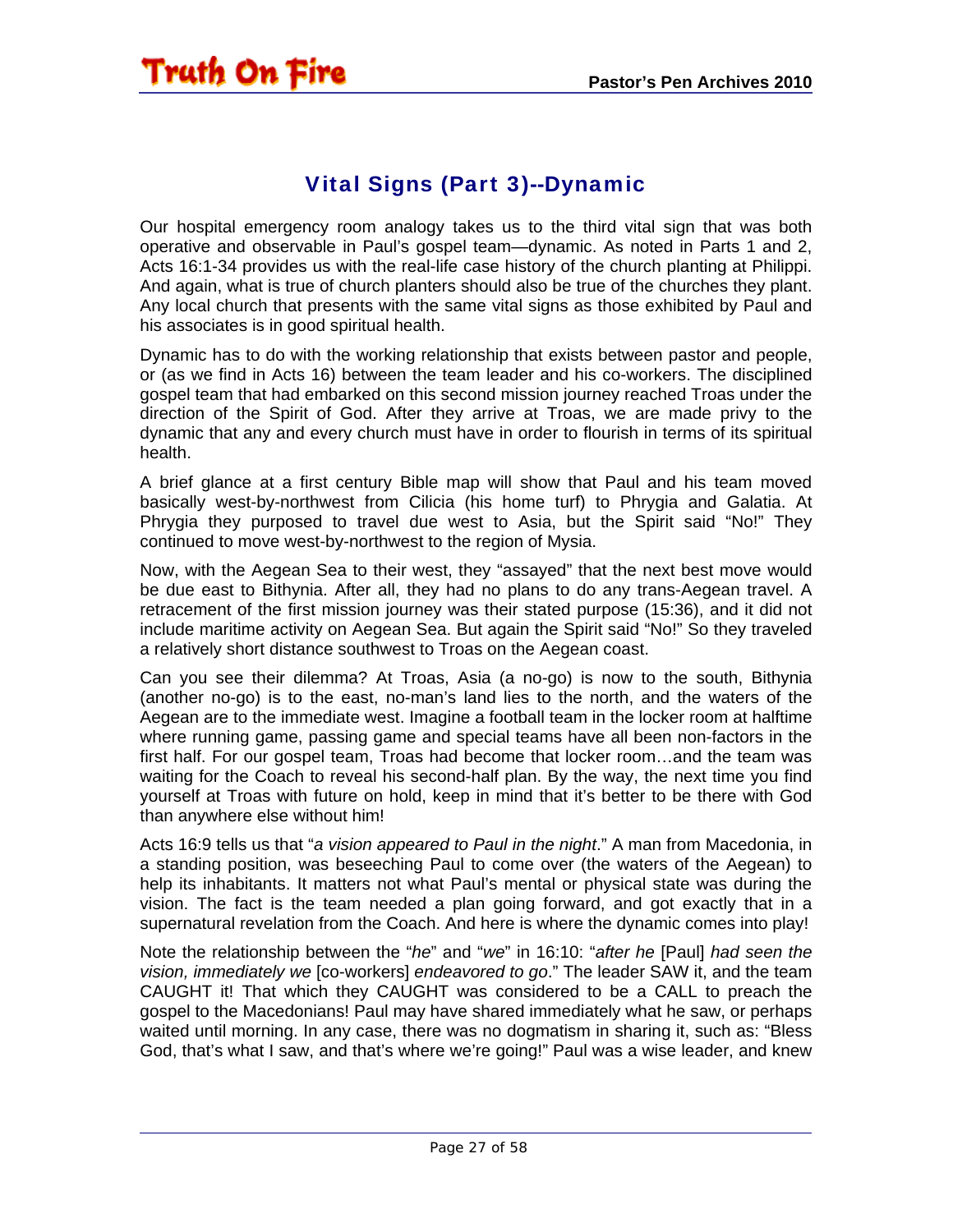## Vital Signs (Part 3)--Dynamic

Our hospital emergency room analogy takes us to the third vital sign that was both operative and observable in Paul's gospel team—dynamic. As noted in Parts 1 and 2, Acts 16:1-34 provides us with the real-life case history of the church planting at Philippi. And again, what is true of church planters should also be true of the churches they plant. Any local church that presents with the same vital signs as those exhibited by Paul and his associates is in good spiritual health.

Dynamic has to do with the working relationship that exists between pastor and people, or (as we find in Acts 16) between the team leader and his co-workers. The disciplined gospel team that had embarked on this second mission journey reached Troas under the direction of the Spirit of God. After they arrive at Troas, we are made privy to the dynamic that any and every church must have in order to flourish in terms of its spiritual health.

A brief glance at a first century Bible map will show that Paul and his team moved basically west-by-northwest from Cilicia (his home turf) to Phrygia and Galatia. At Phrygia they purposed to travel due west to Asia, but the Spirit said "No!" They continued to move west-by-northwest to the region of Mysia.

Now, with the Aegean Sea to their west, they "assayed" that the next best move would be due east to Bithynia. After all, they had no plans to do any trans-Aegean travel. A retracement of the first mission journey was their stated purpose (15:36), and it did not include maritime activity on Aegean Sea. But again the Spirit said "No!" So they traveled a relatively short distance southwest to Troas on the Aegean coast.

Can you see their dilemma? At Troas, Asia (a no-go) is now to the south, Bithynia (another no-go) is to the east, no-man's land lies to the north, and the waters of the Aegean are to the immediate west. Imagine a football team in the locker room at halftime where running game, passing game and special teams have all been non-factors in the first half. For our gospel team, Troas had become that locker room…and the team was waiting for the Coach to reveal his second-half plan. By the way, the next time you find yourself at Troas with future on hold, keep in mind that it's better to be there with God than anywhere else without him!

Acts 16:9 tells us that "*a vision appeared to Paul in the night*." A man from Macedonia, in a standing position, was beseeching Paul to come over (the waters of the Aegean) to help its inhabitants. It matters not what Paul's mental or physical state was during the vision. The fact is the team needed a plan going forward, and got exactly that in a supernatural revelation from the Coach. And here is where the dynamic comes into play!

Note the relationship between the "*he*" and "*we*" in 16:10: "*after he* [Paul] *had seen the vision, immediately we* [co-workers] *endeavored to go*." The leader SAW it, and the team CAUGHT it! That which they CAUGHT was considered to be a CALL to preach the gospel to the Macedonians! Paul may have shared immediately what he saw, or perhaps waited until morning. In any case, there was no dogmatism in sharing it, such as: "Bless God, that's what I saw, and that's where we're going!" Paul was a wise leader, and knew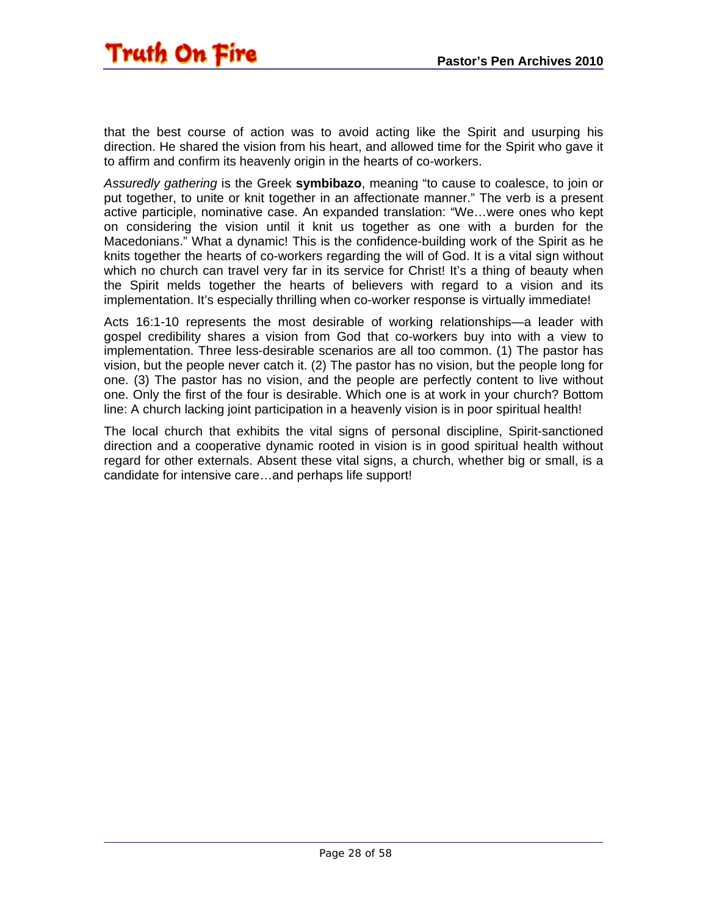that the best course of action was to avoid acting like the Spirit and usurping his direction. He shared the vision from his heart, and allowed time for the Spirit who gave it to affirm and confirm its heavenly origin in the hearts of co-workers.

*Assuredly gathering* is the Greek **symbibazo**, meaning "to cause to coalesce, to join or put together, to unite or knit together in an affectionate manner." The verb is a present active participle, nominative case. An expanded translation: "We…were ones who kept on considering the vision until it knit us together as one with a burden for the Macedonians." What a dynamic! This is the confidence-building work of the Spirit as he knits together the hearts of co-workers regarding the will of God. It is a vital sign without which no church can travel very far in its service for Christ! It's a thing of beauty when the Spirit melds together the hearts of believers with regard to a vision and its implementation. It's especially thrilling when co-worker response is virtually immediate!

Acts 16:1-10 represents the most desirable of working relationships—a leader with gospel credibility shares a vision from God that co-workers buy into with a view to implementation. Three less-desirable scenarios are all too common. (1) The pastor has vision, but the people never catch it. (2) The pastor has no vision, but the people long for one. (3) The pastor has no vision, and the people are perfectly content to live without one. Only the first of the four is desirable. Which one is at work in your church? Bottom line: A church lacking joint participation in a heavenly vision is in poor spiritual health!

The local church that exhibits the vital signs of personal discipline, Spirit-sanctioned direction and a cooperative dynamic rooted in vision is in good spiritual health without regard for other externals. Absent these vital signs, a church, whether big or small, is a candidate for intensive care…and perhaps life support!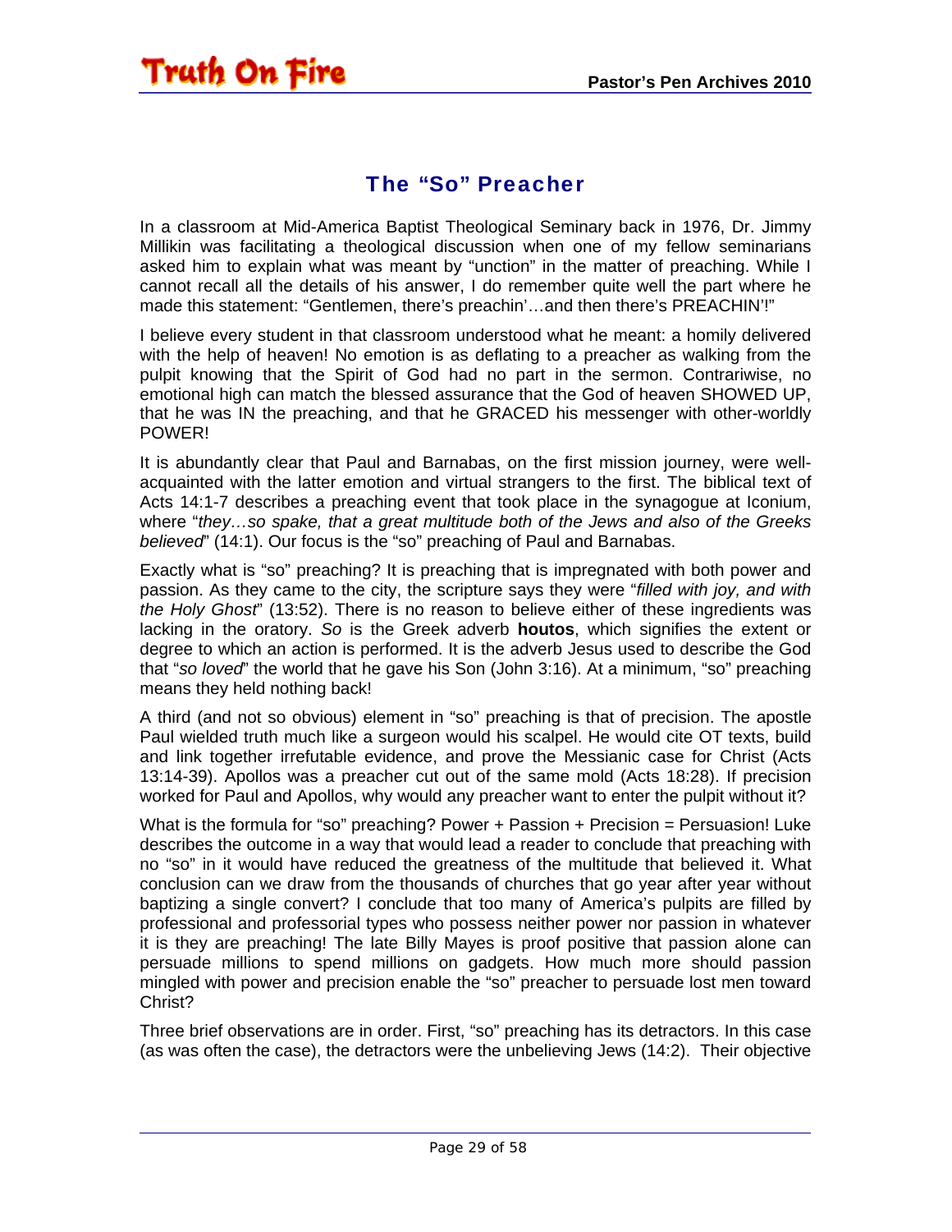## The "So" Preacher

In a classroom at Mid-America Baptist Theological Seminary back in 1976, Dr. Jimmy Millikin was facilitating a theological discussion when one of my fellow seminarians asked him to explain what was meant by "unction" in the matter of preaching. While I cannot recall all the details of his answer, I do remember quite well the part where he made this statement: "Gentlemen, there's preachin'…and then there's PREACHIN'!"

I believe every student in that classroom understood what he meant: a homily delivered with the help of heaven! No emotion is as deflating to a preacher as walking from the pulpit knowing that the Spirit of God had no part in the sermon. Contrariwise, no emotional high can match the blessed assurance that the God of heaven SHOWED UP, that he was IN the preaching, and that he GRACED his messenger with other-worldly POWER!

It is abundantly clear that Paul and Barnabas, on the first mission journey, were well-acquainted with the latter emotion and virtual strangers to the first. The biblical text of Acts 14:1-7 describes a preaching event that took place in the synagogue at Iconium, where "*they…so spake, that a great multitude both of the Jews and also of the Greeks believed*" (14:1). Our focus is the "so" preaching of Paul and Barnabas.

Exactly what is "so" preaching? It is preaching that is impregnated with both power and passion. As they came to the city, the scripture says they were "*filled with joy, and with the Holy Ghost*" (13:52). There is no reason to believe either of these ingredients was lacking in the oratory. *So* is the Greek adverb **houtos**, which signifies the extent or degree to which an action is performed. It is the adverb Jesus used to describe the God that "*so loved*" the world that he gave his Son (John 3:16). At a minimum, "so" preaching means they held nothing back!

A third (and not so obvious) element in "so" preaching is that of precision. The apostle Paul wielded truth much like a surgeon would his scalpel. He would cite OT texts, build and link together irrefutable evidence, and prove the Messianic case for Christ (Acts 13:14-39). Apollos was a preacher cut out of the same mold (Acts 18:28). If precision worked for Paul and Apollos, why would any preacher want to enter the pulpit without it?

What is the formula for "so" preaching? Power + Passion + Precision = Persuasion! Luke describes the outcome in a way that would lead a reader to conclude that preaching with no "so" in it would have reduced the greatness of the multitude that believed it. What conclusion can we draw from the thousands of churches that go year after year without baptizing a single convert? I conclude that too many of America's pulpits are filled by professional and professorial types who possess neither power nor passion in whatever it is they are preaching! The late Billy Mayes is proof positive that passion alone can persuade millions to spend millions on gadgets. How much more should passion mingled with power and precision enable the "so" preacher to persuade lost men toward Christ?

Three brief observations are in order. First, "so" preaching has its detractors. In this case (as was often the case), the detractors were the unbelieving Jews (14:2). Their objective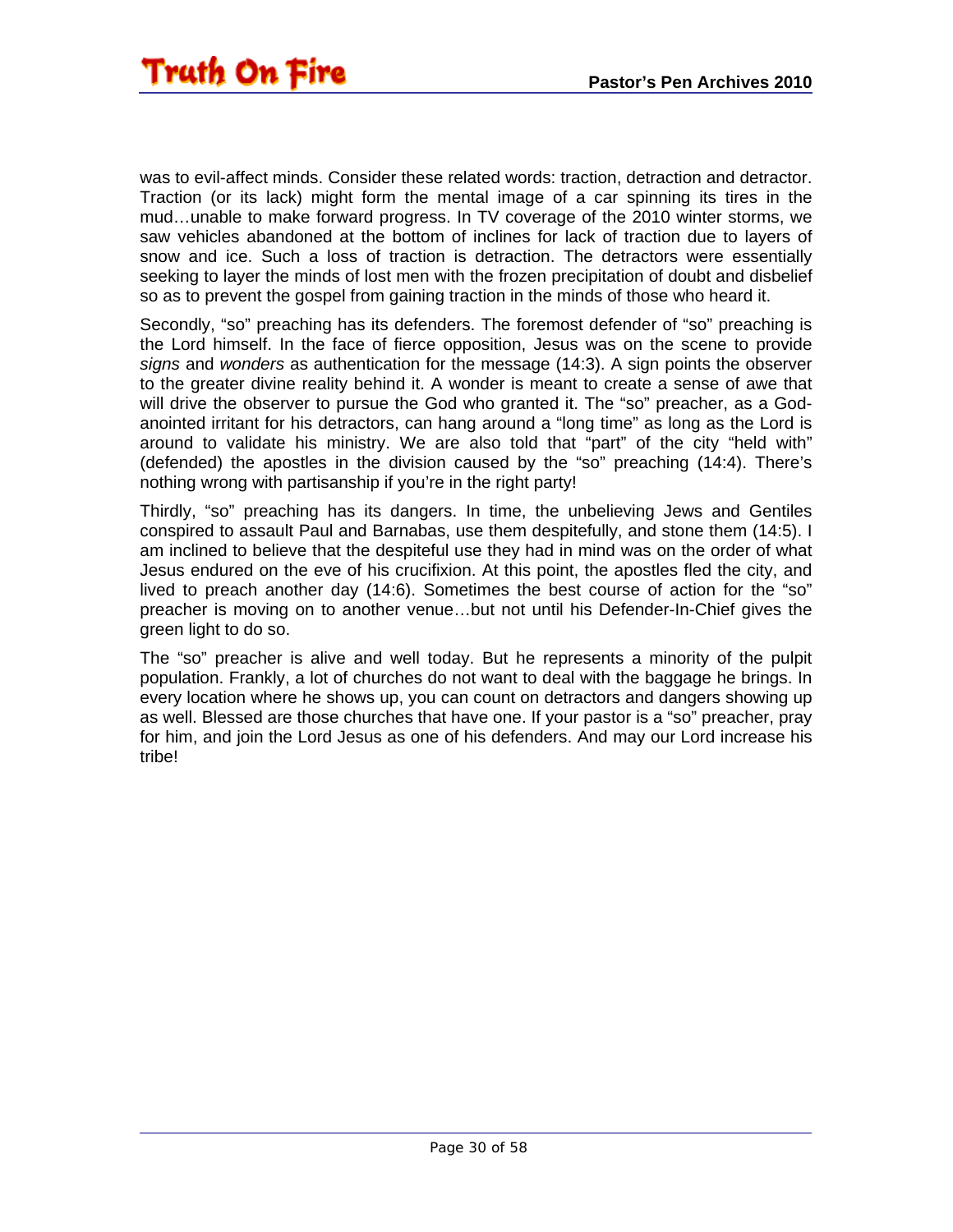was to evil-affect minds. Consider these related words: traction, detraction and detractor. Traction (or its lack) might form the mental image of a car spinning its tires in the mud…unable to make forward progress. In TV coverage of the 2010 winter storms, we saw vehicles abandoned at the bottom of inclines for lack of traction due to layers of snow and ice. Such a loss of traction is detraction. The detractors were essentially seeking to layer the minds of lost men with the frozen precipitation of doubt and disbelief so as to prevent the gospel from gaining traction in the minds of those who heard it.

Secondly, "so" preaching has its defenders. The foremost defender of "so" preaching is the Lord himself. In the face of fierce opposition, Jesus was on the scene to provide *signs* and *wonders* as authentication for the message (14:3). A sign points the observer to the greater divine reality behind it. A wonder is meant to create a sense of awe that will drive the observer to pursue the God who granted it. The "so" preacher, as a God-anointed irritant for his detractors, can hang around a "long time" as long as the Lord is around to validate his ministry. We are also told that "part" of the city "held with" (defended) the apostles in the division caused by the "so" preaching (14:4). There's nothing wrong with partisanship if you're in the right party!

Thirdly, "so" preaching has its dangers. In time, the unbelieving Jews and Gentiles conspired to assault Paul and Barnabas, use them despitefully, and stone them (14:5). I am inclined to believe that the despiteful use they had in mind was on the order of what Jesus endured on the eve of his crucifixion. At this point, the apostles fled the city, and lived to preach another day (14:6). Sometimes the best course of action for the "so" preacher is moving on to another venue…but not until his Defender-In-Chief gives the green light to do so.

The "so" preacher is alive and well today. But he represents a minority of the pulpit population. Frankly, a lot of churches do not want to deal with the baggage he brings. In every location where he shows up, you can count on detractors and dangers showing up as well. Blessed are those churches that have one. If your pastor is a "so" preacher, pray for him, and join the Lord Jesus as one of his defenders. And may our Lord increase his tribe!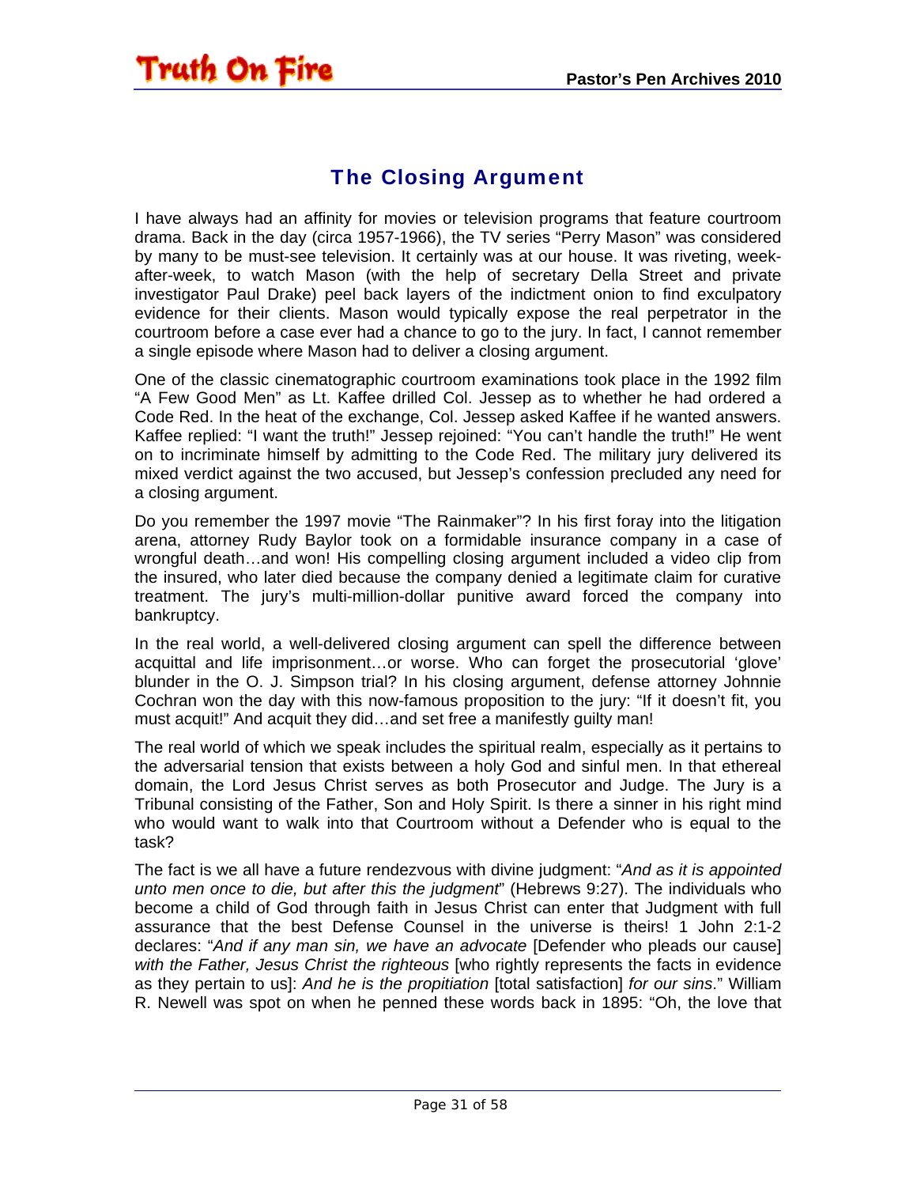## The Closing Argument

I have always had an affinity for movies or television programs that feature courtroom drama. Back in the day (circa 1957-1966), the TV series "Perry Mason" was considered by many to be must-see television. It certainly was at our house. It was riveting, week-after-week, to watch Mason (with the help of secretary Della Street and private investigator Paul Drake) peel back layers of the indictment onion to find exculpatory evidence for their clients. Mason would typically expose the real perpetrator in the courtroom before a case ever had a chance to go to the jury. In fact, I cannot remember a single episode where Mason had to deliver a closing argument.

One of the classic cinematographic courtroom examinations took place in the 1992 film "A Few Good Men" as Lt. Kaffee drilled Col. Jessep as to whether he had ordered a Code Red. In the heat of the exchange, Col. Jessep asked Kaffee if he wanted answers. Kaffee replied: "I want the truth!" Jessep rejoined: "You can't handle the truth!" He went on to incriminate himself by admitting to the Code Red. The military jury delivered its mixed verdict against the two accused, but Jessep's confession precluded any need for a closing argument.

Do you remember the 1997 movie "The Rainmaker"? In his first foray into the litigation arena, attorney Rudy Baylor took on a formidable insurance company in a case of wrongful death…and won! His compelling closing argument included a video clip from the insured, who later died because the company denied a legitimate claim for curative treatment. The jury's multi-million-dollar punitive award forced the company into bankruptcy.

In the real world, a well-delivered closing argument can spell the difference between acquittal and life imprisonment…or worse. Who can forget the prosecutorial 'glove' blunder in the O. J. Simpson trial? In his closing argument, defense attorney Johnnie Cochran won the day with this now-famous proposition to the jury: "If it doesn't fit, you must acquit!" And acquit they did…and set free a manifestly guilty man!

The real world of which we speak includes the spiritual realm, especially as it pertains to the adversarial tension that exists between a holy God and sinful men. In that ethereal domain, the Lord Jesus Christ serves as both Prosecutor and Judge. The Jury is a Tribunal consisting of the Father, Son and Holy Spirit. Is there a sinner in his right mind who would want to walk into that Courtroom without a Defender who is equal to the task?

The fact is we all have a future rendezvous with divine judgment: "*And as it is appointed unto men once to die, but after this the judgment*" (Hebrews 9:27). The individuals who become a child of God through faith in Jesus Christ can enter that Judgment with full assurance that the best Defense Counsel in the universe is theirs! 1 John 2:1-2 declares: "*And if any man sin, we have an advocate* [Defender who pleads our cause] *with the Father, Jesus Christ the righteous* [who rightly represents the facts in evidence as they pertain to us]: *And he is the propitiation* [total satisfaction] *for our sins*." William R. Newell was spot on when he penned these words back in 1895: "Oh, the love that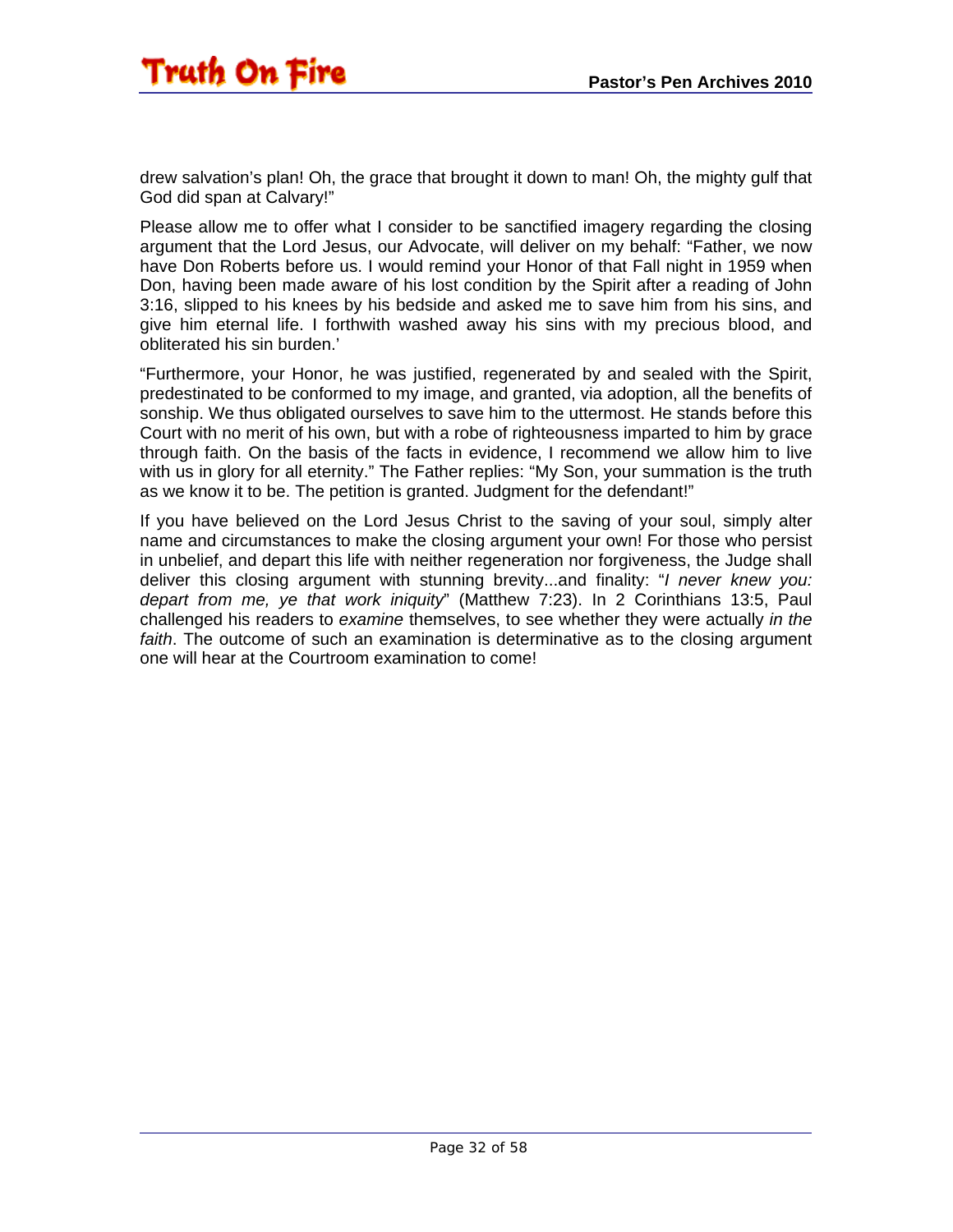drew salvation's plan! Oh, the grace that brought it down to man! Oh, the mighty gulf that God did span at Calvary!"

Please allow me to offer what I consider to be sanctified imagery regarding the closing argument that the Lord Jesus, our Advocate, will deliver on my behalf: "Father, we now have Don Roberts before us. I would remind your Honor of that Fall night in 1959 when Don, having been made aware of his lost condition by the Spirit after a reading of John 3:16, slipped to his knees by his bedside and asked me to save him from his sins, and give him eternal life. I forthwith washed away his sins with my precious blood, and obliterated his sin burden.'

"Furthermore, your Honor, he was justified, regenerated by and sealed with the Spirit, predestinated to be conformed to my image, and granted, via adoption, all the benefits of sonship. We thus obligated ourselves to save him to the uttermost. He stands before this Court with no merit of his own, but with a robe of righteousness imparted to him by grace through faith. On the basis of the facts in evidence, I recommend we allow him to live with us in glory for all eternity." The Father replies: "My Son, your summation is the truth as we know it to be. The petition is granted. Judgment for the defendant!"

If you have believed on the Lord Jesus Christ to the saving of your soul, simply alter name and circumstances to make the closing argument your own! For those who persist in unbelief, and depart this life with neither regeneration nor forgiveness, the Judge shall deliver this closing argument with stunning brevity...and finality: "*I never knew you: depart from me, ye that work iniquity*" (Matthew 7:23). In 2 Corinthians 13:5, Paul challenged his readers to *examine* themselves, to see whether they were actually *in the faith*. The outcome of such an examination is determinative as to the closing argument one will hear at the Courtroom examination to come!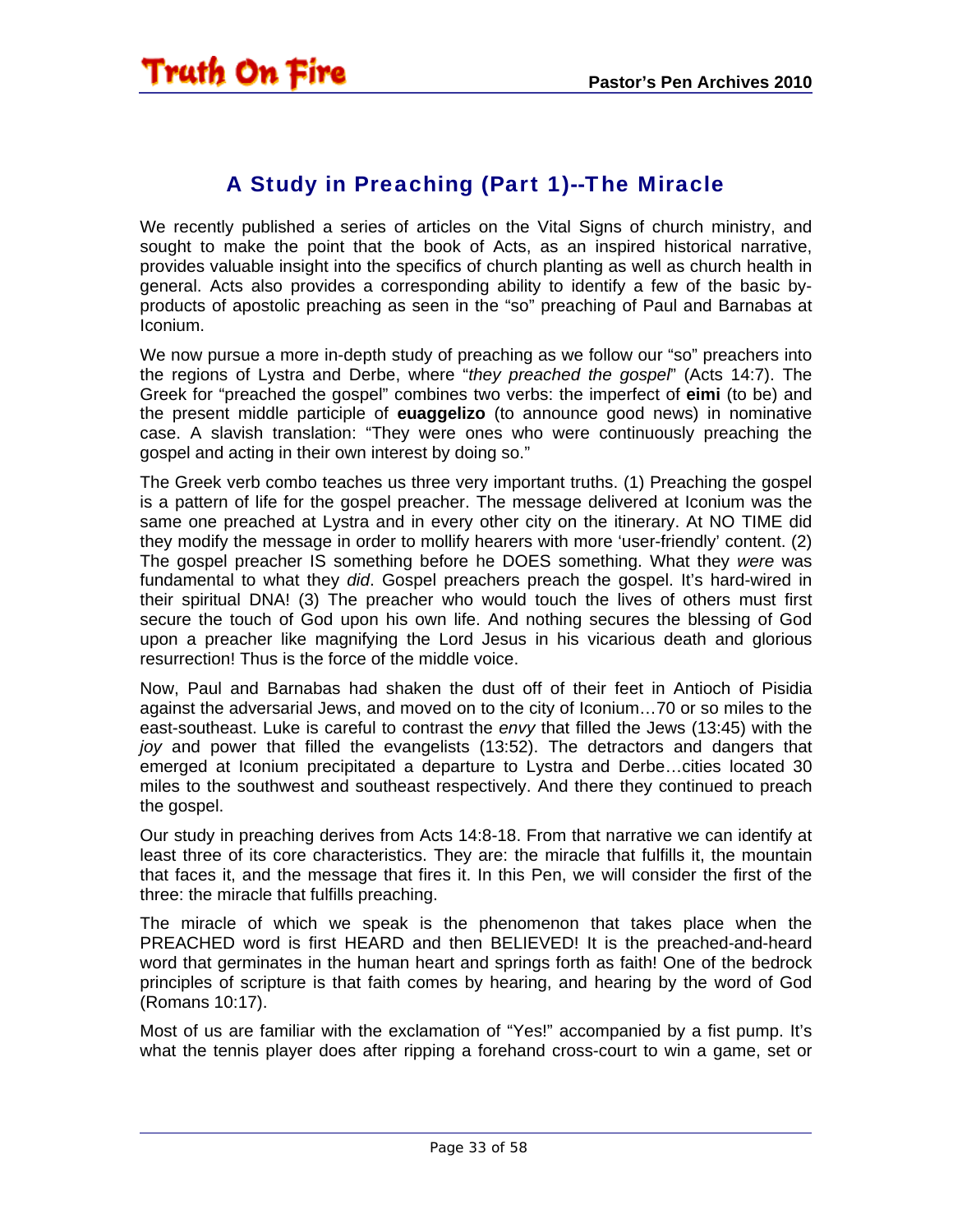# A Study in Preaching (Part 1)--The Miracle

We recently published a series of articles on the Vital Signs of church ministry, and sought to make the point that the book of Acts, as an inspired historical narrative, provides valuable insight into the specifics of church planting as well as church health in general. Acts also provides a corresponding ability to identify a few of the basic by-products of apostolic preaching as seen in the "so" preaching of Paul and Barnabas at Iconium.

We now pursue a more in-depth study of preaching as we follow our "so" preachers into the regions of Lystra and Derbe, where "*they preached the gospel*" (Acts 14:7). The Greek for "preached the gospel" combines two verbs: the imperfect of **eimi** (to be) and the present middle participle of **euaggelizo** (to announce good news) in nominative case. A slavish translation: "They were ones who were continuously preaching the gospel and acting in their own interest by doing so."

The Greek verb combo teaches us three very important truths. (1) Preaching the gospel is a pattern of life for the gospel preacher. The message delivered at Iconium was the same one preached at Lystra and in every other city on the itinerary. At NO TIME did they modify the message in order to mollify hearers with more 'user-friendly' content. (2) The gospel preacher IS something before he DOES something. What they *were* was fundamental to what they *did*. Gospel preachers preach the gospel. It's hard-wired in their spiritual DNA! (3) The preacher who would touch the lives of others must first secure the touch of God upon his own life. And nothing secures the blessing of God upon a preacher like magnifying the Lord Jesus in his vicarious death and glorious resurrection! Thus is the force of the middle voice.

Now, Paul and Barnabas had shaken the dust off of their feet in Antioch of Pisidia against the adversarial Jews, and moved on to the city of Iconium…70 or so miles to the east-southeast. Luke is careful to contrast the *envy* that filled the Jews (13:45) with the *joy* and power that filled the evangelists (13:52). The detractors and dangers that emerged at Iconium precipitated a departure to Lystra and Derbe…cities located 30 miles to the southwest and southeast respectively. And there they continued to preach the gospel.

Our study in preaching derives from Acts 14:8-18. From that narrative we can identify at least three of its core characteristics. They are: the miracle that fulfills it, the mountain that faces it, and the message that fires it. In this Pen, we will consider the first of the three: the miracle that fulfills preaching.

The miracle of which we speak is the phenomenon that takes place when the PREACHED word is first HEARD and then BELIEVED! It is the preached-and-heard word that germinates in the human heart and springs forth as faith! One of the bedrock principles of scripture is that faith comes by hearing, and hearing by the word of God (Romans 10:17).

Most of us are familiar with the exclamation of "Yes!" accompanied by a fist pump. It's what the tennis player does after ripping a forehand cross-court to win a game, set or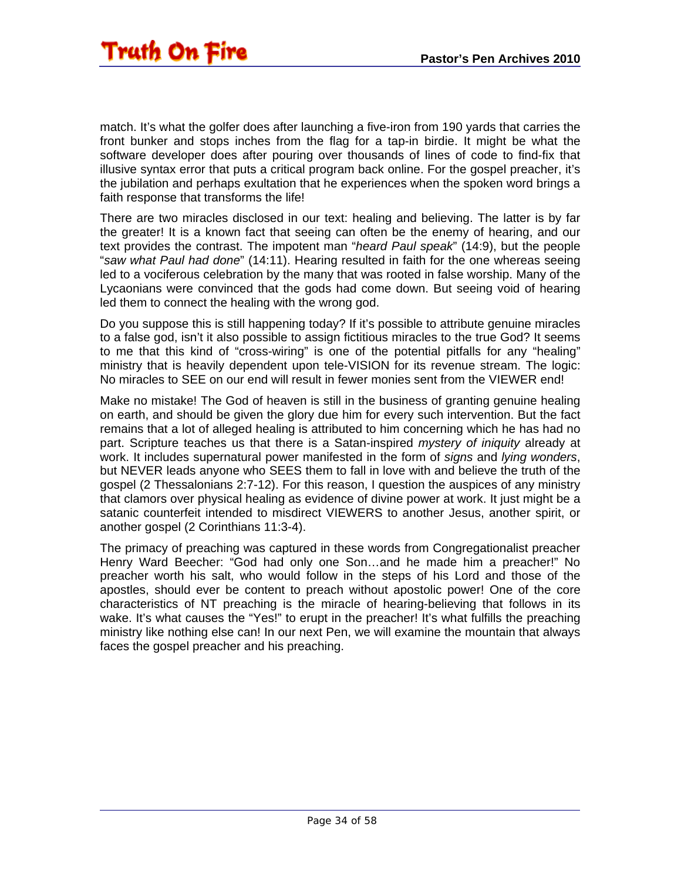match. It's what the golfer does after launching a five-iron from 190 yards that carries the front bunker and stops inches from the flag for a tap-in birdie. It might be what the software developer does after pouring over thousands of lines of code to find-fix that illusive syntax error that puts a critical program back online. For the gospel preacher, it's the jubilation and perhaps exultation that he experiences when the spoken word brings a faith response that transforms the life!

There are two miracles disclosed in our text: healing and believing. The latter is by far the greater! It is a known fact that seeing can often be the enemy of hearing, and our text provides the contrast. The impotent man "*heard Paul speak*" (14:9), but the people "*saw what Paul had done*" (14:11). Hearing resulted in faith for the one whereas seeing led to a vociferous celebration by the many that was rooted in false worship. Many of the Lycaonians were convinced that the gods had come down. But seeing void of hearing led them to connect the healing with the wrong god.

Do you suppose this is still happening today? If it's possible to attribute genuine miracles to a false god, isn't it also possible to assign fictitious miracles to the true God? It seems to me that this kind of "cross-wiring" is one of the potential pitfalls for any "healing" ministry that is heavily dependent upon tele-VISION for its revenue stream. The logic: No miracles to SEE on our end will result in fewer monies sent from the VIEWER end!

Make no mistake! The God of heaven is still in the business of granting genuine healing on earth, and should be given the glory due him for every such intervention. But the fact remains that a lot of alleged healing is attributed to him concerning which he has had no part. Scripture teaches us that there is a Satan-inspired *mystery of iniquity* already at work. It includes supernatural power manifested in the form of *signs* and *lying wonders*, but NEVER leads anyone who SEES them to fall in love with and believe the truth of the gospel (2 Thessalonians 2:7-12). For this reason, I question the auspices of any ministry that clamors over physical healing as evidence of divine power at work. It just might be a satanic counterfeit intended to misdirect VIEWERS to another Jesus, another spirit, or another gospel (2 Corinthians 11:3-4).

The primacy of preaching was captured in these words from Congregationalist preacher Henry Ward Beecher: "God had only one Son…and he made him a preacher!" No preacher worth his salt, who would follow in the steps of his Lord and those of the apostles, should ever be content to preach without apostolic power! One of the core characteristics of NT preaching is the miracle of hearing-believing that follows in its wake. It's what causes the "Yes!" to erupt in the preacher! It's what fulfills the preaching ministry like nothing else can! In our next Pen, we will examine the mountain that always faces the gospel preacher and his preaching.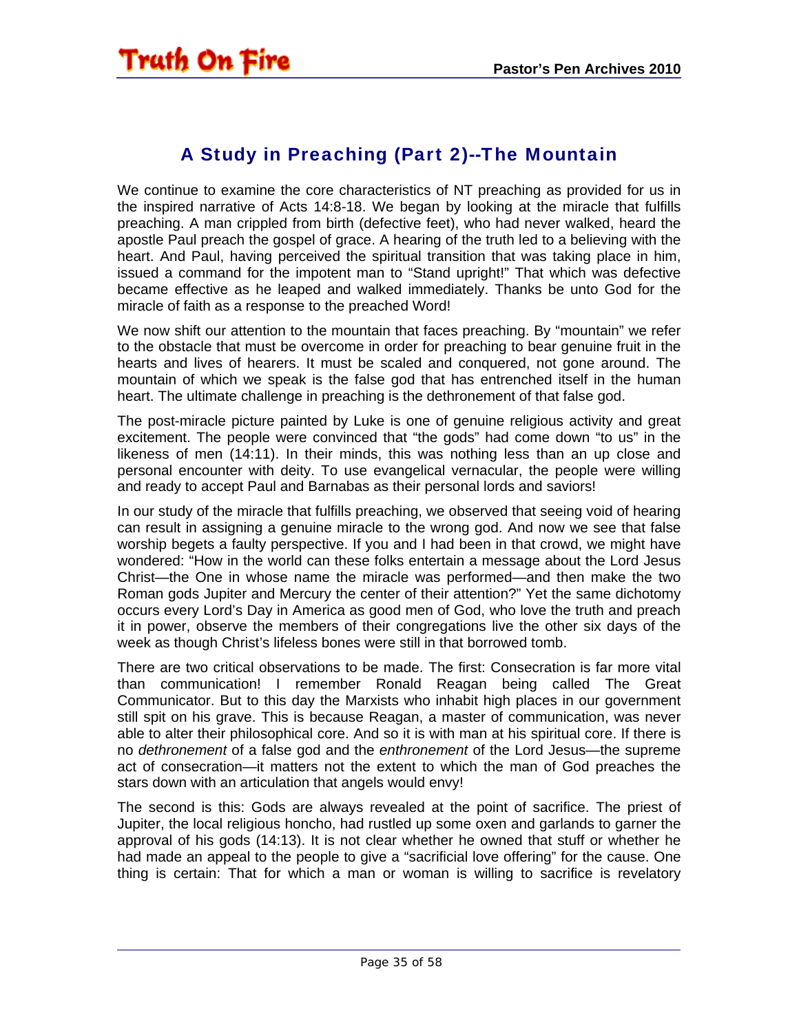## A Study in Preaching (Part 2)--The Mountain

We continue to examine the core characteristics of NT preaching as provided for us in the inspired narrative of Acts 14:8-18. We began by looking at the miracle that fulfills preaching. A man crippled from birth (defective feet), who had never walked, heard the apostle Paul preach the gospel of grace. A hearing of the truth led to a believing with the heart. And Paul, having perceived the spiritual transition that was taking place in him, issued a command for the impotent man to "Stand upright!" That which was defective became effective as he leaped and walked immediately. Thanks be unto God for the miracle of faith as a response to the preached Word!

We now shift our attention to the mountain that faces preaching. By "mountain" we refer to the obstacle that must be overcome in order for preaching to bear genuine fruit in the hearts and lives of hearers. It must be scaled and conquered, not gone around. The mountain of which we speak is the false god that has entrenched itself in the human heart. The ultimate challenge in preaching is the dethronement of that false god.

The post-miracle picture painted by Luke is one of genuine religious activity and great excitement. The people were convinced that "the gods" had come down "to us" in the likeness of men (14:11). In their minds, this was nothing less than an up close and personal encounter with deity. To use evangelical vernacular, the people were willing and ready to accept Paul and Barnabas as their personal lords and saviors!

In our study of the miracle that fulfills preaching, we observed that seeing void of hearing can result in assigning a genuine miracle to the wrong god. And now we see that false worship begets a faulty perspective. If you and I had been in that crowd, we might have wondered: "How in the world can these folks entertain a message about the Lord Jesus Christ—the One in whose name the miracle was performed—and then make the two Roman gods Jupiter and Mercury the center of their attention?" Yet the same dichotomy occurs every Lord's Day in America as good men of God, who love the truth and preach it in power, observe the members of their congregations live the other six days of the week as though Christ's lifeless bones were still in that borrowed tomb.

There are two critical observations to be made. The first: Consecration is far more vital than communication! I remember Ronald Reagan being called The Great Communicator. But to this day the Marxists who inhabit high places in our government still spit on his grave. This is because Reagan, a master of communication, was never able to alter their philosophical core. And so it is with man at his spiritual core. If there is no *dethronement* of a false god and the *enthronement* of the Lord Jesus—the supreme act of consecration—it matters not the extent to which the man of God preaches the stars down with an articulation that angels would envy!

The second is this: Gods are always revealed at the point of sacrifice. The priest of Jupiter, the local religious honcho, had rustled up some oxen and garlands to garner the approval of his gods (14:13). It is not clear whether he owned that stuff or whether he had made an appeal to the people to give a "sacrificial love offering" for the cause. One thing is certain: That for which a man or woman is willing to sacrifice is revelatory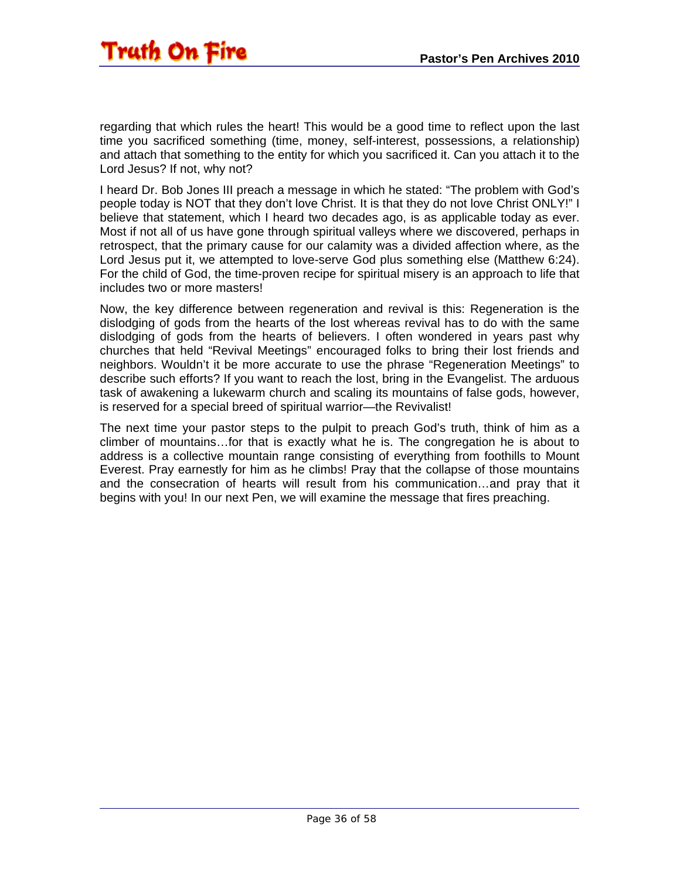regarding that which rules the heart! This would be a good time to reflect upon the last time you sacrificed something (time, money, self-interest, possessions, a relationship) and attach that something to the entity for which you sacrificed it. Can you attach it to the Lord Jesus? If not, why not?

I heard Dr. Bob Jones III preach a message in which he stated: "The problem with God's people today is NOT that they don't love Christ. It is that they do not love Christ ONLY!" I believe that statement, which I heard two decades ago, is as applicable today as ever. Most if not all of us have gone through spiritual valleys where we discovered, perhaps in retrospect, that the primary cause for our calamity was a divided affection where, as the Lord Jesus put it, we attempted to love-serve God plus something else (Matthew 6:24). For the child of God, the time-proven recipe for spiritual misery is an approach to life that includes two or more masters!

Now, the key difference between regeneration and revival is this: Regeneration is the dislodging of gods from the hearts of the lost whereas revival has to do with the same dislodging of gods from the hearts of believers. I often wondered in years past why churches that held "Revival Meetings" encouraged folks to bring their lost friends and neighbors. Wouldn't it be more accurate to use the phrase "Regeneration Meetings" to describe such efforts? If you want to reach the lost, bring in the Evangelist. The arduous task of awakening a lukewarm church and scaling its mountains of false gods, however, is reserved for a special breed of spiritual warrior—the Revivalist!

The next time your pastor steps to the pulpit to preach God's truth, think of him as a climber of mountains…for that is exactly what he is. The congregation he is about to address is a collective mountain range consisting of everything from foothills to Mount Everest. Pray earnestly for him as he climbs! Pray that the collapse of those mountains and the consecration of hearts will result from his communication…and pray that it begins with you! In our next Pen, we will examine the message that fires preaching.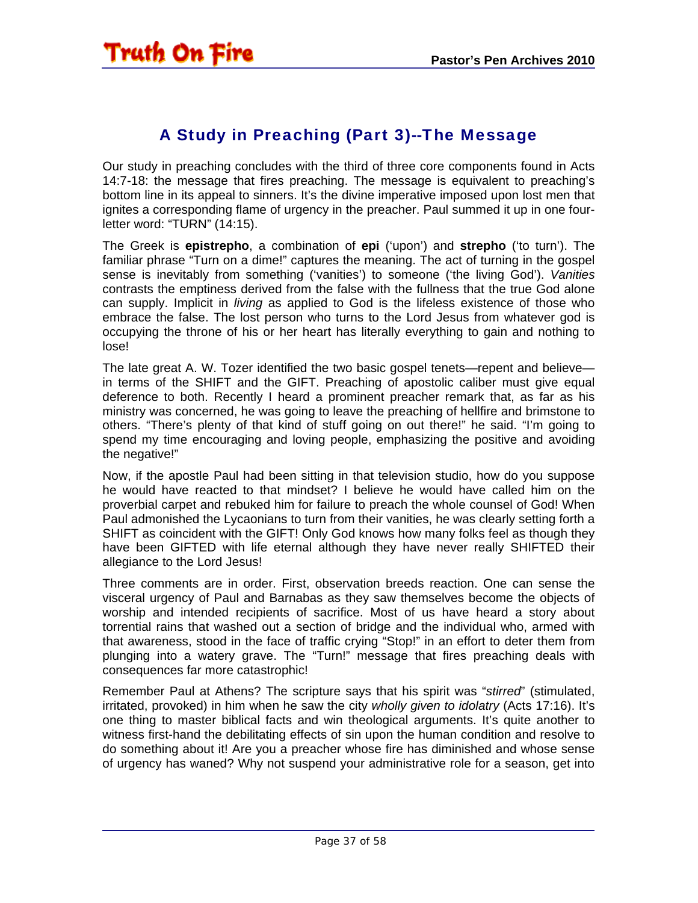## A Study in Preaching (Part 3)--The Message

Our study in preaching concludes with the third of three core components found in Acts 14:7-18: the message that fires preaching. The message is equivalent to preaching's bottom line in its appeal to sinners. It's the divine imperative imposed upon lost men that ignites a corresponding flame of urgency in the preacher. Paul summed it up in one four-letter word: "TURN" (14:15).

The Greek is **epistrepho**, a combination of **epi** ('upon') and **strepho** ('to turn'). The familiar phrase "Turn on a dime!" captures the meaning. The act of turning in the gospel sense is inevitably from something ('vanities') to someone ('the living God'). *Vanities* contrasts the emptiness derived from the false with the fullness that the true God alone can supply. Implicit in *living* as applied to God is the lifeless existence of those who embrace the false. The lost person who turns to the Lord Jesus from whatever god is occupying the throne of his or her heart has literally everything to gain and nothing to lose!

The late great A. W. Tozer identified the two basic gospel tenets—repent and believe—in terms of the SHIFT and the GIFT. Preaching of apostolic caliber must give equal deference to both. Recently I heard a prominent preacher remark that, as far as his ministry was concerned, he was going to leave the preaching of hellfire and brimstone to others. "There's plenty of that kind of stuff going on out there!" he said. "I'm going to spend my time encouraging and loving people, emphasizing the positive and avoiding the negative!"

Now, if the apostle Paul had been sitting in that television studio, how do you suppose he would have reacted to that mindset? I believe he would have called him on the proverbial carpet and rebuked him for failure to preach the whole counsel of God! When Paul admonished the Lycaonians to turn from their vanities, he was clearly setting forth a SHIFT as coincident with the GIFT! Only God knows how many folks feel as though they have been GIFTED with life eternal although they have never really SHIFTED their allegiance to the Lord Jesus!

Three comments are in order. First, observation breeds reaction. One can sense the visceral urgency of Paul and Barnabas as they saw themselves become the objects of worship and intended recipients of sacrifice. Most of us have heard a story about torrential rains that washed out a section of bridge and the individual who, armed with that awareness, stood in the face of traffic crying "Stop!" in an effort to deter them from plunging into a watery grave. The "Turn!" message that fires preaching deals with consequences far more catastrophic!

Remember Paul at Athens? The scripture says that his spirit was "*stirred*" (stimulated, irritated, provoked) in him when he saw the city *wholly given to idolatry* (Acts 17:16). It's one thing to master biblical facts and win theological arguments. It's quite another to witness first-hand the debilitating effects of sin upon the human condition and resolve to do something about it! Are you a preacher whose fire has diminished and whose sense of urgency has waned? Why not suspend your administrative role for a season, get into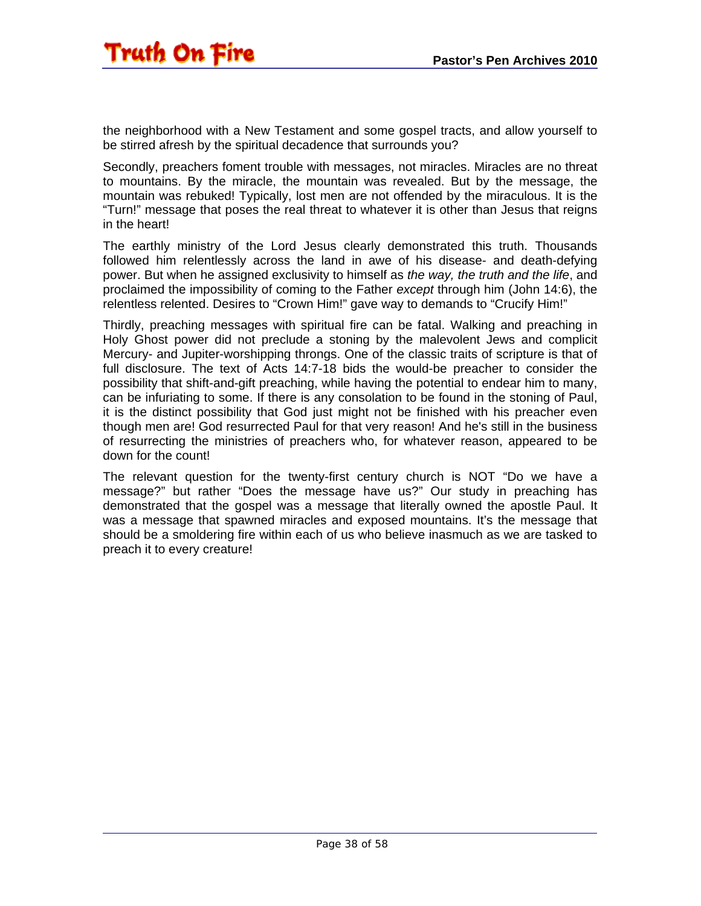the neighborhood with a New Testament and some gospel tracts, and allow yourself to be stirred afresh by the spiritual decadence that surrounds you?

Secondly, preachers foment trouble with messages, not miracles. Miracles are no threat to mountains. By the miracle, the mountain was revealed. But by the message, the mountain was rebuked! Typically, lost men are not offended by the miraculous. It is the "Turn!" message that poses the real threat to whatever it is other than Jesus that reigns in the heart!

The earthly ministry of the Lord Jesus clearly demonstrated this truth. Thousands followed him relentlessly across the land in awe of his disease- and death-defying power. But when he assigned exclusivity to himself as *the way, the truth and the life*, and proclaimed the impossibility of coming to the Father *except* through him (John 14:6), the relentless relented. Desires to "Crown Him!" gave way to demands to "Crucify Him!"

Thirdly, preaching messages with spiritual fire can be fatal. Walking and preaching in Holy Ghost power did not preclude a stoning by the malevolent Jews and complicit Mercury- and Jupiter-worshipping throngs. One of the classic traits of scripture is that of full disclosure. The text of Acts 14:7-18 bids the would-be preacher to consider the possibility that shift-and-gift preaching, while having the potential to endear him to many, can be infuriating to some. If there is any consolation to be found in the stoning of Paul, it is the distinct possibility that God just might not be finished with his preacher even though men are! God resurrected Paul for that very reason! And he's still in the business of resurrecting the ministries of preachers who, for whatever reason, appeared to be down for the count!

The relevant question for the twenty-first century church is NOT "Do we have a message?" but rather "Does the message have us?" Our study in preaching has demonstrated that the gospel was a message that literally owned the apostle Paul. It was a message that spawned miracles and exposed mountains. It's the message that should be a smoldering fire within each of us who believe inasmuch as we are tasked to preach it to every creature!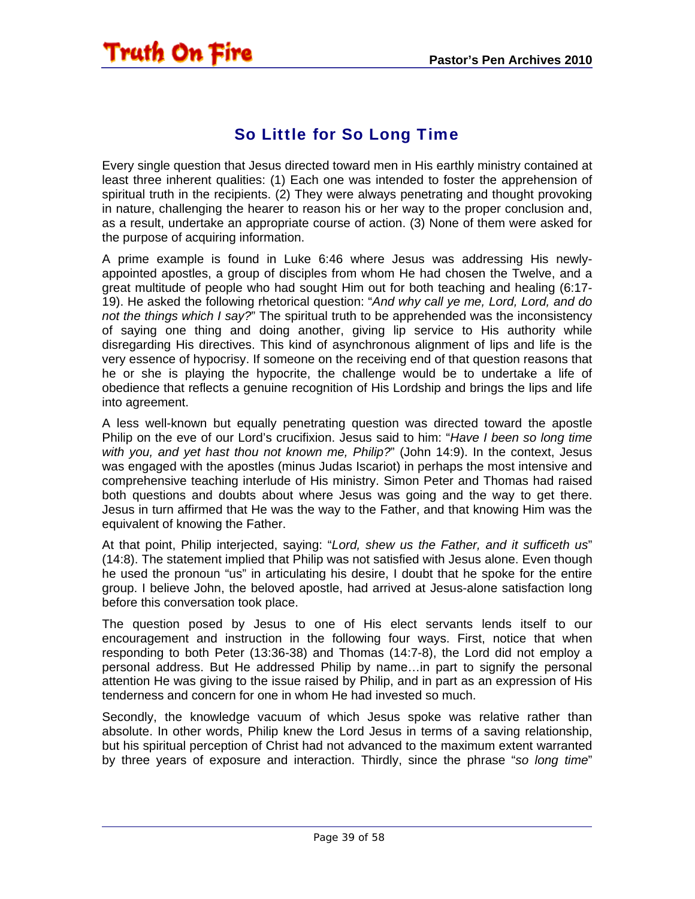## So Little for So Long Time

Every single question that Jesus directed toward men in His earthly ministry contained at least three inherent qualities: (1) Each one was intended to foster the apprehension of spiritual truth in the recipients. (2) They were always penetrating and thought provoking in nature, challenging the hearer to reason his or her way to the proper conclusion and, as a result, undertake an appropriate course of action. (3) None of them were asked for the purpose of acquiring information.

A prime example is found in Luke 6:46 where Jesus was addressing His newly-appointed apostles, a group of disciples from whom He had chosen the Twelve, and a great multitude of people who had sought Him out for both teaching and healing (6:17-19). He asked the following rhetorical question: "*And why call ye me, Lord, Lord, and do not the things which I say?*" The spiritual truth to be apprehended was the inconsistency of saying one thing and doing another, giving lip service to His authority while disregarding His directives. This kind of asynchronous alignment of lips and life is the very essence of hypocrisy. If someone on the receiving end of that question reasons that he or she is playing the hypocrite, the challenge would be to undertake a life of obedience that reflects a genuine recognition of His Lordship and brings the lips and life into agreement.

A less well-known but equally penetrating question was directed toward the apostle Philip on the eve of our Lord's crucifixion. Jesus said to him: "*Have I been so long time with you, and yet hast thou not known me, Philip?*" (John 14:9). In the context, Jesus was engaged with the apostles (minus Judas Iscariot) in perhaps the most intensive and comprehensive teaching interlude of His ministry. Simon Peter and Thomas had raised both questions and doubts about where Jesus was going and the way to get there. Jesus in turn affirmed that He was the way to the Father, and that knowing Him was the equivalent of knowing the Father.

At that point, Philip interjected, saying: "*Lord, shew us the Father, and it sufficeth us*" (14:8). The statement implied that Philip was not satisfied with Jesus alone. Even though he used the pronoun "us" in articulating his desire, I doubt that he spoke for the entire group. I believe John, the beloved apostle, had arrived at Jesus-alone satisfaction long before this conversation took place.

The question posed by Jesus to one of His elect servants lends itself to our encouragement and instruction in the following four ways. First, notice that when responding to both Peter (13:36-38) and Thomas (14:7-8), the Lord did not employ a personal address. But He addressed Philip by name…in part to signify the personal attention He was giving to the issue raised by Philip, and in part as an expression of His tenderness and concern for one in whom He had invested so much.

Secondly, the knowledge vacuum of which Jesus spoke was relative rather than absolute. In other words, Philip knew the Lord Jesus in terms of a saving relationship, but his spiritual perception of Christ had not advanced to the maximum extent warranted by three years of exposure and interaction. Thirdly, since the phrase "*so long time*"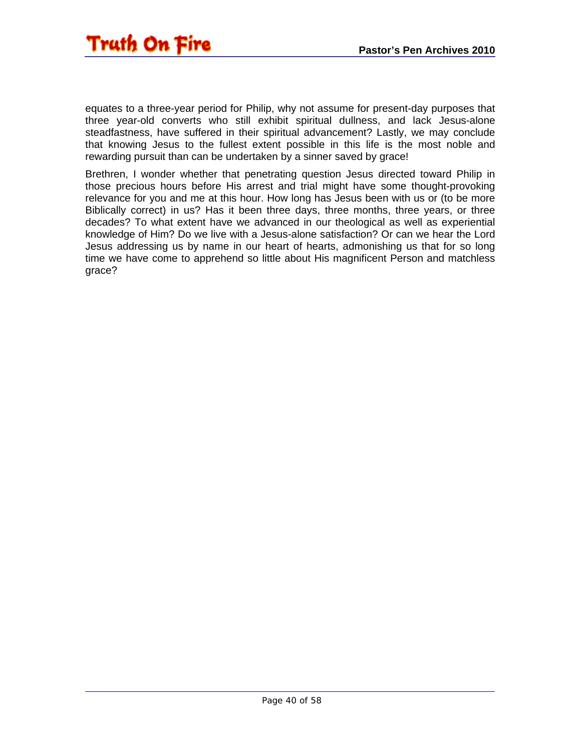equates to a three-year period for Philip, why not assume for present-day purposes that three year-old converts who still exhibit spiritual dullness, and lack Jesus-alone steadfastness, have suffered in their spiritual advancement? Lastly, we may conclude that knowing Jesus to the fullest extent possible in this life is the most noble and rewarding pursuit than can be undertaken by a sinner saved by grace!

Brethren, I wonder whether that penetrating question Jesus directed toward Philip in those precious hours before His arrest and trial might have some thought-provoking relevance for you and me at this hour. How long has Jesus been with us or (to be more Biblically correct) in us? Has it been three days, three months, three years, or three decades? To what extent have we advanced in our theological as well as experiential knowledge of Him? Do we live with a Jesus-alone satisfaction? Or can we hear the Lord Jesus addressing us by name in our heart of hearts, admonishing us that for so long time we have come to apprehend so little about His magnificent Person and matchless grace?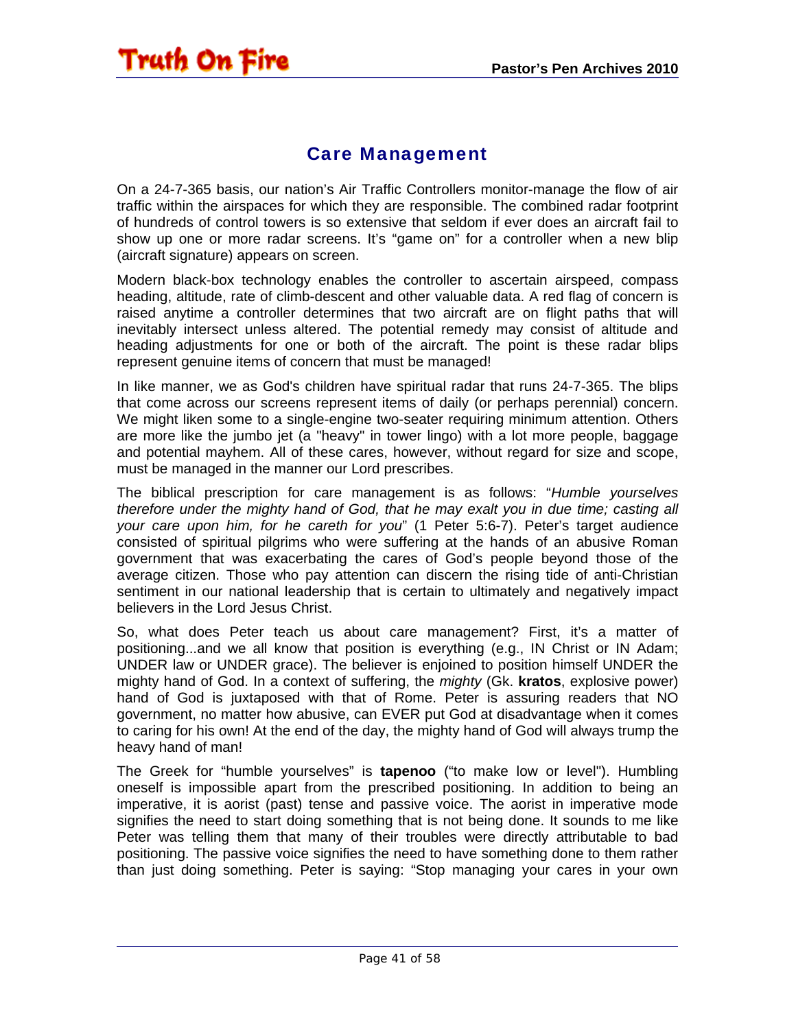## Care Management

On a 24-7-365 basis, our nation's Air Traffic Controllers monitor-manage the flow of air traffic within the airspaces for which they are responsible. The combined radar footprint of hundreds of control towers is so extensive that seldom if ever does an aircraft fail to show up one or more radar screens. It's "game on" for a controller when a new blip (aircraft signature) appears on screen.

Modern black-box technology enables the controller to ascertain airspeed, compass heading, altitude, rate of climb-descent and other valuable data. A red flag of concern is raised anytime a controller determines that two aircraft are on flight paths that will inevitably intersect unless altered. The potential remedy may consist of altitude and heading adjustments for one or both of the aircraft. The point is these radar blips represent genuine items of concern that must be managed!

In like manner, we as God's children have spiritual radar that runs 24-7-365. The blips that come across our screens represent items of daily (or perhaps perennial) concern. We might liken some to a single-engine two-seater requiring minimum attention. Others are more like the jumbo jet (a "heavy" in tower lingo) with a lot more people, baggage and potential mayhem. All of these cares, however, without regard for size and scope, must be managed in the manner our Lord prescribes.

The biblical prescription for care management is as follows: "*Humble yourselves therefore under the mighty hand of God, that he may exalt you in due time; casting all your care upon him, for he careth for you*" (1 Peter 5:6-7). Peter's target audience consisted of spiritual pilgrims who were suffering at the hands of an abusive Roman government that was exacerbating the cares of God's people beyond those of the average citizen. Those who pay attention can discern the rising tide of anti-Christian sentiment in our national leadership that is certain to ultimately and negatively impact believers in the Lord Jesus Christ.

So, what does Peter teach us about care management? First, it's a matter of positioning...and we all know that position is everything (e.g., IN Christ or IN Adam; UNDER law or UNDER grace). The believer is enjoined to position himself UNDER the mighty hand of God. In a context of suffering, the *mighty* (Gk. **kratos**, explosive power) hand of God is juxtaposed with that of Rome. Peter is assuring readers that NO government, no matter how abusive, can EVER put God at disadvantage when it comes to caring for his own! At the end of the day, the mighty hand of God will always trump the heavy hand of man!

The Greek for "humble yourselves" is **tapenoo** ("to make low or level"). Humbling oneself is impossible apart from the prescribed positioning. In addition to being an imperative, it is aorist (past) tense and passive voice. The aorist in imperative mode signifies the need to start doing something that is not being done. It sounds to me like Peter was telling them that many of their troubles were directly attributable to bad positioning. The passive voice signifies the need to have something done to them rather than just doing something. Peter is saying: "Stop managing your cares in your own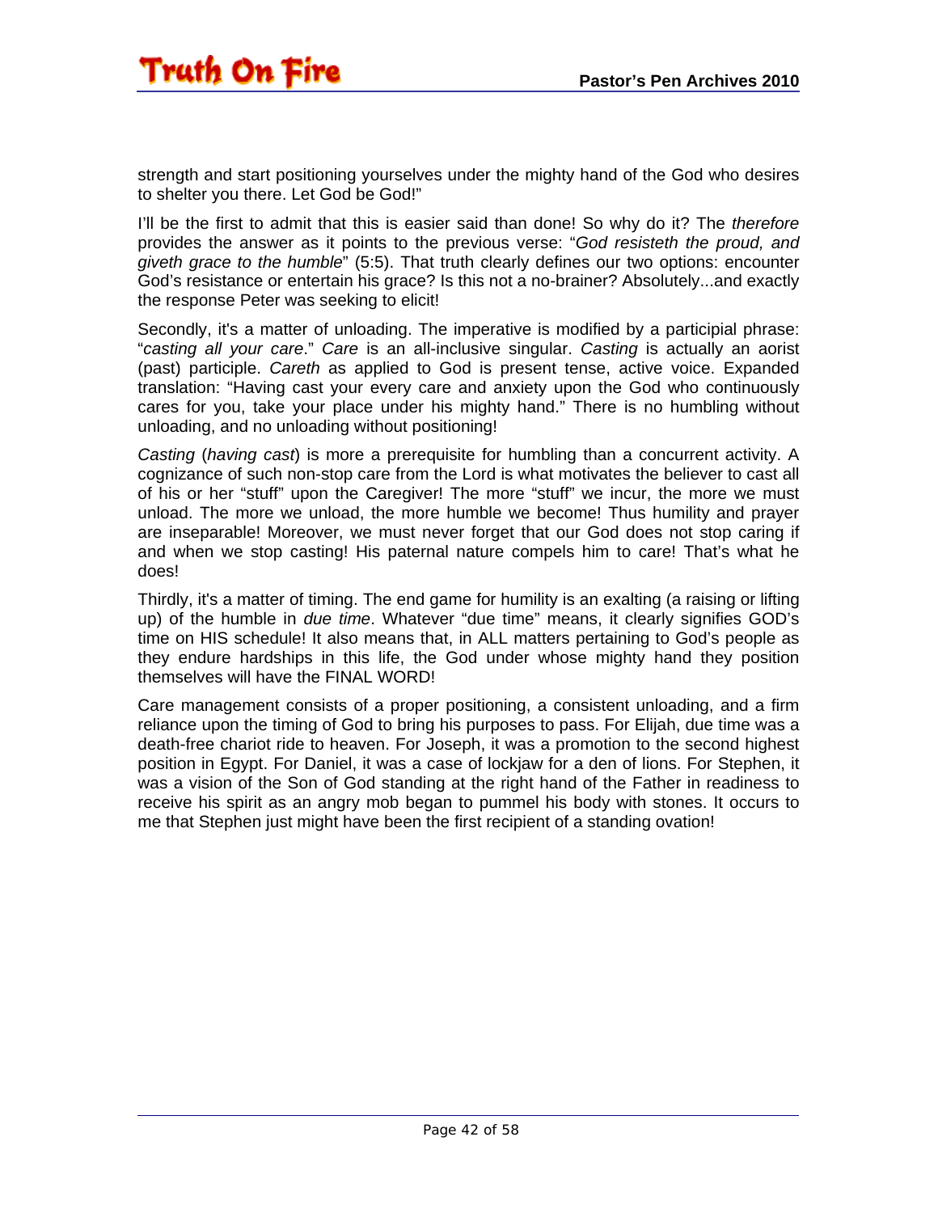strength and start positioning yourselves under the mighty hand of the God who desires to shelter you there. Let God be God!"

I'll be the first to admit that this is easier said than done! So why do it? The *therefore* provides the answer as it points to the previous verse: "*God resisteth the proud, and giveth grace to the humble*" (5:5). That truth clearly defines our two options: encounter God's resistance or entertain his grace? Is this not a no-brainer? Absolutely...and exactly the response Peter was seeking to elicit!

Secondly, it's a matter of unloading. The imperative is modified by a participial phrase: "*casting all your care*." *Care* is an all-inclusive singular. *Casting* is actually an aorist (past) participle. *Careth* as applied to God is present tense, active voice. Expanded translation: "Having cast your every care and anxiety upon the God who continuously cares for you, take your place under his mighty hand." There is no humbling without unloading, and no unloading without positioning!

*Casting* (*having cast*) is more a prerequisite for humbling than a concurrent activity. A cognizance of such non-stop care from the Lord is what motivates the believer to cast all of his or her "stuff" upon the Caregiver! The more "stuff" we incur, the more we must unload. The more we unload, the more humble we become! Thus humility and prayer are inseparable! Moreover, we must never forget that our God does not stop caring if and when we stop casting! His paternal nature compels him to care! That's what he does!

Thirdly, it's a matter of timing. The end game for humility is an exalting (a raising or lifting up) of the humble in *due time*. Whatever "due time" means, it clearly signifies GOD's time on HIS schedule! It also means that, in ALL matters pertaining to God's people as they endure hardships in this life, the God under whose mighty hand they position themselves will have the FINAL WORD!

Care management consists of a proper positioning, a consistent unloading, and a firm reliance upon the timing of God to bring his purposes to pass. For Elijah, due time was a death-free chariot ride to heaven. For Joseph, it was a promotion to the second highest position in Egypt. For Daniel, it was a case of lockjaw for a den of lions. For Stephen, it was a vision of the Son of God standing at the right hand of the Father in readiness to receive his spirit as an angry mob began to pummel his body with stones. It occurs to me that Stephen just might have been the first recipient of a standing ovation!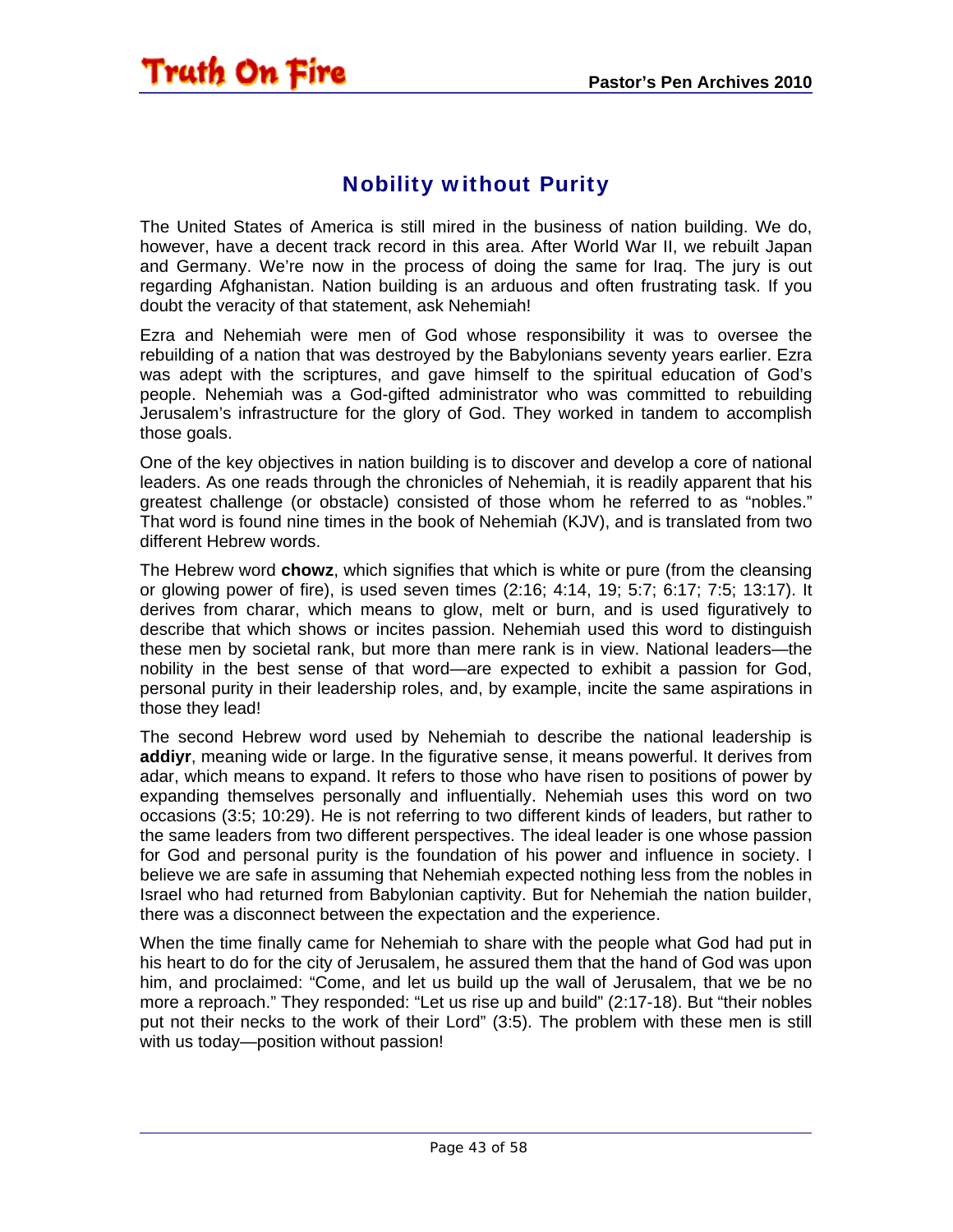## Nobility without Purity

The United States of America is still mired in the business of nation building. We do, however, have a decent track record in this area. After World War II, we rebuilt Japan and Germany. We're now in the process of doing the same for Iraq. The jury is out regarding Afghanistan. Nation building is an arduous and often frustrating task. If you doubt the veracity of that statement, ask Nehemiah!

Ezra and Nehemiah were men of God whose responsibility it was to oversee the rebuilding of a nation that was destroyed by the Babylonians seventy years earlier. Ezra was adept with the scriptures, and gave himself to the spiritual education of God's people. Nehemiah was a God-gifted administrator who was committed to rebuilding Jerusalem's infrastructure for the glory of God. They worked in tandem to accomplish those goals.

One of the key objectives in nation building is to discover and develop a core of national leaders. As one reads through the chronicles of Nehemiah, it is readily apparent that his greatest challenge (or obstacle) consisted of those whom he referred to as "nobles." That word is found nine times in the book of Nehemiah (KJV), and is translated from two different Hebrew words.

The Hebrew word **chowz**, which signifies that which is white or pure (from the cleansing or glowing power of fire), is used seven times (2:16; 4:14, 19; 5:7; 6:17; 7:5; 13:17). It derives from charar, which means to glow, melt or burn, and is used figuratively to describe that which shows or incites passion. Nehemiah used this word to distinguish these men by societal rank, but more than mere rank is in view. National leaders—the nobility in the best sense of that word—are expected to exhibit a passion for God, personal purity in their leadership roles, and, by example, incite the same aspirations in those they lead!

The second Hebrew word used by Nehemiah to describe the national leadership is **addiyr**, meaning wide or large. In the figurative sense, it means powerful. It derives from adar, which means to expand. It refers to those who have risen to positions of power by expanding themselves personally and influentially. Nehemiah uses this word on two occasions (3:5; 10:29). He is not referring to two different kinds of leaders, but rather to the same leaders from two different perspectives. The ideal leader is one whose passion for God and personal purity is the foundation of his power and influence in society. I believe we are safe in assuming that Nehemiah expected nothing less from the nobles in Israel who had returned from Babylonian captivity. But for Nehemiah the nation builder, there was a disconnect between the expectation and the experience.

When the time finally came for Nehemiah to share with the people what God had put in his heart to do for the city of Jerusalem, he assured them that the hand of God was upon him, and proclaimed: "Come, and let us build up the wall of Jerusalem, that we be no more a reproach." They responded: "Let us rise up and build" (2:17-18). But "their nobles put not their necks to the work of their Lord" (3:5). The problem with these men is still with us today—position without passion!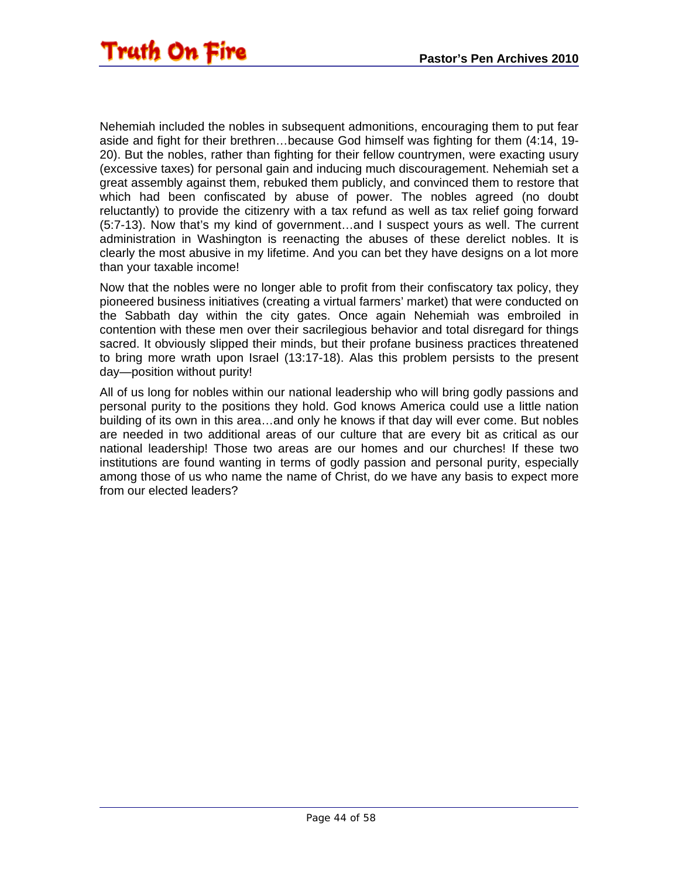Nehemiah included the nobles in subsequent admonitions, encouraging them to put fear aside and fight for their brethren…because God himself was fighting for them (4:14, 19-20). But the nobles, rather than fighting for their fellow countrymen, were exacting usury (excessive taxes) for personal gain and inducing much discouragement. Nehemiah set a great assembly against them, rebuked them publicly, and convinced them to restore that which had been confiscated by abuse of power. The nobles agreed (no doubt reluctantly) to provide the citizenry with a tax refund as well as tax relief going forward (5:7-13). Now that's my kind of government…and I suspect yours as well. The current administration in Washington is reenacting the abuses of these derelict nobles. It is clearly the most abusive in my lifetime. And you can bet they have designs on a lot more than your taxable income!

Now that the nobles were no longer able to profit from their confiscatory tax policy, they pioneered business initiatives (creating a virtual farmers' market) that were conducted on the Sabbath day within the city gates. Once again Nehemiah was embroiled in contention with these men over their sacrilegious behavior and total disregard for things sacred. It obviously slipped their minds, but their profane business practices threatened to bring more wrath upon Israel (13:17-18). Alas this problem persists to the present day—position without purity!

All of us long for nobles within our national leadership who will bring godly passions and personal purity to the positions they hold. God knows America could use a little nation building of its own in this area…and only he knows if that day will ever come. But nobles are needed in two additional areas of our culture that are every bit as critical as our national leadership! Those two areas are our homes and our churches! If these two institutions are found wanting in terms of godly passion and personal purity, especially among those of us who name the name of Christ, do we have any basis to expect more from our elected leaders?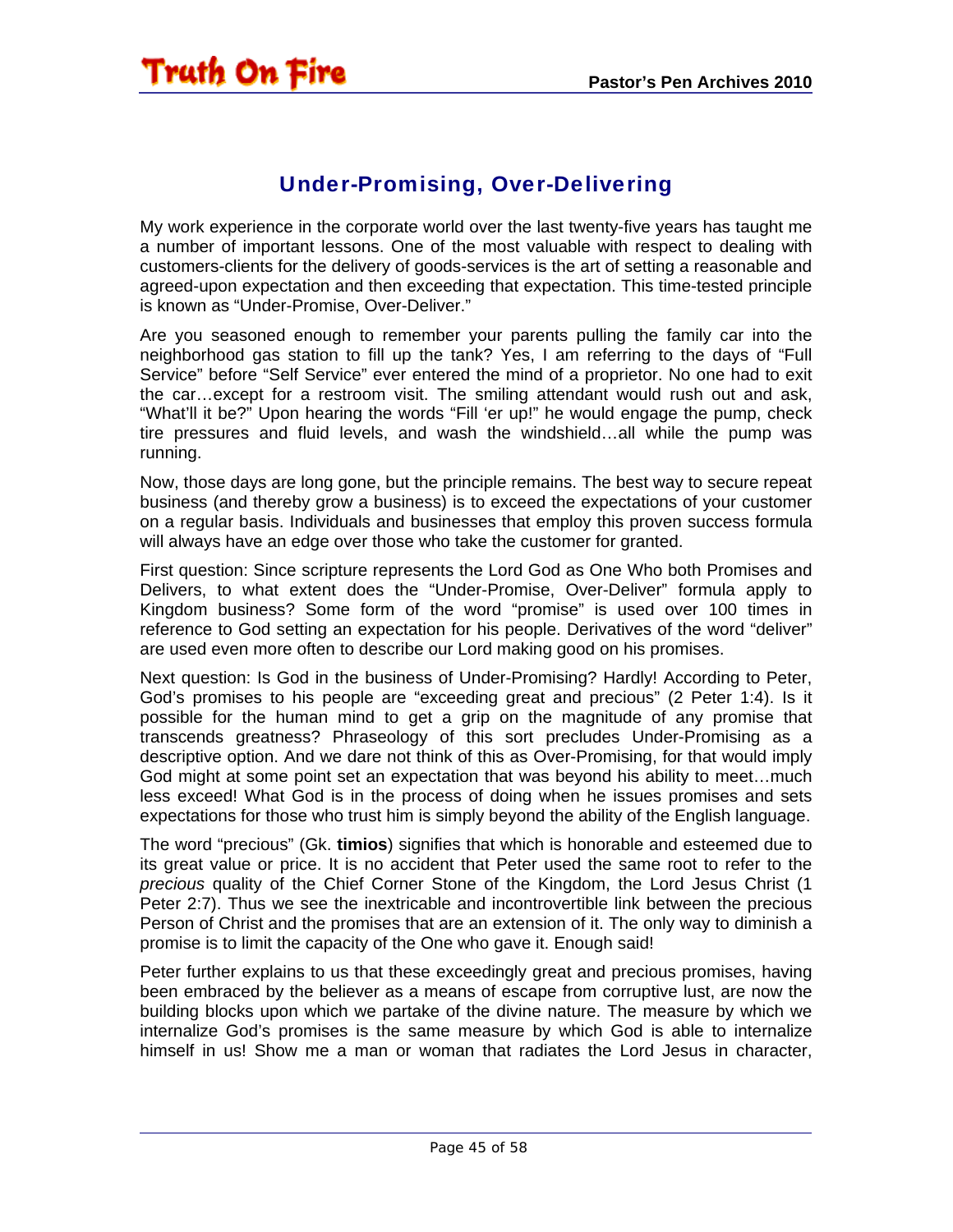## Under-Promising, Over-Delivering

My work experience in the corporate world over the last twenty-five years has taught me a number of important lessons. One of the most valuable with respect to dealing with customers-clients for the delivery of goods-services is the art of setting a reasonable and agreed-upon expectation and then exceeding that expectation. This time-tested principle is known as "Under-Promise, Over-Deliver."

Are you seasoned enough to remember your parents pulling the family car into the neighborhood gas station to fill up the tank? Yes, I am referring to the days of "Full Service" before "Self Service" ever entered the mind of a proprietor. No one had to exit the car…except for a restroom visit. The smiling attendant would rush out and ask, "What'll it be?" Upon hearing the words "Fill 'er up!" he would engage the pump, check tire pressures and fluid levels, and wash the windshield…all while the pump was running.

Now, those days are long gone, but the principle remains. The best way to secure repeat business (and thereby grow a business) is to exceed the expectations of your customer on a regular basis. Individuals and businesses that employ this proven success formula will always have an edge over those who take the customer for granted.

First question: Since scripture represents the Lord God as One Who both Promises and Delivers, to what extent does the "Under-Promise, Over-Deliver" formula apply to Kingdom business? Some form of the word "promise" is used over 100 times in reference to God setting an expectation for his people. Derivatives of the word "deliver" are used even more often to describe our Lord making good on his promises.

Next question: Is God in the business of Under-Promising? Hardly! According to Peter, God's promises to his people are "exceeding great and precious" (2 Peter 1:4). Is it possible for the human mind to get a grip on the magnitude of any promise that transcends greatness? Phraseology of this sort precludes Under-Promising as a descriptive option. And we dare not think of this as Over-Promising, for that would imply God might at some point set an expectation that was beyond his ability to meet…much less exceed! What God is in the process of doing when he issues promises and sets expectations for those who trust him is simply beyond the ability of the English language.

The word "precious" (Gk. **timios**) signifies that which is honorable and esteemed due to its great value or price. It is no accident that Peter used the same root to refer to the *precious* quality of the Chief Corner Stone of the Kingdom, the Lord Jesus Christ (1 Peter 2:7). Thus we see the inextricable and incontrovertible link between the precious Person of Christ and the promises that are an extension of it. The only way to diminish a promise is to limit the capacity of the One who gave it. Enough said!

Peter further explains to us that these exceedingly great and precious promises, having been embraced by the believer as a means of escape from corruptive lust, are now the building blocks upon which we partake of the divine nature. The measure by which we internalize God's promises is the same measure by which God is able to internalize himself in us! Show me a man or woman that radiates the Lord Jesus in character,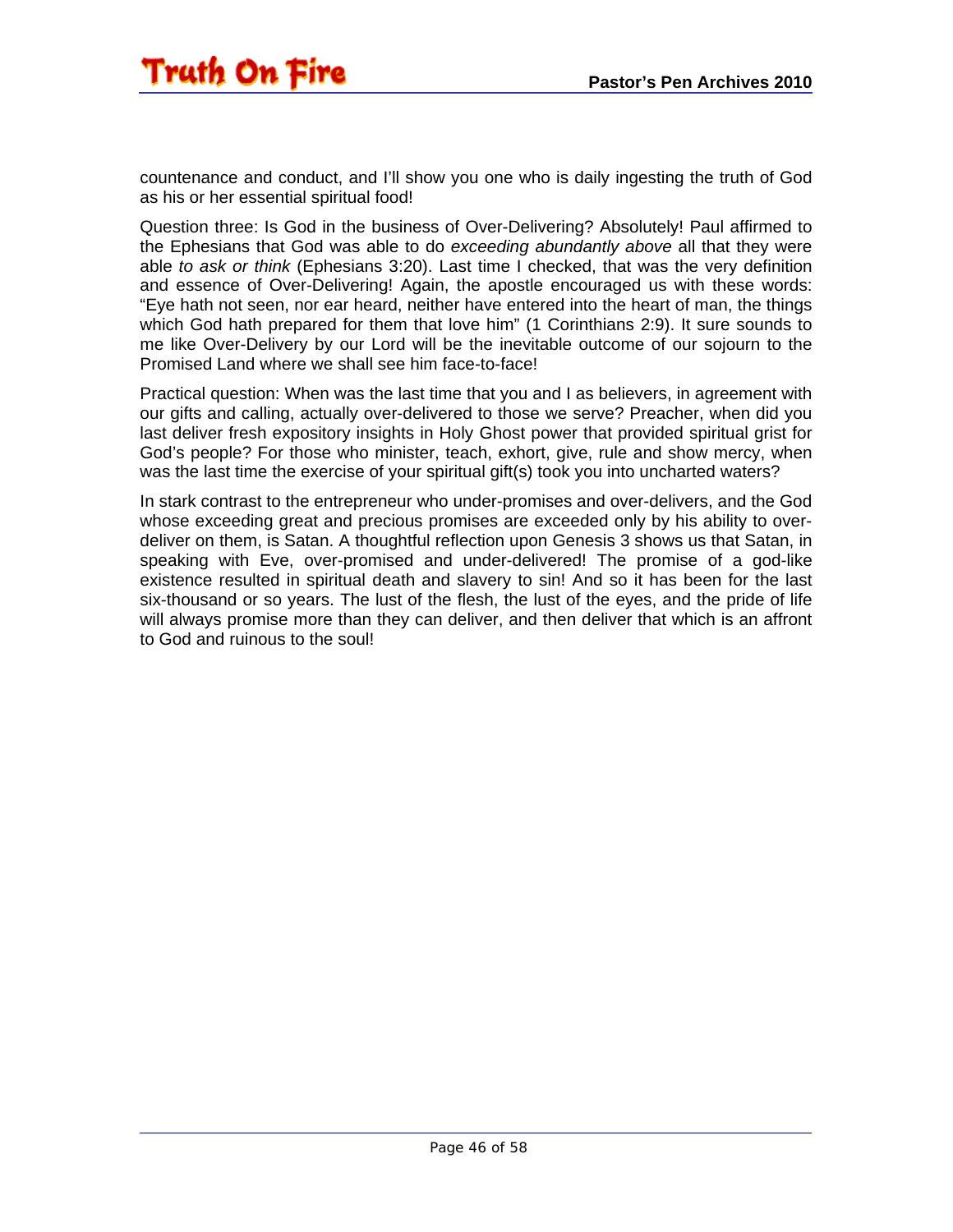countenance and conduct, and I'll show you one who is daily ingesting the truth of God as his or her essential spiritual food!

Question three: Is God in the business of Over-Delivering? Absolutely! Paul affirmed to the Ephesians that God was able to do *exceeding abundantly above* all that they were able *to ask or think* (Ephesians 3:20). Last time I checked, that was the very definition and essence of Over-Delivering! Again, the apostle encouraged us with these words: "Eye hath not seen, nor ear heard, neither have entered into the heart of man, the things which God hath prepared for them that love him" (1 Corinthians 2:9). It sure sounds to me like Over-Delivery by our Lord will be the inevitable outcome of our sojourn to the Promised Land where we shall see him face-to-face!

Practical question: When was the last time that you and I as believers, in agreement with our gifts and calling, actually over-delivered to those we serve? Preacher, when did you last deliver fresh expository insights in Holy Ghost power that provided spiritual grist for God's people? For those who minister, teach, exhort, give, rule and show mercy, when was the last time the exercise of your spiritual gift(s) took you into uncharted waters?

In stark contrast to the entrepreneur who under-promises and over-delivers, and the God whose exceeding great and precious promises are exceeded only by his ability to over-deliver on them, is Satan. A thoughtful reflection upon Genesis 3 shows us that Satan, in speaking with Eve, over-promised and under-delivered! The promise of a god-like existence resulted in spiritual death and slavery to sin! And so it has been for the last six-thousand or so years. The lust of the flesh, the lust of the eyes, and the pride of life will always promise more than they can deliver, and then deliver that which is an affront to God and ruinous to the soul!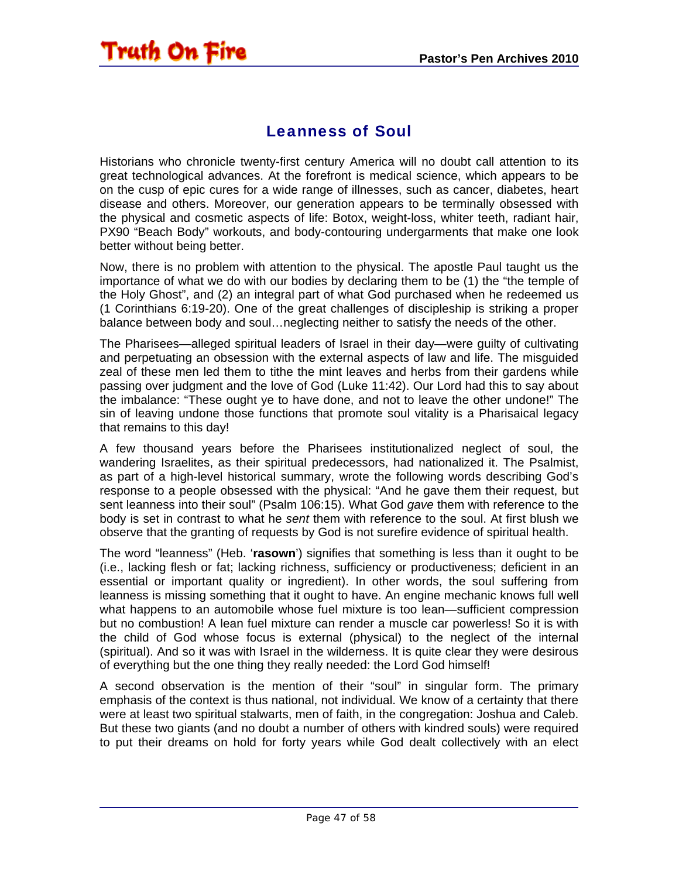## Leanness of Soul

Historians who chronicle twenty-first century America will no doubt call attention to its great technological advances. At the forefront is medical science, which appears to be on the cusp of epic cures for a wide range of illnesses, such as cancer, diabetes, heart disease and others. Moreover, our generation appears to be terminally obsessed with the physical and cosmetic aspects of life: Botox, weight-loss, whiter teeth, radiant hair, PX90 "Beach Body" workouts, and body-contouring undergarments that make one look better without being better.

Now, there is no problem with attention to the physical. The apostle Paul taught us the importance of what we do with our bodies by declaring them to be (1) the "the temple of the Holy Ghost", and (2) an integral part of what God purchased when he redeemed us (1 Corinthians 6:19-20). One of the great challenges of discipleship is striking a proper balance between body and soul…neglecting neither to satisfy the needs of the other.

The Pharisees—alleged spiritual leaders of Israel in their day—were guilty of cultivating and perpetuating an obsession with the external aspects of law and life. The misguided zeal of these men led them to tithe the mint leaves and herbs from their gardens while passing over judgment and the love of God (Luke 11:42). Our Lord had this to say about the imbalance: "These ought ye to have done, and not to leave the other undone!" The sin of leaving undone those functions that promote soul vitality is a Pharisaical legacy that remains to this day!

A few thousand years before the Pharisees institutionalized neglect of soul, the wandering Israelites, as their spiritual predecessors, had nationalized it. The Psalmist, as part of a high-level historical summary, wrote the following words describing God's response to a people obsessed with the physical: "And he gave them their request, but sent leanness into their soul" (Psalm 106:15). What God *gave* them with reference to the body is set in contrast to what he *sent* them with reference to the soul. At first blush we observe that the granting of requests by God is not surefire evidence of spiritual health.

The word "leanness" (Heb. '**rasown**') signifies that something is less than it ought to be (i.e., lacking flesh or fat; lacking richness, sufficiency or productiveness; deficient in an essential or important quality or ingredient). In other words, the soul suffering from leanness is missing something that it ought to have. An engine mechanic knows full well what happens to an automobile whose fuel mixture is too lean—sufficient compression but no combustion! A lean fuel mixture can render a muscle car powerless! So it is with the child of God whose focus is external (physical) to the neglect of the internal (spiritual). And so it was with Israel in the wilderness. It is quite clear they were desirous of everything but the one thing they really needed: the Lord God himself!

A second observation is the mention of their "soul" in singular form. The primary emphasis of the context is thus national, not individual. We know of a certainty that there were at least two spiritual stalwarts, men of faith, in the congregation: Joshua and Caleb. But these two giants (and no doubt a number of others with kindred souls) were required to put their dreams on hold for forty years while God dealt collectively with an elect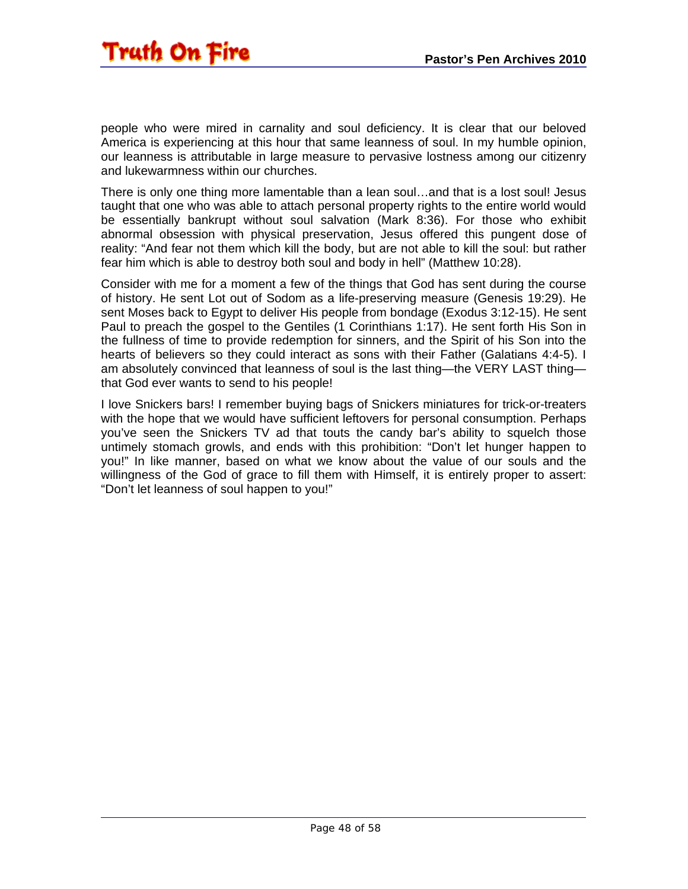people who were mired in carnality and soul deficiency. It is clear that our beloved America is experiencing at this hour that same leanness of soul. In my humble opinion, our leanness is attributable in large measure to pervasive lostness among our citizenry and lukewarmness within our churches.

There is only one thing more lamentable than a lean soul…and that is a lost soul! Jesus taught that one who was able to attach personal property rights to the entire world would be essentially bankrupt without soul salvation (Mark 8:36). For those who exhibit abnormal obsession with physical preservation, Jesus offered this pungent dose of reality: "And fear not them which kill the body, but are not able to kill the soul: but rather fear him which is able to destroy both soul and body in hell" (Matthew 10:28).

Consider with me for a moment a few of the things that God has sent during the course of history. He sent Lot out of Sodom as a life-preserving measure (Genesis 19:29). He sent Moses back to Egypt to deliver His people from bondage (Exodus 3:12-15). He sent Paul to preach the gospel to the Gentiles (1 Corinthians 1:17). He sent forth His Son in the fullness of time to provide redemption for sinners, and the Spirit of his Son into the hearts of believers so they could interact as sons with their Father (Galatians 4:4-5). I am absolutely convinced that leanness of soul is the last thing—the VERY LAST thing—that God ever wants to send to his people!

I love Snickers bars! I remember buying bags of Snickers miniatures for trick-or-treaters with the hope that we would have sufficient leftovers for personal consumption. Perhaps you've seen the Snickers TV ad that touts the candy bar's ability to squelch those untimely stomach growls, and ends with this prohibition: "Don't let hunger happen to you!" In like manner, based on what we know about the value of our souls and the willingness of the God of grace to fill them with Himself, it is entirely proper to assert: "Don't let leanness of soul happen to you!"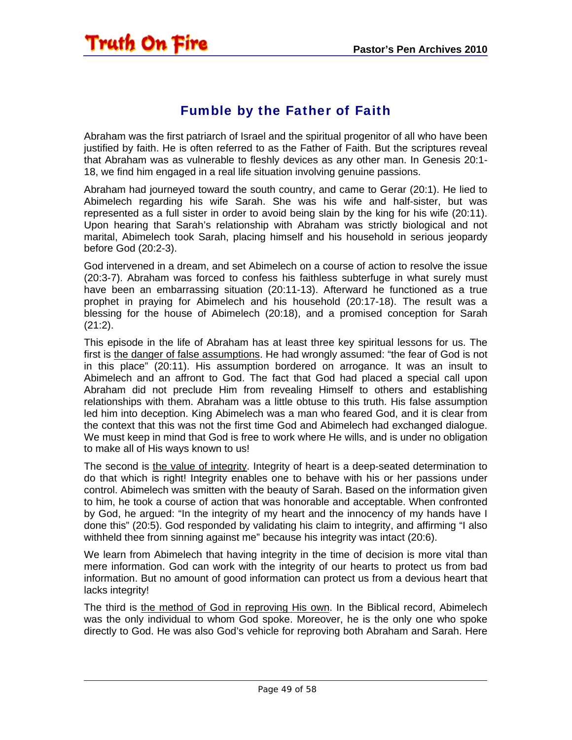## Fumble by the Father of Faith

Abraham was the first patriarch of Israel and the spiritual progenitor of all who have been justified by faith. He is often referred to as the Father of Faith. But the scriptures reveal that Abraham was as vulnerable to fleshly devices as any other man. In Genesis 20:1-18, we find him engaged in a real life situation involving genuine passions.

Abraham had journeyed toward the south country, and came to Gerar (20:1). He lied to Abimelech regarding his wife Sarah. She was his wife and half-sister, but was represented as a full sister in order to avoid being slain by the king for his wife (20:11). Upon hearing that Sarah's relationship with Abraham was strictly biological and not marital, Abimelech took Sarah, placing himself and his household in serious jeopardy before God (20:2-3).

God intervened in a dream, and set Abimelech on a course of action to resolve the issue (20:3-7). Abraham was forced to confess his faithless subterfuge in what surely must have been an embarrassing situation (20:11-13). Afterward he functioned as a true prophet in praying for Abimelech and his household (20:17-18). The result was a blessing for the house of Abimelech (20:18), and a promised conception for Sarah (21:2).

This episode in the life of Abraham has at least three key spiritual lessons for us. The first is <u>the danger of false assumptions</u>. He had wrongly assumed: "the fear of God is not in this place" (20:11). His assumption bordered on arrogance. It was an insult to Abimelech and an affront to God. The fact that God had placed a special call upon Abraham did not preclude Him from revealing Himself to others and establishing relationships with them. Abraham was a little obtuse to this truth. His false assumption led him into deception. King Abimelech was a man who feared God, and it is clear from the context that this was not the first time God and Abimelech had exchanged dialogue. We must keep in mind that God is free to work where He wills, and is under no obligation to make all of His ways known to us!

The second is <u>the value of integrity</u>. Integrity of heart is a deep-seated determination to do that which is right! Integrity enables one to behave with his or her passions under control. Abimelech was smitten with the beauty of Sarah. Based on the information given to him, he took a course of action that was honorable and acceptable. When confronted by God, he argued: "In the integrity of my heart and the innocency of my hands have I done this" (20:5). God responded by validating his claim to integrity, and affirming "I also withheld thee from sinning against me" because his integrity was intact (20:6).

We learn from Abimelech that having integrity in the time of decision is more vital than mere information. God can work with the integrity of our hearts to protect us from bad information. But no amount of good information can protect us from a devious heart that lacks integrity!

The third is <u>the method of God in reproving His own</u>. In the Biblical record, Abimelech was the only individual to whom God spoke. Moreover, he is the only one who spoke directly to God. He was also God's vehicle for reproving both Abraham and Sarah. Here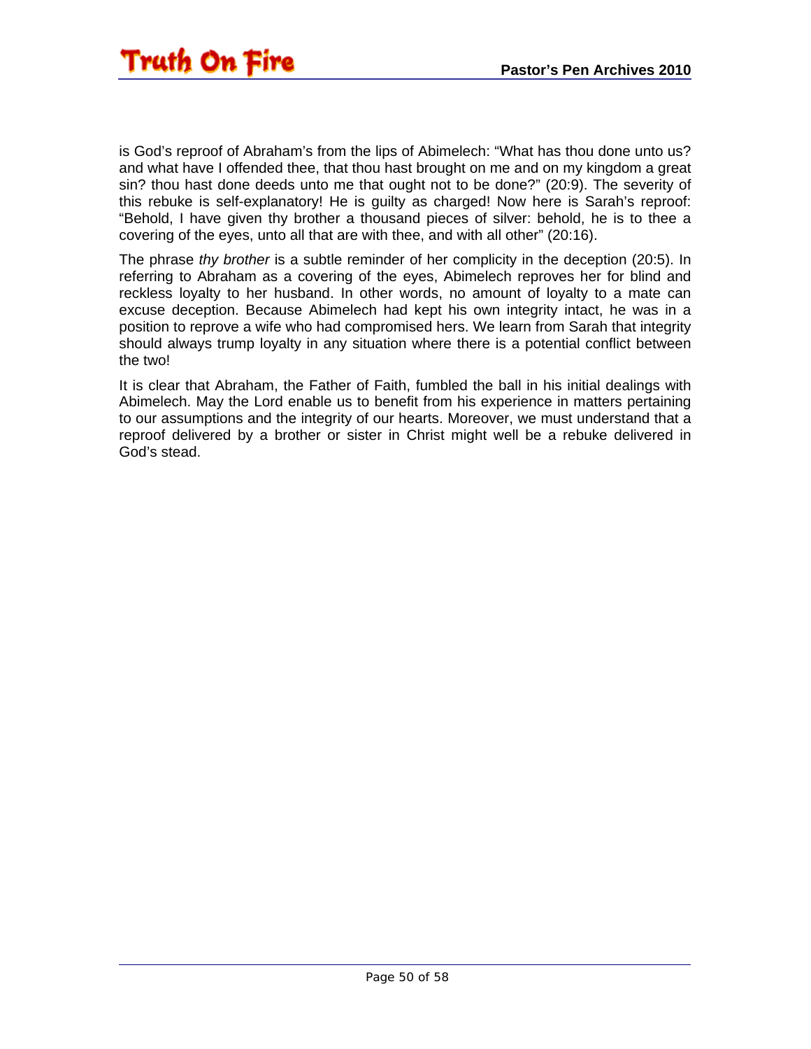is God's reproof of Abraham's from the lips of Abimelech: "What has thou done unto us? and what have I offended thee, that thou hast brought on me and on my kingdom a great sin? thou hast done deeds unto me that ought not to be done?" (20:9). The severity of this rebuke is self-explanatory! He is guilty as charged! Now here is Sarah's reproof: "Behold, I have given thy brother a thousand pieces of silver: behold, he is to thee a covering of the eyes, unto all that are with thee, and with all other" (20:16).

The phrase *thy brother* is a subtle reminder of her complicity in the deception (20:5). In referring to Abraham as a covering of the eyes, Abimelech reproves her for blind and reckless loyalty to her husband. In other words, no amount of loyalty to a mate can excuse deception. Because Abimelech had kept his own integrity intact, he was in a position to reprove a wife who had compromised hers. We learn from Sarah that integrity should always trump loyalty in any situation where there is a potential conflict between the two!

It is clear that Abraham, the Father of Faith, fumbled the ball in his initial dealings with Abimelech. May the Lord enable us to benefit from his experience in matters pertaining to our assumptions and the integrity of our hearts. Moreover, we must understand that a reproof delivered by a brother or sister in Christ might well be a rebuke delivered in God's stead.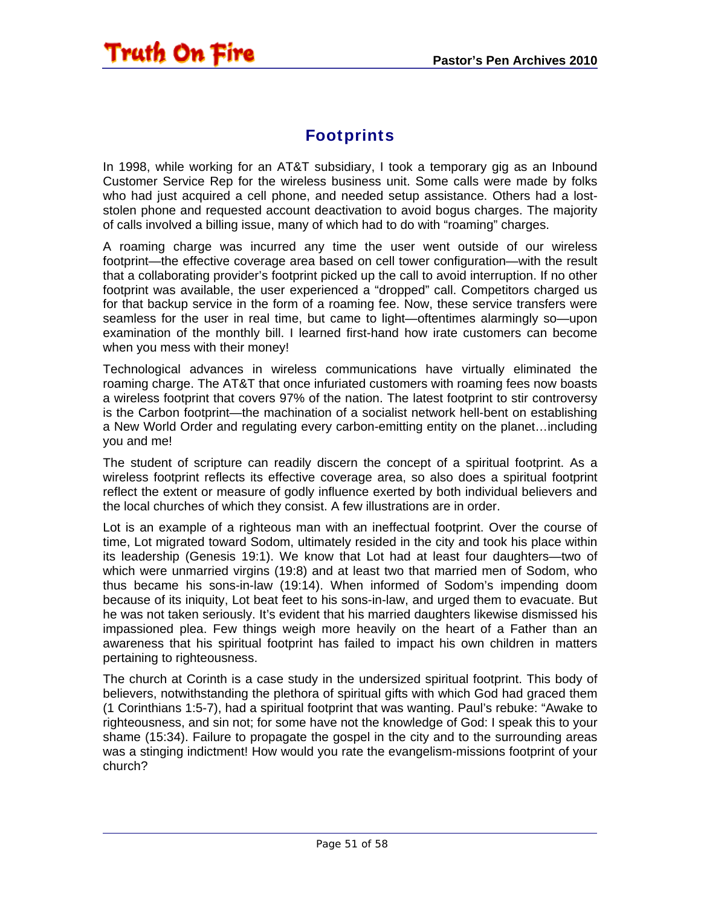## Footprints

In 1998, while working for an AT&T subsidiary, I took a temporary gig as an Inbound Customer Service Rep for the wireless business unit. Some calls were made by folks who had just acquired a cell phone, and needed setup assistance. Others had a lost-stolen phone and requested account deactivation to avoid bogus charges. The majority of calls involved a billing issue, many of which had to do with "roaming" charges.

A roaming charge was incurred any time the user went outside of our wireless footprint—the effective coverage area based on cell tower configuration—with the result that a collaborating provider's footprint picked up the call to avoid interruption. If no other footprint was available, the user experienced a "dropped" call. Competitors charged us for that backup service in the form of a roaming fee. Now, these service transfers were seamless for the user in real time, but came to light—oftentimes alarmingly so—upon examination of the monthly bill. I learned first-hand how irate customers can become when you mess with their money!

Technological advances in wireless communications have virtually eliminated the roaming charge. The AT&T that once infuriated customers with roaming fees now boasts a wireless footprint that covers 97% of the nation. The latest footprint to stir controversy is the Carbon footprint—the machination of a socialist network hell-bent on establishing a New World Order and regulating every carbon-emitting entity on the planet…including you and me!

The student of scripture can readily discern the concept of a spiritual footprint. As a wireless footprint reflects its effective coverage area, so also does a spiritual footprint reflect the extent or measure of godly influence exerted by both individual believers and the local churches of which they consist. A few illustrations are in order.

Lot is an example of a righteous man with an ineffectual footprint. Over the course of time, Lot migrated toward Sodom, ultimately resided in the city and took his place within its leadership (Genesis 19:1). We know that Lot had at least four daughters—two of which were unmarried virgins (19:8) and at least two that married men of Sodom, who thus became his sons-in-law (19:14). When informed of Sodom's impending doom because of its iniquity, Lot beat feet to his sons-in-law, and urged them to evacuate. But he was not taken seriously. It's evident that his married daughters likewise dismissed his impassioned plea. Few things weigh more heavily on the heart of a Father than an awareness that his spiritual footprint has failed to impact his own children in matters pertaining to righteousness.

The church at Corinth is a case study in the undersized spiritual footprint. This body of believers, notwithstanding the plethora of spiritual gifts with which God had graced them (1 Corinthians 1:5-7), had a spiritual footprint that was wanting. Paul's rebuke: "Awake to righteousness, and sin not; for some have not the knowledge of God: I speak this to your shame (15:34). Failure to propagate the gospel in the city and to the surrounding areas was a stinging indictment! How would you rate the evangelism-missions footprint of your church?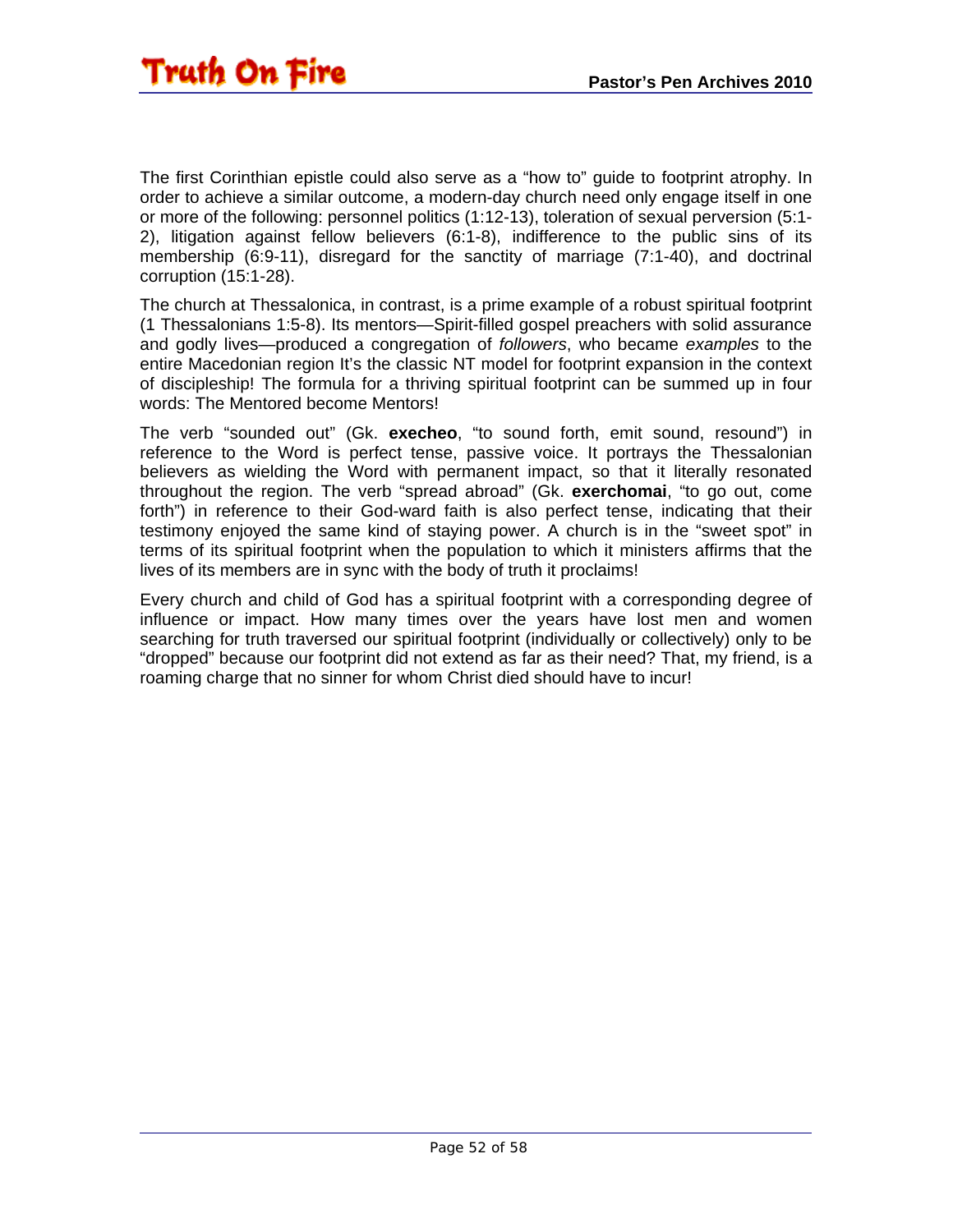The first Corinthian epistle could also serve as a "how to" guide to footprint atrophy. In order to achieve a similar outcome, a modern-day church need only engage itself in one or more of the following: personnel politics (1:12-13), toleration of sexual perversion (5:1-2), litigation against fellow believers (6:1-8), indifference to the public sins of its membership (6:9-11), disregard for the sanctity of marriage (7:1-40), and doctrinal corruption (15:1-28).

The church at Thessalonica, in contrast, is a prime example of a robust spiritual footprint (1 Thessalonians 1:5-8). Its mentors—Spirit-filled gospel preachers with solid assurance and godly lives—produced a congregation of *followers*, who became *examples* to the entire Macedonian region It's the classic NT model for footprint expansion in the context of discipleship! The formula for a thriving spiritual footprint can be summed up in four words: The Mentored become Mentors!

The verb "sounded out" (Gk. **execheo**, "to sound forth, emit sound, resound") in reference to the Word is perfect tense, passive voice. It portrays the Thessalonian believers as wielding the Word with permanent impact, so that it literally resonated throughout the region. The verb "spread abroad" (Gk. **exerchomai**, "to go out, come forth") in reference to their God-ward faith is also perfect tense, indicating that their testimony enjoyed the same kind of staying power. A church is in the "sweet spot" in terms of its spiritual footprint when the population to which it ministers affirms that the lives of its members are in sync with the body of truth it proclaims!

Every church and child of God has a spiritual footprint with a corresponding degree of influence or impact. How many times over the years have lost men and women searching for truth traversed our spiritual footprint (individually or collectively) only to be "dropped" because our footprint did not extend as far as their need? That, my friend, is a roaming charge that no sinner for whom Christ died should have to incur!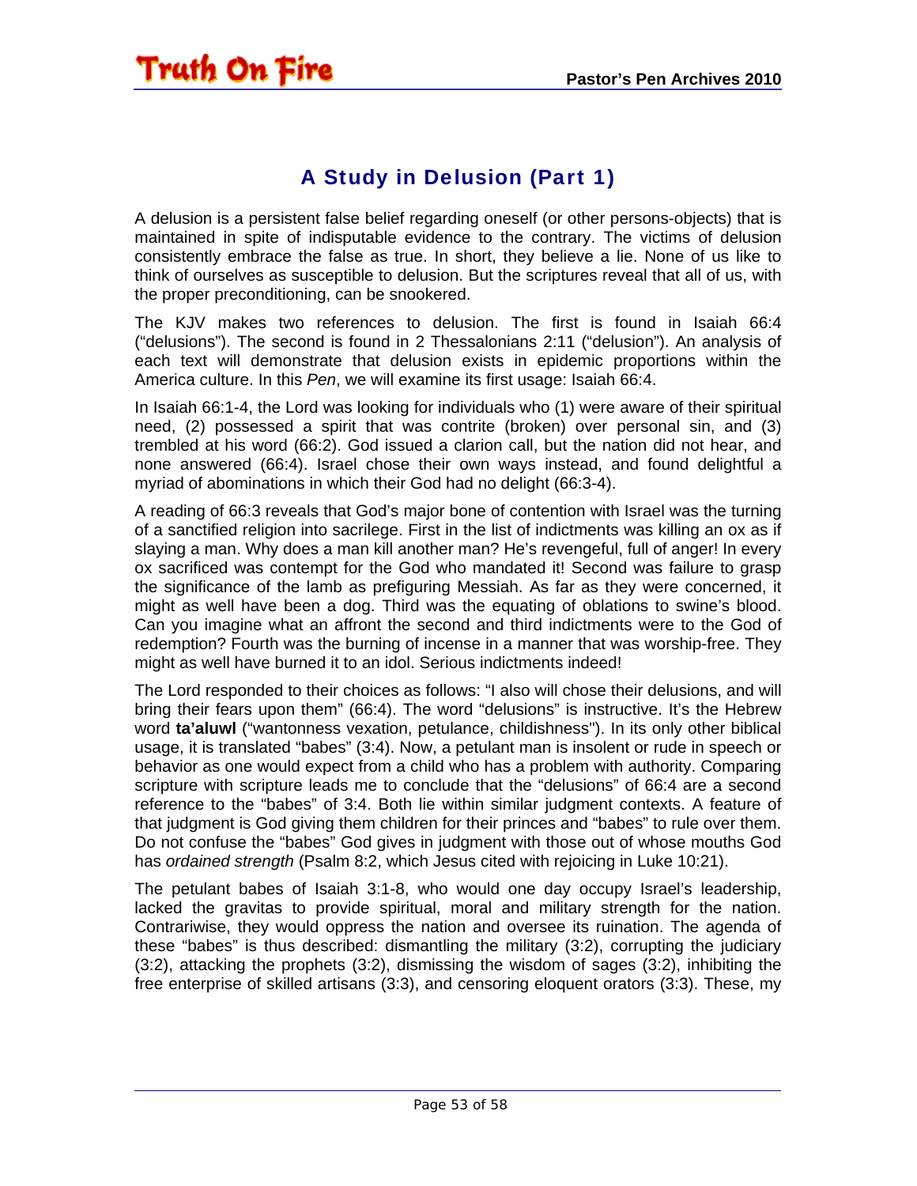## A Study in Delusion (Part 1)

A delusion is a persistent false belief regarding oneself (or other persons-objects) that is maintained in spite of indisputable evidence to the contrary. The victims of delusion consistently embrace the false as true. In short, they believe a lie. None of us like to think of ourselves as susceptible to delusion. But the scriptures reveal that all of us, with the proper preconditioning, can be snookered.

The KJV makes two references to delusion. The first is found in Isaiah 66:4 ("delusions"). The second is found in 2 Thessalonians 2:11 ("delusion"). An analysis of each text will demonstrate that delusion exists in epidemic proportions within the America culture. In this *Pen*, we will examine its first usage: Isaiah 66:4.

In Isaiah 66:1-4, the Lord was looking for individuals who (1) were aware of their spiritual need, (2) possessed a spirit that was contrite (broken) over personal sin, and (3) trembled at his word (66:2). God issued a clarion call, but the nation did not hear, and none answered (66:4). Israel chose their own ways instead, and found delightful a myriad of abominations in which their God had no delight (66:3-4).

A reading of 66:3 reveals that God's major bone of contention with Israel was the turning of a sanctified religion into sacrilege. First in the list of indictments was killing an ox as if slaying a man. Why does a man kill another man? He's revengeful, full of anger! In every ox sacrificed was contempt for the God who mandated it! Second was failure to grasp the significance of the lamb as prefiguring Messiah. As far as they were concerned, it might as well have been a dog. Third was the equating of oblations to swine's blood. Can you imagine what an affront the second and third indictments were to the God of redemption? Fourth was the burning of incense in a manner that was worship-free. They might as well have burned it to an idol. Serious indictments indeed!

The Lord responded to their choices as follows: "I also will chose their delusions, and will bring their fears upon them" (66:4). The word "delusions" is instructive. It's the Hebrew word **ta'aluwl** ("wantonness vexation, petulance, childishness"). In its only other biblical usage, it is translated "babes" (3:4). Now, a petulant man is insolent or rude in speech or behavior as one would expect from a child who has a problem with authority. Comparing scripture with scripture leads me to conclude that the "delusions" of 66:4 are a second reference to the "babes" of 3:4. Both lie within similar judgment contexts. A feature of that judgment is God giving them children for their princes and "babes" to rule over them. Do not confuse the "babes" God gives in judgment with those out of whose mouths God has *ordained strength* (Psalm 8:2, which Jesus cited with rejoicing in Luke 10:21).

The petulant babes of Isaiah 3:1-8, who would one day occupy Israel's leadership, lacked the gravitas to provide spiritual, moral and military strength for the nation. Contrariwise, they would oppress the nation and oversee its ruination. The agenda of these "babes" is thus described: dismantling the military (3:2), corrupting the judiciary (3:2), attacking the prophets (3:2), dismissing the wisdom of sages (3:2), inhibiting the free enterprise of skilled artisans (3:3), and censoring eloquent orators (3:3). These, my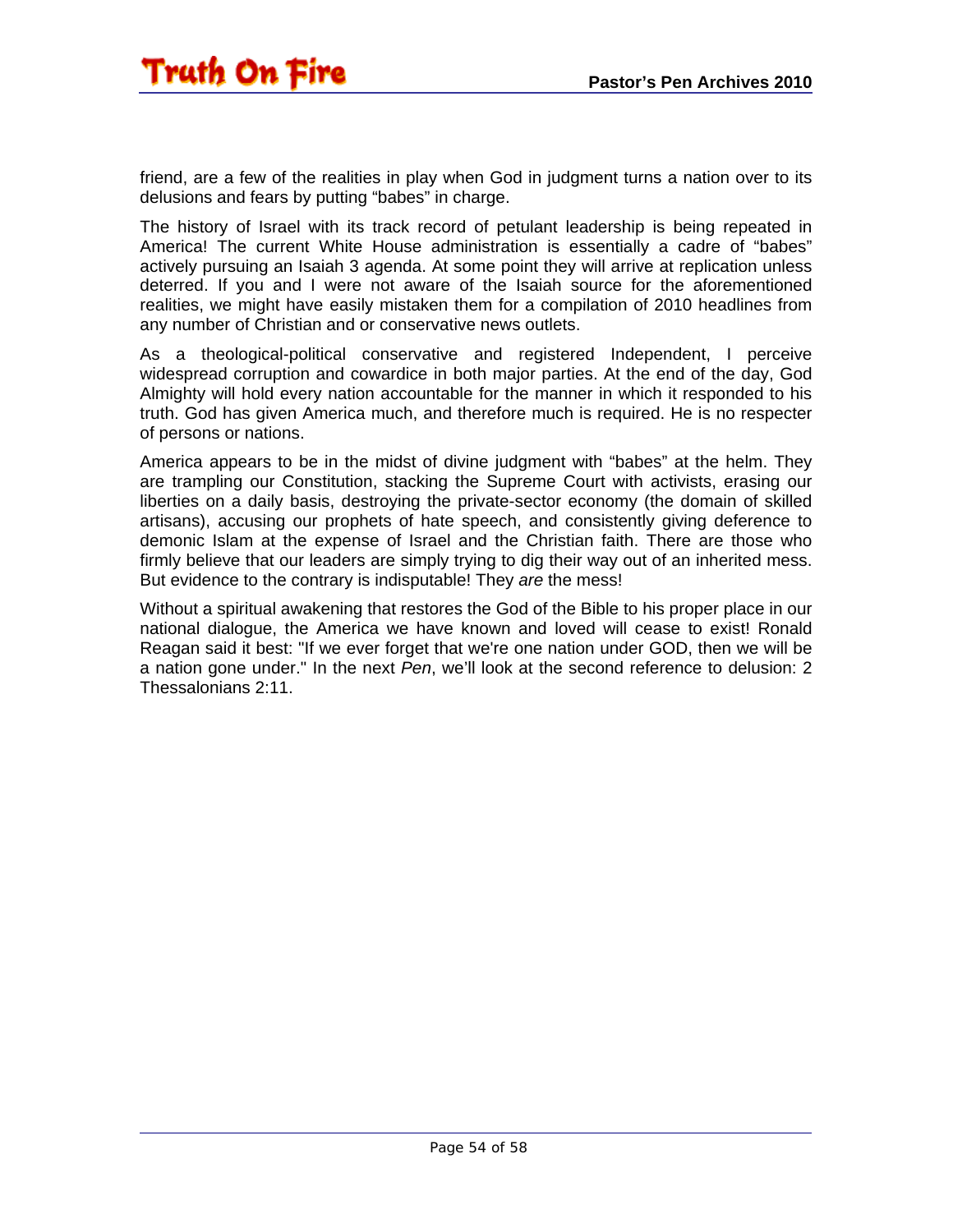friend, are a few of the realities in play when God in judgment turns a nation over to its delusions and fears by putting "babes" in charge.

The history of Israel with its track record of petulant leadership is being repeated in America! The current White House administration is essentially a cadre of "babes" actively pursuing an Isaiah 3 agenda. At some point they will arrive at replication unless deterred. If you and I were not aware of the Isaiah source for the aforementioned realities, we might have easily mistaken them for a compilation of 2010 headlines from any number of Christian and or conservative news outlets.

As a theological-political conservative and registered Independent, I perceive widespread corruption and cowardice in both major parties. At the end of the day, God Almighty will hold every nation accountable for the manner in which it responded to his truth. God has given America much, and therefore much is required. He is no respecter of persons or nations.

America appears to be in the midst of divine judgment with "babes" at the helm. They are trampling our Constitution, stacking the Supreme Court with activists, erasing our liberties on a daily basis, destroying the private-sector economy (the domain of skilled artisans), accusing our prophets of hate speech, and consistently giving deference to demonic Islam at the expense of Israel and the Christian faith. There are those who firmly believe that our leaders are simply trying to dig their way out of an inherited mess. But evidence to the contrary is indisputable! They *are* the mess!

Without a spiritual awakening that restores the God of the Bible to his proper place in our national dialogue, the America we have known and loved will cease to exist! Ronald Reagan said it best: "If we ever forget that we're one nation under GOD, then we will be a nation gone under." In the next *Pen*, we'll look at the second reference to delusion: 2 Thessalonians 2:11.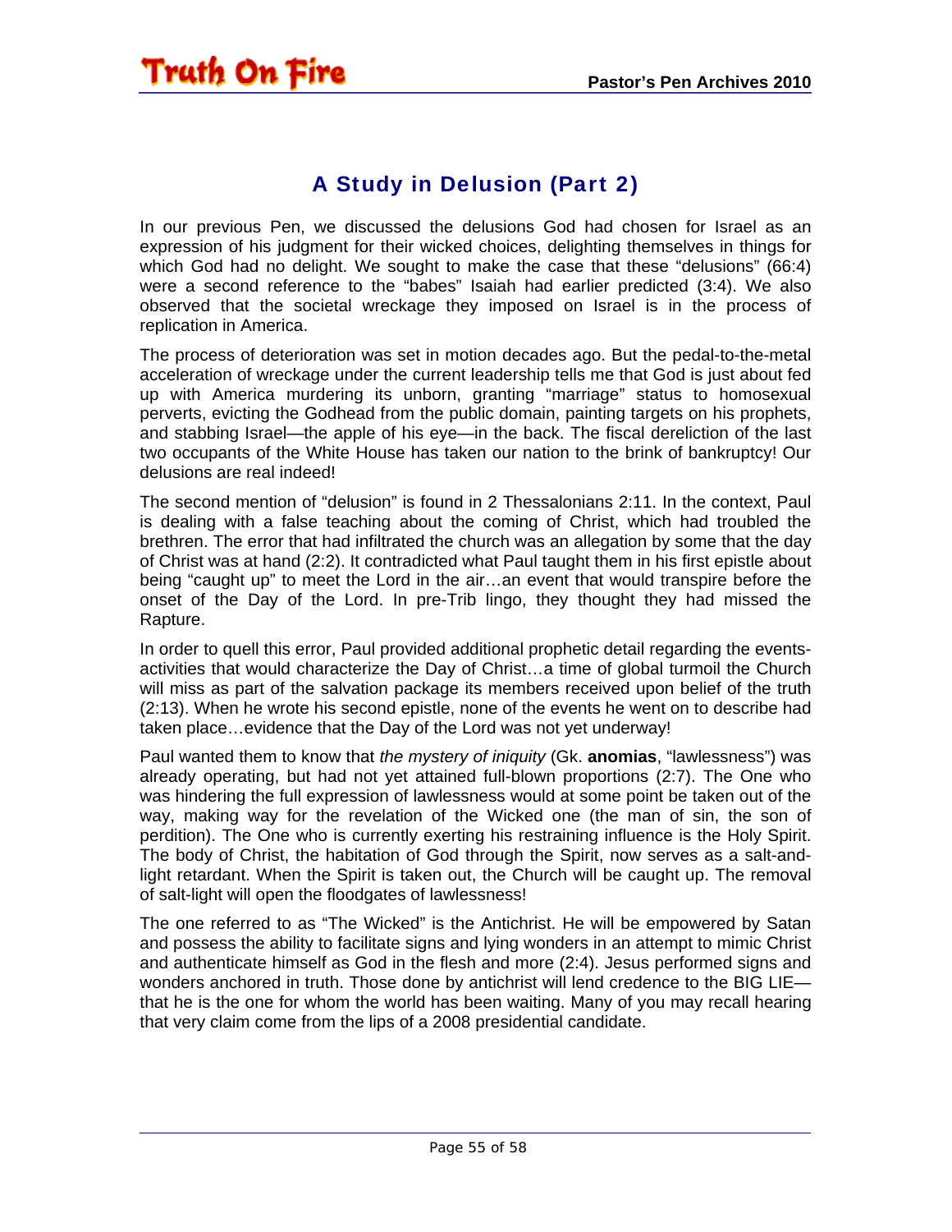## A Study in Delusion (Part 2)

In our previous Pen, we discussed the delusions God had chosen for Israel as an expression of his judgment for their wicked choices, delighting themselves in things for which God had no delight. We sought to make the case that these "delusions" (66:4) were a second reference to the "babes" Isaiah had earlier predicted (3:4). We also observed that the societal wreckage they imposed on Israel is in the process of replication in America.

The process of deterioration was set in motion decades ago. But the pedal-to-the-metal acceleration of wreckage under the current leadership tells me that God is just about fed up with America murdering its unborn, granting "marriage" status to homosexual perverts, evicting the Godhead from the public domain, painting targets on his prophets, and stabbing Israel—the apple of his eye—in the back. The fiscal dereliction of the last two occupants of the White House has taken our nation to the brink of bankruptcy! Our delusions are real indeed!

The second mention of "delusion" is found in 2 Thessalonians 2:11. In the context, Paul is dealing with a false teaching about the coming of Christ, which had troubled the brethren. The error that had infiltrated the church was an allegation by some that the day of Christ was at hand (2:2). It contradicted what Paul taught them in his first epistle about being "caught up" to meet the Lord in the air…an event that would transpire before the onset of the Day of the Lord. In pre-Trib lingo, they thought they had missed the Rapture.

In order to quell this error, Paul provided additional prophetic detail regarding the events-activities that would characterize the Day of Christ…a time of global turmoil the Church will miss as part of the salvation package its members received upon belief of the truth (2:13). When he wrote his second epistle, none of the events he went on to describe had taken place…evidence that the Day of the Lord was not yet underway!

Paul wanted them to know that *the mystery of iniquity* (Gk. **anomias**, "lawlessness") was already operating, but had not yet attained full-blown proportions (2:7). The One who was hindering the full expression of lawlessness would at some point be taken out of the way, making way for the revelation of the Wicked one (the man of sin, the son of perdition). The One who is currently exerting his restraining influence is the Holy Spirit. The body of Christ, the habitation of God through the Spirit, now serves as a salt-and-light retardant. When the Spirit is taken out, the Church will be caught up. The removal of salt-light will open the floodgates of lawlessness!

The one referred to as "The Wicked" is the Antichrist. He will be empowered by Satan and possess the ability to facilitate signs and lying wonders in an attempt to mimic Christ and authenticate himself as God in the flesh and more (2:4). Jesus performed signs and wonders anchored in truth. Those done by antichrist will lend credence to the BIG LIE—that he is the one for whom the world has been waiting. Many of you may recall hearing that very claim come from the lips of a 2008 presidential candidate.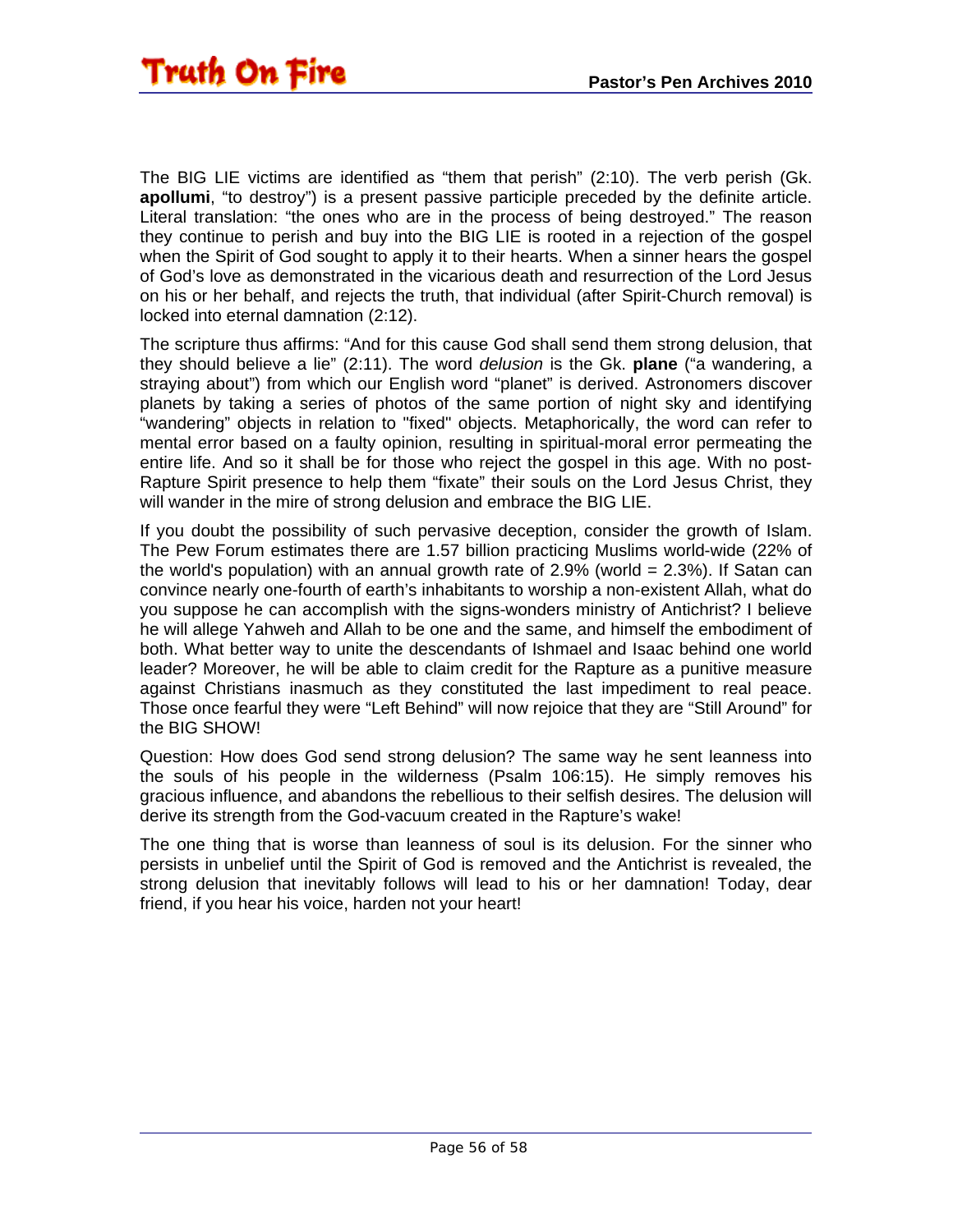The BIG LIE victims are identified as “them that perish” (2:10). The verb perish (Gk. **apollumi**, “to destroy”) is a present passive participle preceded by the definite article. Literal translation: “the ones who are in the process of being destroyed.” The reason they continue to perish and buy into the BIG LIE is rooted in a rejection of the gospel when the Spirit of God sought to apply it to their hearts. When a sinner hears the gospel of God’s love as demonstrated in the vicarious death and resurrection of the Lord Jesus on his or her behalf, and rejects the truth, that individual (after Spirit-Church removal) is locked into eternal damnation (2:12).

The scripture thus affirms: “And for this cause God shall send them strong delusion, that they should believe a lie” (2:11). The word *delusion* is the Gk. **plane** (“a wandering, a straying about”) from which our English word “planet” is derived. Astronomers discover planets by taking a series of photos of the same portion of night sky and identifying “wandering” objects in relation to "fixed" objects. Metaphorically, the word can refer to mental error based on a faulty opinion, resulting in spiritual-moral error permeating the entire life. And so it shall be for those who reject the gospel in this age. With no post-Rapture Spirit presence to help them “fixate” their souls on the Lord Jesus Christ, they will wander in the mire of strong delusion and embrace the BIG LIE.

If you doubt the possibility of such pervasive deception, consider the growth of Islam. The Pew Forum estimates there are 1.57 billion practicing Muslims world-wide (22% of the world's population) with an annual growth rate of 2.9% (world = 2.3%). If Satan can convince nearly one-fourth of earth’s inhabitants to worship a non-existent Allah, what do you suppose he can accomplish with the signs-wonders ministry of Antichrist? I believe he will allege Yahweh and Allah to be one and the same, and himself the embodiment of both. What better way to unite the descendants of Ishmael and Isaac behind one world leader? Moreover, he will be able to claim credit for the Rapture as a punitive measure against Christians inasmuch as they constituted the last impediment to real peace. Those once fearful they were “Left Behind” will now rejoice that they are “Still Around” for the BIG SHOW!

Question: How does God send strong delusion? The same way he sent leanness into the souls of his people in the wilderness (Psalm 106:15). He simply removes his gracious influence, and abandons the rebellious to their selfish desires. The delusion will derive its strength from the God-vacuum created in the Rapture’s wake!

The one thing that is worse than leanness of soul is its delusion. For the sinner who persists in unbelief until the Spirit of God is removed and the Antichrist is revealed, the strong delusion that inevitably follows will lead to his or her damnation! Today, dear friend, if you hear his voice, harden not your heart!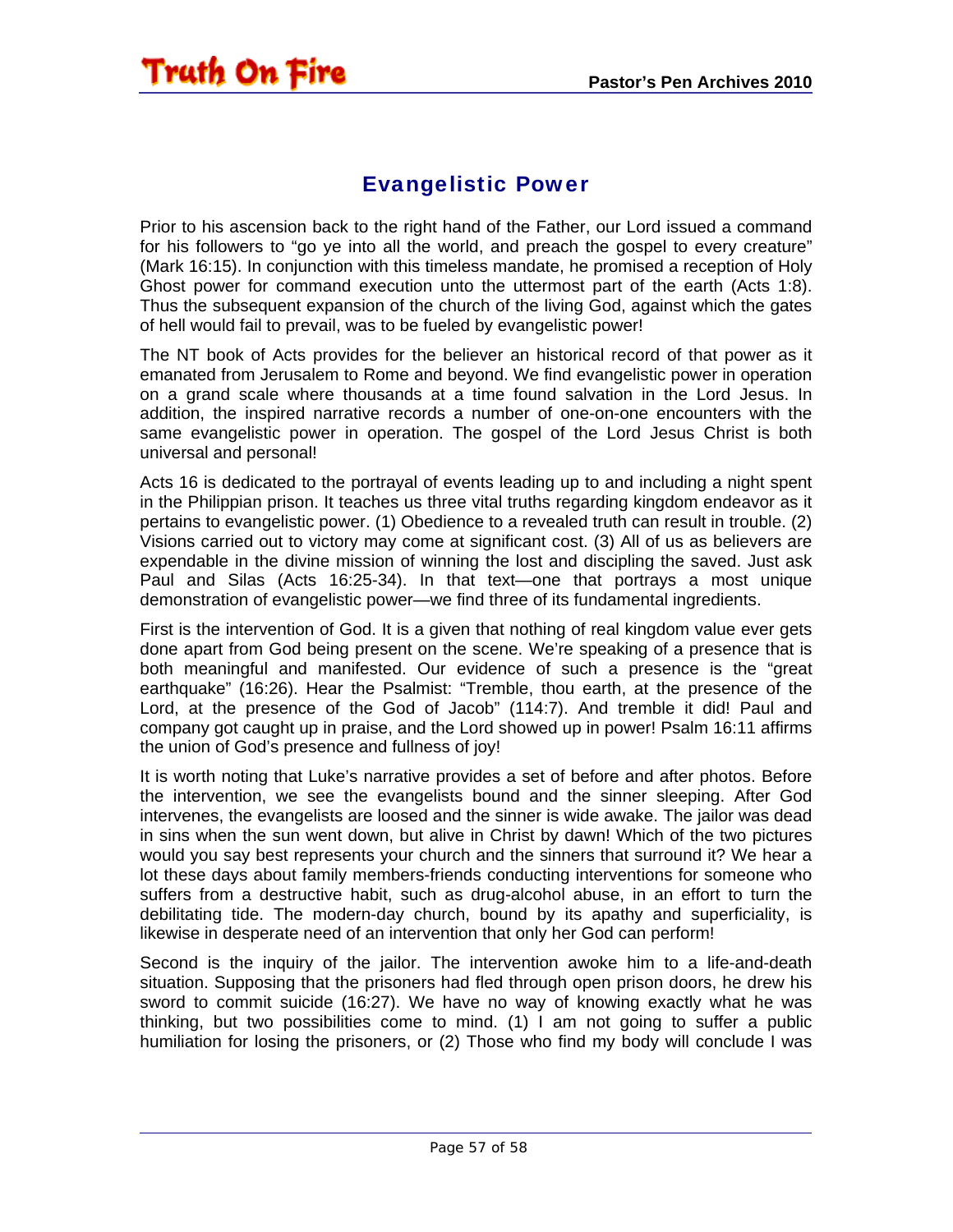# Evangelistic Power

Prior to his ascension back to the right hand of the Father, our Lord issued a command for his followers to "go ye into all the world, and preach the gospel to every creature" (Mark 16:15). In conjunction with this timeless mandate, he promised a reception of Holy Ghost power for command execution unto the uttermost part of the earth (Acts 1:8). Thus the subsequent expansion of the church of the living God, against which the gates of hell would fail to prevail, was to be fueled by evangelistic power!

The NT book of Acts provides for the believer an historical record of that power as it emanated from Jerusalem to Rome and beyond. We find evangelistic power in operation on a grand scale where thousands at a time found salvation in the Lord Jesus. In addition, the inspired narrative records a number of one-on-one encounters with the same evangelistic power in operation. The gospel of the Lord Jesus Christ is both universal and personal!

Acts 16 is dedicated to the portrayal of events leading up to and including a night spent in the Philippian prison. It teaches us three vital truths regarding kingdom endeavor as it pertains to evangelistic power. (1) Obedience to a revealed truth can result in trouble. (2) Visions carried out to victory may come at significant cost. (3) All of us as believers are expendable in the divine mission of winning the lost and discipling the saved. Just ask Paul and Silas (Acts 16:25-34). In that text—one that portrays a most unique demonstration of evangelistic power—we find three of its fundamental ingredients.

First is the intervention of God. It is a given that nothing of real kingdom value ever gets done apart from God being present on the scene. We're speaking of a presence that is both meaningful and manifested. Our evidence of such a presence is the "great earthquake" (16:26). Hear the Psalmist: "Tremble, thou earth, at the presence of the Lord, at the presence of the God of Jacob" (114:7). And tremble it did! Paul and company got caught up in praise, and the Lord showed up in power! Psalm 16:11 affirms the union of God's presence and fullness of joy!

It is worth noting that Luke's narrative provides a set of before and after photos. Before the intervention, we see the evangelists bound and the sinner sleeping. After God intervenes, the evangelists are loosed and the sinner is wide awake. The jailor was dead in sins when the sun went down, but alive in Christ by dawn! Which of the two pictures would you say best represents your church and the sinners that surround it? We hear a lot these days about family members-friends conducting interventions for someone who suffers from a destructive habit, such as drug-alcohol abuse, in an effort to turn the debilitating tide. The modern-day church, bound by its apathy and superficiality, is likewise in desperate need of an intervention that only her God can perform!

Second is the inquiry of the jailor. The intervention awoke him to a life-and-death situation. Supposing that the prisoners had fled through open prison doors, he drew his sword to commit suicide (16:27). We have no way of knowing exactly what he was thinking, but two possibilities come to mind. (1) I am not going to suffer a public humiliation for losing the prisoners, or (2) Those who find my body will conclude I was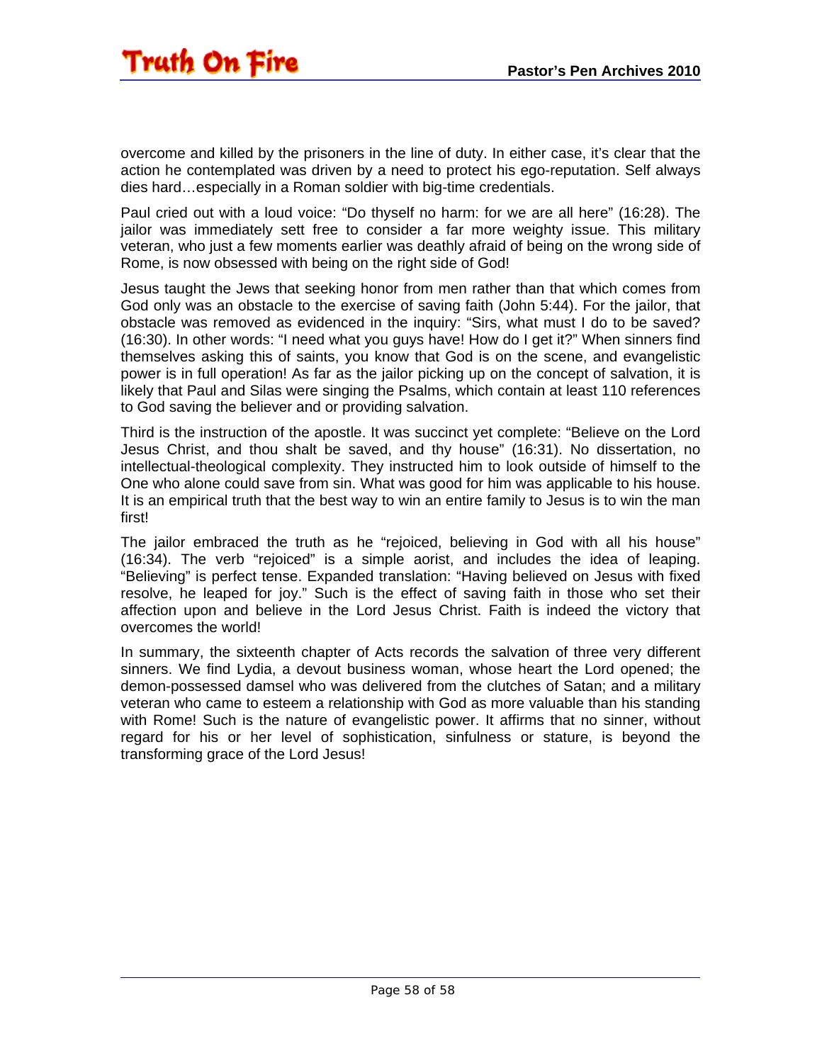overcome and killed by the prisoners in the line of duty. In either case, it's clear that the action he contemplated was driven by a need to protect his ego-reputation. Self always dies hard…especially in a Roman soldier with big-time credentials.

Paul cried out with a loud voice: "Do thyself no harm: for we are all here" (16:28). The jailor was immediately sett free to consider a far more weighty issue. This military veteran, who just a few moments earlier was deathly afraid of being on the wrong side of Rome, is now obsessed with being on the right side of God!

Jesus taught the Jews that seeking honor from men rather than that which comes from God only was an obstacle to the exercise of saving faith (John 5:44). For the jailor, that obstacle was removed as evidenced in the inquiry: "Sirs, what must I do to be saved? (16:30). In other words: "I need what you guys have! How do I get it?" When sinners find themselves asking this of saints, you know that God is on the scene, and evangelistic power is in full operation! As far as the jailor picking up on the concept of salvation, it is likely that Paul and Silas were singing the Psalms, which contain at least 110 references to God saving the believer and or providing salvation.

Third is the instruction of the apostle. It was succinct yet complete: "Believe on the Lord Jesus Christ, and thou shalt be saved, and thy house" (16:31). No dissertation, no intellectual-theological complexity. They instructed him to look outside of himself to the One who alone could save from sin. What was good for him was applicable to his house. It is an empirical truth that the best way to win an entire family to Jesus is to win the man first!

The jailor embraced the truth as he "rejoiced, believing in God with all his house" (16:34). The verb "rejoiced" is a simple aorist, and includes the idea of leaping. "Believing" is perfect tense. Expanded translation: "Having believed on Jesus with fixed resolve, he leaped for joy." Such is the effect of saving faith in those who set their affection upon and believe in the Lord Jesus Christ. Faith is indeed the victory that overcomes the world!

In summary, the sixteenth chapter of Acts records the salvation of three very different sinners. We find Lydia, a devout business woman, whose heart the Lord opened; the demon-possessed damsel who was delivered from the clutches of Satan; and a military veteran who came to esteem a relationship with God as more valuable than his standing with Rome! Such is the nature of evangelistic power. It affirms that no sinner, without regard for his or her level of sophistication, sinfulness or stature, is beyond the transforming grace of the Lord Jesus!